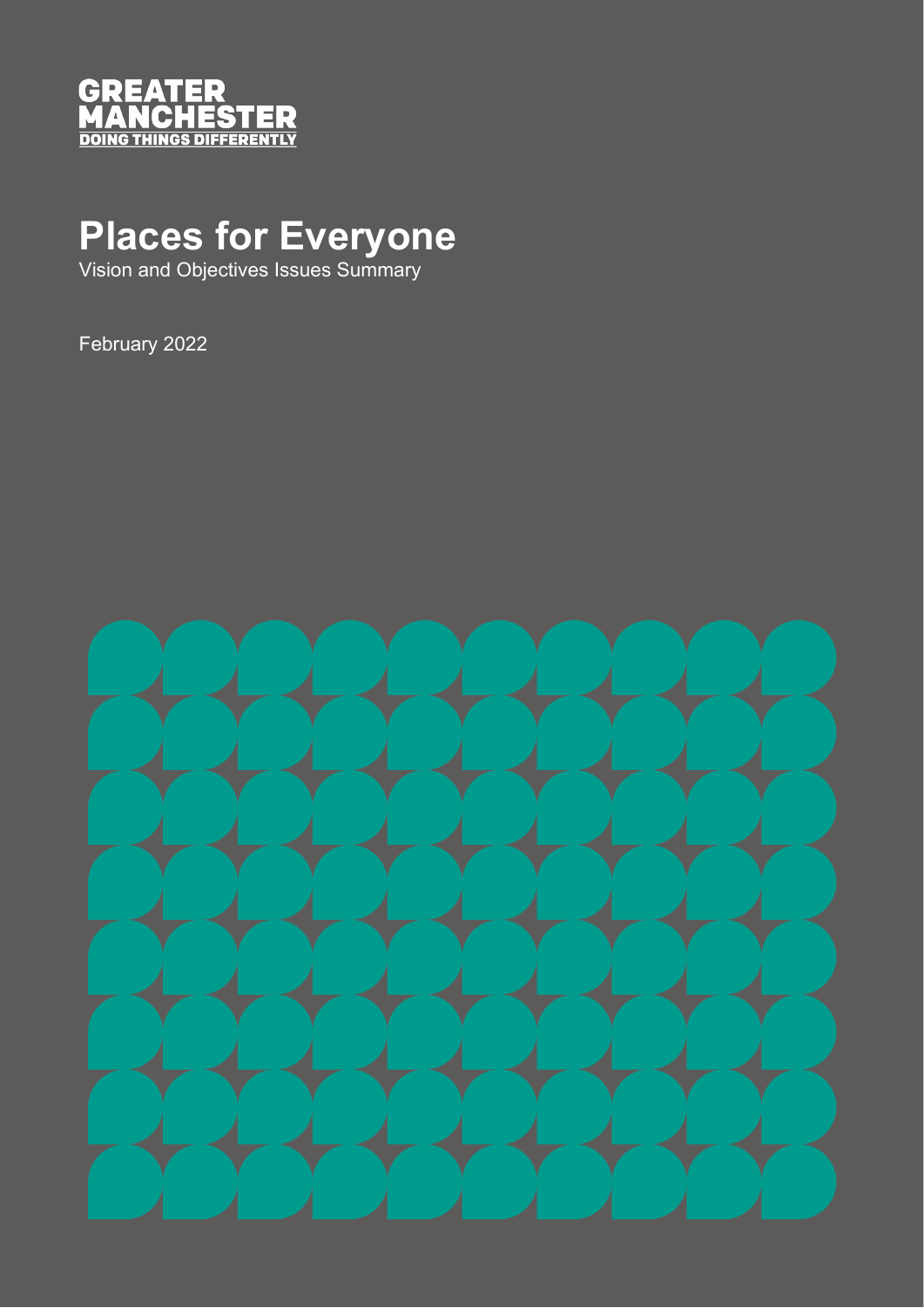GREATER
MANCHESTER
DOING THINGS DIFFERENTLY

# Places for Everyone

Vision and Objectives Issues Summary

February 2022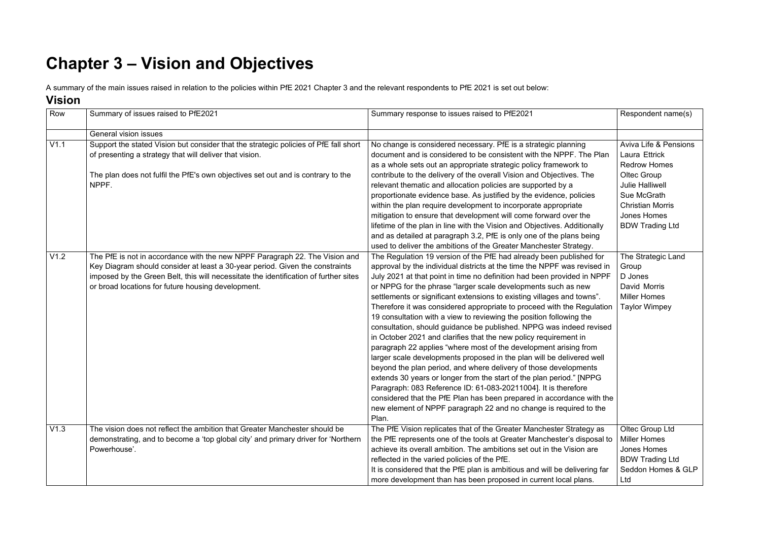# Chapter 3 – Vision and Objectives

A summary of the main issues raised in relation to the policies within PfE 2021 Chapter 3 and the relevant respondents to PfE 2021 is set out below:

## Vision

| Row | Summary of issues raised to PfE2021 | Summary response to issues raised to PfE2021 | Respondent name(s) |
|---|---|---|---|
| | General vision issues | | |
| V1.1 | Support the stated Vision but consider that the strategic policies of PfE fall short of presenting a strategy that will deliver that vision.<br><br>The plan does not fulfil the PfE's own objectives set out and is contrary to the NPPF. | No change is considered necessary. PfE is a strategic planning document and is considered to be consistent with the NPPF. The Plan as a whole sets out an appropriate strategic policy framework to contribute to the delivery of the overall Vision and Objectives. The relevant thematic and allocation policies are supported by a proportionate evidence base. As justified by the evidence, policies within the plan require development to incorporate appropriate mitigation to ensure that development will come forward over the lifetime of the plan in line with the Vision and Objectives. Additionally and as detailed at paragraph 3.2, PfE is only one of the plans being used to deliver the ambitions of the Greater Manchester Strategy. | Aviva Life & Pensions<br>Laura Ettrick<br>Redrow Homes<br>Oltec Group<br>Julie Halliwell<br>Sue McGrath<br>Christian Morris<br>Jones Homes<br>BDW Trading Ltd |
| V1.2 | The PfE is not in accordance with the new NPPF Paragraph 22. The Vision and Key Diagram should consider at least a 30-year period. Given the constraints imposed by the Green Belt, this will necessitate the identification of further sites or broad locations for future housing development. | The Regulation 19 version of the PfE had already been published for approval by the individual districts at the time the NPPF was revised in July 2021 at that point in time no definition had been provided in NPPF or NPPG for the phrase "larger scale developments such as new settlements or significant extensions to existing villages and towns". Therefore it was considered appropriate to proceed with the Regulation 19 consultation with a view to reviewing the position following the consultation, should guidance be published. NPPG was indeed revised in October 2021 and clarifies that the new policy requirement in paragraph 22 applies "where most of the development arising from larger scale developments proposed in the plan will be delivered well beyond the plan period, and where delivery of those developments extends 30 years or longer from the start of the plan period." [NPPG Paragraph: 083 Reference ID: 61-083-20211004]. It is therefore considered that the PfE Plan has been prepared in accordance with the new element of NPPF paragraph 22 and no change is required to the Plan. | The Strategic Land Group<br>D Jones<br>David Morris<br>Miller Homes<br>Taylor Wimpey |
| V1.3 | The vision does not reflect the ambition that Greater Manchester should be demonstrating, and to become a 'top global city' and primary driver for 'Northern Powerhouse'. | The PfE Vision replicates that of the Greater Manchester Strategy as the PfE represents one of the tools at Greater Manchester's disposal to achieve its overall ambition. The ambitions set out in the Vision are reflected in the varied policies of the PfE.<br>It is considered that the PfE plan is ambitious and will be delivering far more development than has been proposed in current local plans. | Oltec Group Ltd<br>Miller Homes<br>Jones Homes<br>BDW Trading Ltd<br>Seddon Homes & GLP Ltd |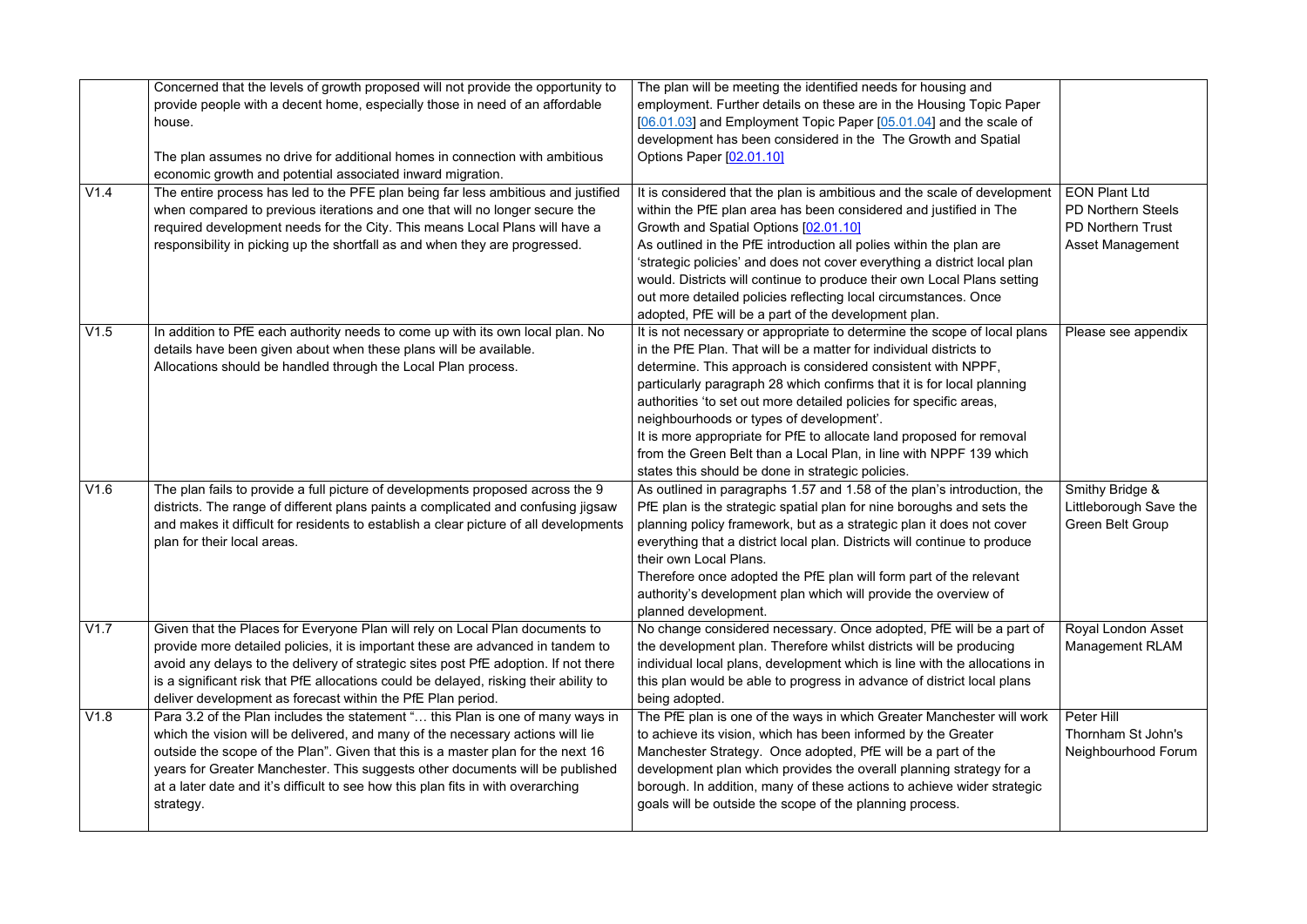| | | | |
|---|---|---|---|
| | Concerned that the levels of growth proposed will not provide the opportunity to provide people with a decent home, especially those in need of an affordable house.<br><br>The plan assumes no drive for additional homes in connection with ambitious economic growth and potential associated inward migration. | The plan will be meeting the identified needs for housing and employment. Further details on these are in the Housing Topic Paper [06.01.03] and Employment Topic Paper [05.01.04] and the scale of development has been considered in the The Growth and Spatial Options Paper [02.01.10] | |
| V1.4 | The entire process has led to the PFE plan being far less ambitious and justified when compared to previous iterations and one that will no longer secure the required development needs for the City. This means Local Plans will have a responsibility in picking up the shortfall as and when they are progressed. | It is considered that the plan is ambitious and the scale of development within the PfE plan area has been considered and justified in The Growth and Spatial Options [02.01.10]<br>As outlined in the PfE introduction all polies within the plan are 'strategic policies' and does not cover everything a district local plan would. Districts will continue to produce their own Local Plans setting out more detailed policies reflecting local circumstances. Once adopted, PfE will be a part of the development plan. | EON Plant Ltd<br>PD Northern Steels<br>PD Northern Trust<br>Asset Management |
| V1.5 | In addition to PfE each authority needs to come up with its own local plan. No details have been given about when these plans will be available.<br>Allocations should be handled through the Local Plan process. | It is not necessary or appropriate to determine the scope of local plans in the PfE Plan. That will be a matter for individual districts to determine. This approach is considered consistent with NPPF, particularly paragraph 28 which confirms that it is for local planning authorities 'to set out more detailed policies for specific areas, neighbourhoods or types of development'.<br>It is more appropriate for PfE to allocate land proposed for removal from the Green Belt than a Local Plan, in line with NPPF 139 which states this should be done in strategic policies. | Please see appendix |
| V1.6 | The plan fails to provide a full picture of developments proposed across the 9 districts. The range of different plans paints a complicated and confusing jigsaw and makes it difficult for residents to establish a clear picture of all developments plan for their local areas. | As outlined in paragraphs 1.57 and 1.58 of the plan's introduction, the PfE plan is the strategic spatial plan for nine boroughs and sets the planning policy framework, but as a strategic plan it does not cover everything that a district local plan. Districts will continue to produce their own Local Plans.<br>Therefore once adopted the PfE plan will form part of the relevant authority's development plan which will provide the overview of planned development. | Smithy Bridge & Littleborough Save the Green Belt Group |
| V1.7 | Given that the Places for Everyone Plan will rely on Local Plan documents to provide more detailed policies, it is important these are advanced in tandem to avoid any delays to the delivery of strategic sites post PfE adoption. If not there is a significant risk that PfE allocations could be delayed, risking their ability to deliver development as forecast within the PfE Plan period. | No change considered necessary. Once adopted, PfE will be a part of the development plan. Therefore whilst districts will be producing individual local plans, development which is line with the allocations in this plan would be able to progress in advance of district local plans being adopted. | Royal London Asset Management RLAM |
| V1.8 | Para 3.2 of the Plan includes the statement "… this Plan is one of many ways in which the vision will be delivered, and many of the necessary actions will lie outside the scope of the Plan". Given that this is a master plan for the next 16 years for Greater Manchester. This suggests other documents will be published at a later date and it's difficult to see how this plan fits in with overarching strategy. | The PfE plan is one of the ways in which Greater Manchester will work to achieve its vision, which has been informed by the Greater Manchester Strategy. Once adopted, PfE will be a part of the development plan which provides the overall planning strategy for a borough. In addition, many of these actions to achieve wider strategic goals will be outside the scope of the planning process. | Peter Hill<br>Thornham St John's Neighbourhood Forum |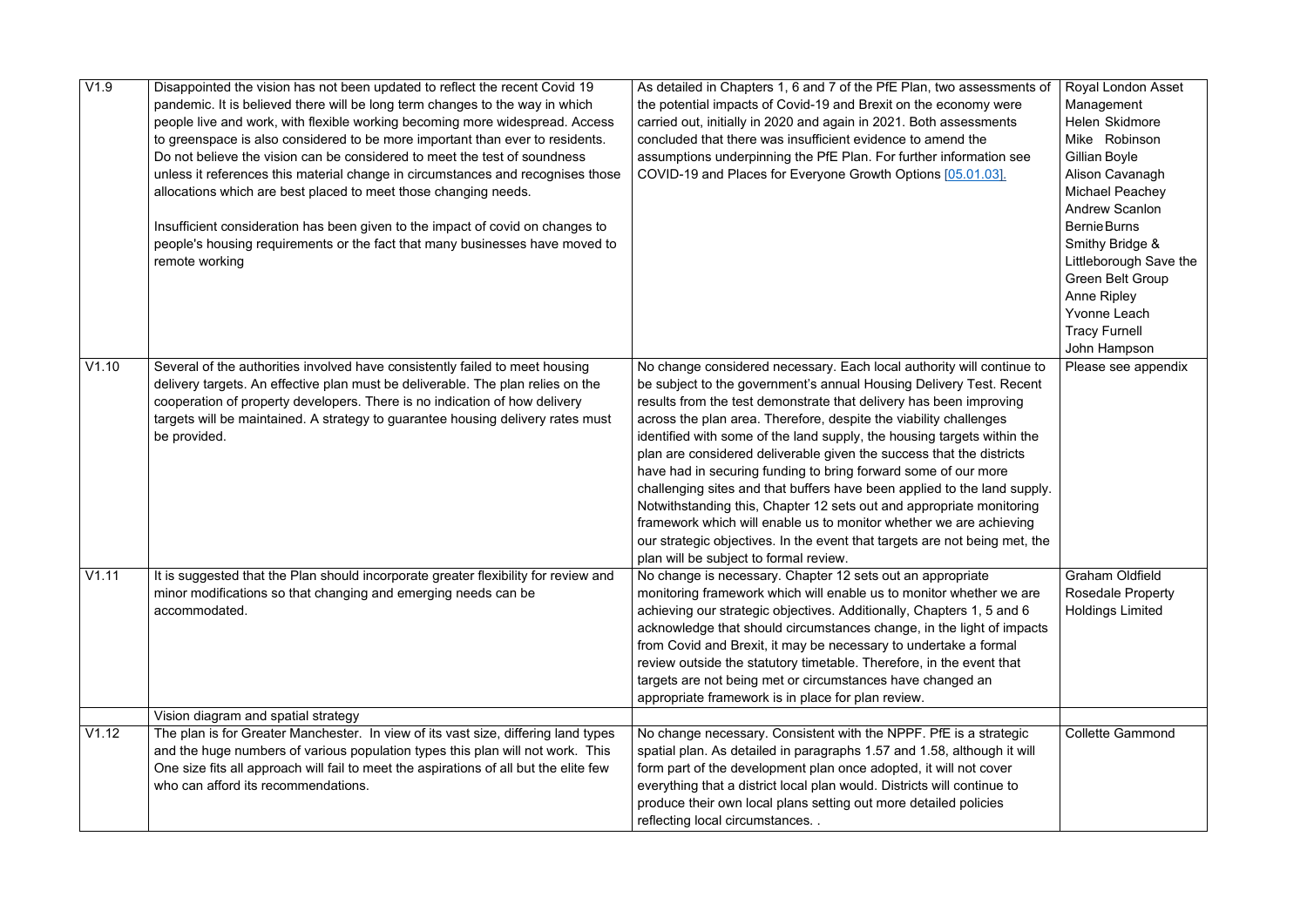| | | | |
|---|---|---|---|
| V1.9 | Disappointed the vision has not been updated to reflect the recent Covid 19 pandemic. It is believed there will be long term changes to the way in which people live and work, with flexible working becoming more widespread. Access to greenspace is also considered to be more important than ever to residents. Do not believe the vision can be considered to meet the test of soundness unless it references this material change in circumstances and recognises those allocations which are best placed to meet those changing needs.<br><br>Insufficient consideration has been given to the impact of covid on changes to people's housing requirements or the fact that many businesses have moved to remote working | As detailed in Chapters 1, 6 and 7 of the PfE Plan, two assessments of the potential impacts of Covid-19 and Brexit on the economy were carried out, initially in 2020 and again in 2021. Both assessments concluded that there was insufficient evidence to amend the assumptions underpinning the PfE Plan. For further information see COVID-19 and Places for Everyone Growth Options [05.01.03]. | Royal London Asset Management<br>Helen Skidmore<br>Mike Robinson<br>Gillian Boyle<br>Alison Cavanagh<br>Michael Peachey<br>Andrew Scanlon<br>Bernie Burns<br>Smithy Bridge & Littleborough Save the Green Belt Group<br>Anne Ripley<br>Yvonne Leach<br>Tracy Furnell<br>John Hampson |
| V1.10 | Several of the authorities involved have consistently failed to meet housing delivery targets. An effective plan must be deliverable. The plan relies on the cooperation of property developers. There is no indication of how delivery targets will be maintained. A strategy to guarantee housing delivery rates must be provided. | No change considered necessary. Each local authority will continue to be subject to the government's annual Housing Delivery Test. Recent results from the test demonstrate that delivery has been improving across the plan area. Therefore, despite the viability challenges identified with some of the land supply, the housing targets within the plan are considered deliverable given the success that the districts have had in securing funding to bring forward some of our more challenging sites and that buffers have been applied to the land supply. Notwithstanding this, Chapter 12 sets out and appropriate monitoring framework which will enable us to monitor whether we are achieving our strategic objectives. In the event that targets are not being met, the plan will be subject to formal review. | Please see appendix |
| V1.11 | It is suggested that the Plan should incorporate greater flexibility for review and minor modifications so that changing and emerging needs can be accommodated. | No change is necessary. Chapter 12 sets out an appropriate monitoring framework which will enable us to monitor whether we are achieving our strategic objectives. Additionally, Chapters 1, 5 and 6 acknowledge that should circumstances change, in the light of impacts from Covid and Brexit, it may be necessary to undertake a formal review outside the statutory timetable. Therefore, in the event that targets are not being met or circumstances have changed an appropriate framework is in place for plan review. | Graham Oldfield<br>Rosedale Property Holdings Limited |
| | Vision diagram and spatial strategy | | |
| V1.12 | The plan is for Greater Manchester. In view of its vast size, differing land types and the huge numbers of various population types this plan will not work. This One size fits all approach will fail to meet the aspirations of all but the elite few who can afford its recommendations. | No change necessary. Consistent with the NPPF. PfE is a strategic spatial plan. As detailed in paragraphs 1.57 and 1.58, although it will form part of the development plan once adopted, it will not cover everything that a district local plan would. Districts will continue to produce their own local plans setting out more detailed policies reflecting local circumstances. . | Collette Gammond |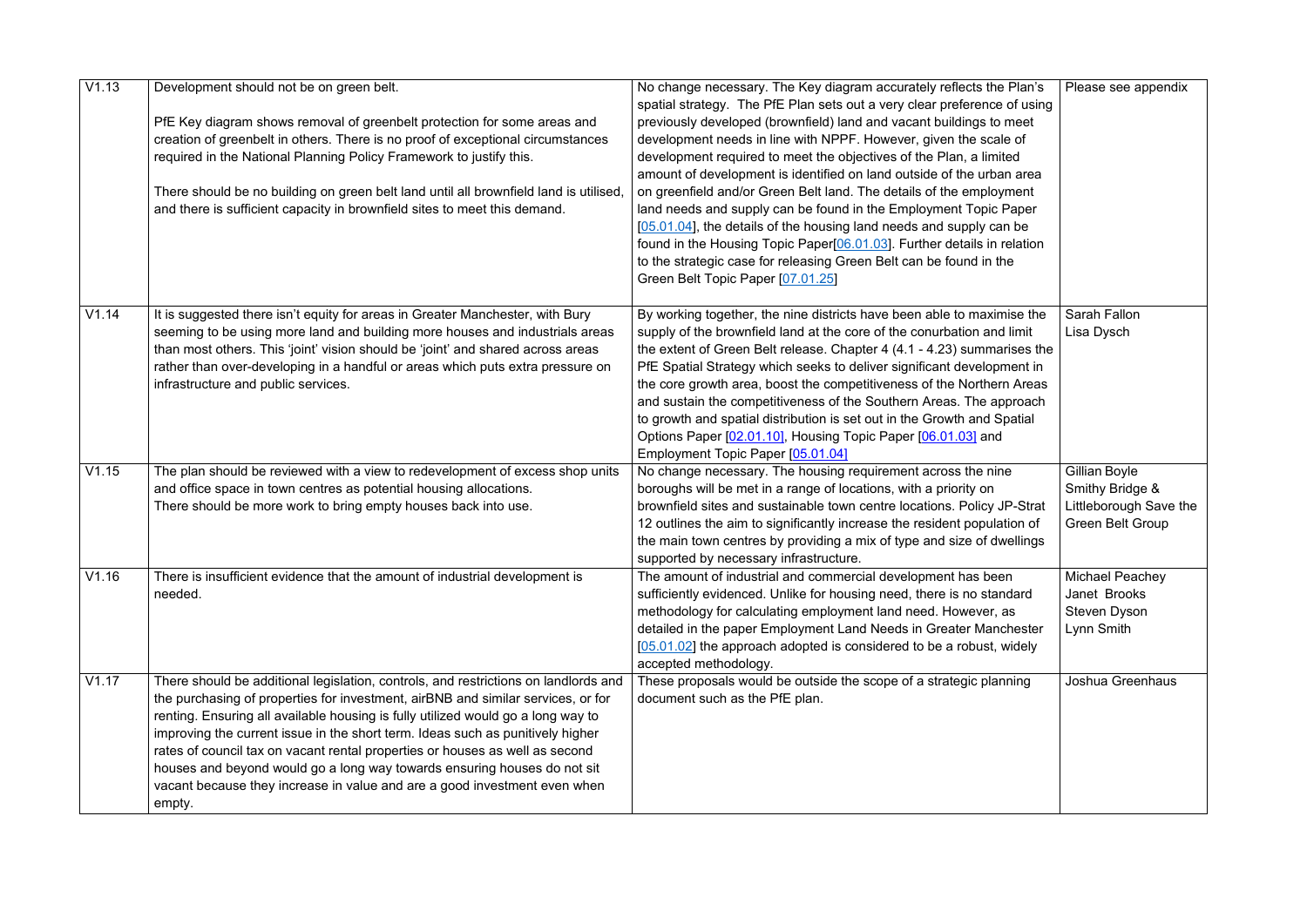| | | | |
|---|---|---|---|
| V1.13 | Development should not be on green belt.<br><br>PfE Key diagram shows removal of greenbelt protection for some areas and creation of greenbelt in others. There is no proof of exceptional circumstances required in the National Planning Policy Framework to justify this.<br><br>There should be no building on green belt land until all brownfield land is utilised, and there is sufficient capacity in brownfield sites to meet this demand. | No change necessary. The Key diagram accurately reflects the Plan's spatial strategy. The PfE Plan sets out a very clear preference of using previously developed (brownfield) land and vacant buildings to meet development needs in line with NPPF. However, given the scale of development required to meet the objectives of the Plan, a limited amount of development is identified on land outside of the urban area on greenfield and/or Green Belt land. The details of the employment land needs and supply can be found in the Employment Topic Paper [05.01.04], the details of the housing land needs and supply can be found in the Housing Topic Paper[06.01.03]. Further details in relation to the strategic case for releasing Green Belt can be found in the Green Belt Topic Paper [07.01.25] | Please see appendix |
| V1.14 | It is suggested there isn't equity for areas in Greater Manchester, with Bury seeming to be using more land and building more houses and industrials areas than most others. This 'joint' vision should be 'joint' and shared across areas rather than over-developing in a handful or areas which puts extra pressure on infrastructure and public services. | By working together, the nine districts have been able to maximise the supply of the brownfield land at the core of the conurbation and limit the extent of Green Belt release. Chapter 4 (4.1 - 4.23) summarises the PfE Spatial Strategy which seeks to deliver significant development in the core growth area, boost the competitiveness of the Northern Areas and sustain the competitiveness of the Southern Areas. The approach to growth and spatial distribution is set out in the Growth and Spatial Options Paper [02.01.10], Housing Topic Paper [06.01.03] and Employment Topic Paper [05.01.04] | Sarah Fallon<br>Lisa Dysch |
| V1.15 | The plan should be reviewed with a view to redevelopment of excess shop units and office space in town centres as potential housing allocations.<br>There should be more work to bring empty houses back into use. | No change necessary. The housing requirement across the nine boroughs will be met in a range of locations, with a priority on brownfield sites and sustainable town centre locations. Policy JP-Strat 12 outlines the aim to significantly increase the resident population of the main town centres by providing a mix of type and size of dwellings supported by necessary infrastructure. | Gillian Boyle<br>Smithy Bridge & Littleborough Save the Green Belt Group |
| V1.16 | There is insufficient evidence that the amount of industrial development is needed. | The amount of industrial and commercial development has been sufficiently evidenced. Unlike for housing need, there is no standard methodology for calculating employment land need. However, as detailed in the paper Employment Land Needs in Greater Manchester [05.01.02] the approach adopted is considered to be a robust, widely accepted methodology. | Michael Peachey<br>Janet Brooks<br>Steven Dyson<br>Lynn Smith |
| V1.17 | There should be additional legislation, controls, and restrictions on landlords and the purchasing of properties for investment, airBNB and similar services, or for renting. Ensuring all available housing is fully utilized would go a long way to improving the current issue in the short term. Ideas such as punitively higher rates of council tax on vacant rental properties or houses as well as second houses and beyond would go a long way towards ensuring houses do not sit vacant because they increase in value and are a good investment even when empty. | These proposals would be outside the scope of a strategic planning document such as the PfE plan. | Joshua Greenhaus |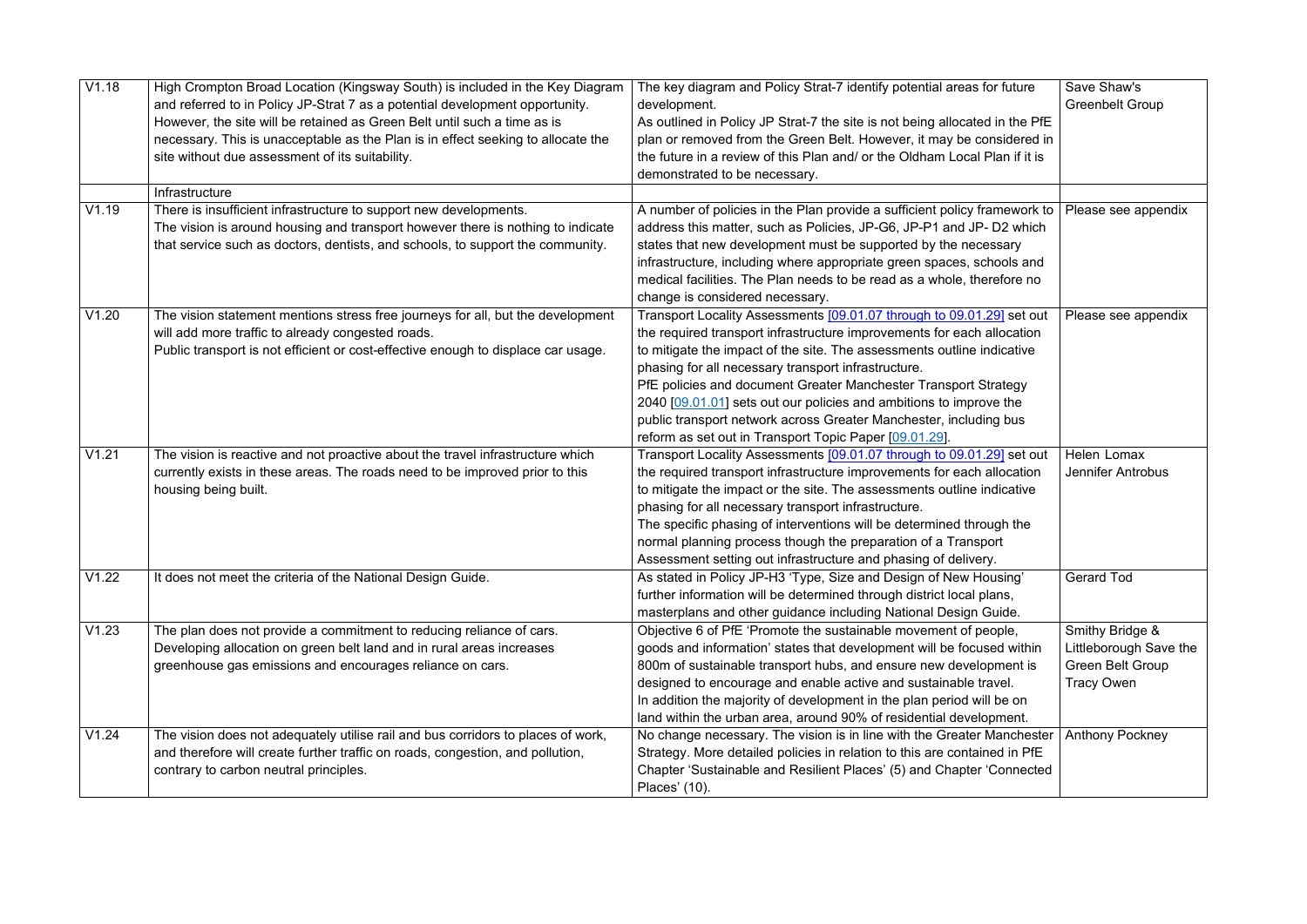| | | | |
|---|---|---|---|
| V1.18 | High Crompton Broad Location (Kingsway South) is included in the Key Diagram and referred to in Policy JP-Strat 7 as a potential development opportunity. However, the site will be retained as Green Belt until such a time as is necessary. This is unacceptable as the Plan is in effect seeking to allocate the site without due assessment of its suitability. | The key diagram and Policy Strat-7 identify potential areas for future development.<br>As outlined in Policy JP Strat-7 the site is not being allocated in the PfE plan or removed from the Green Belt. However, it may be considered in the future in a review of this Plan and/ or the Oldham Local Plan if it is demonstrated to be necessary. | Save Shaw's Greenbelt Group |
| | Infrastructure | | |
| V1.19 | There is insufficient infrastructure to support new developments.<br>The vision is around housing and transport however there is nothing to indicate that service such as doctors, dentists, and schools, to support the community. | A number of policies in the Plan provide a sufficient policy framework to address this matter, such as Policies, JP-G6, JP-P1 and JP- D2 which states that new development must be supported by the necessary infrastructure, including where appropriate green spaces, schools and medical facilities. The Plan needs to be read as a whole, therefore no change is considered necessary. | Please see appendix |
| V1.20 | The vision statement mentions stress free journeys for all, but the development will add more traffic to already congested roads.<br>Public transport is not efficient or cost-effective enough to displace car usage. | Transport Locality Assessments [09.01.07 through to 09.01.29] set out the required transport infrastructure improvements for each allocation to mitigate the impact of the site. The assessments outline indicative phasing for all necessary transport infrastructure.<br>PfE policies and document Greater Manchester Transport Strategy 2040 [09.01.01] sets out our policies and ambitions to improve the public transport network across Greater Manchester, including bus reform as set out in Transport Topic Paper [09.01.29]. | Please see appendix |
| V1.21 | The vision is reactive and not proactive about the travel infrastructure which currently exists in these areas. The roads need to be improved prior to this housing being built. | Transport Locality Assessments [09.01.07 through to 09.01.29] set out the required transport infrastructure improvements for each allocation to mitigate the impact or the site. The assessments outline indicative phasing for all necessary transport infrastructure.<br>The specific phasing of interventions will be determined through the normal planning process though the preparation of a Transport Assessment setting out infrastructure and phasing of delivery. | Helen Lomax<br>Jennifer Antrobus |
| V1.22 | It does not meet the criteria of the National Design Guide. | As stated in Policy JP-H3 'Type, Size and Design of New Housing' further information will be determined through district local plans, masterplans and other guidance including National Design Guide. | Gerard Tod |
| V1.23 | The plan does not provide a commitment to reducing reliance of cars.<br>Developing allocation on green belt land and in rural areas increases greenhouse gas emissions and encourages reliance on cars. | Objective 6 of PfE 'Promote the sustainable movement of people, goods and information' states that development will be focused within 800m of sustainable transport hubs, and ensure new development is designed to encourage and enable active and sustainable travel.<br>In addition the majority of development in the plan period will be on land within the urban area, around 90% of residential development. | Smithy Bridge & Littleborough Save the Green Belt Group<br>Tracy Owen |
| V1.24 | The vision does not adequately utilise rail and bus corridors to places of work, and therefore will create further traffic on roads, congestion, and pollution, contrary to carbon neutral principles. | No change necessary. The vision is in line with the Greater Manchester Strategy. More detailed policies in relation to this are contained in PfE Chapter 'Sustainable and Resilient Places' (5) and Chapter 'Connected Places' (10). | Anthony Pockney |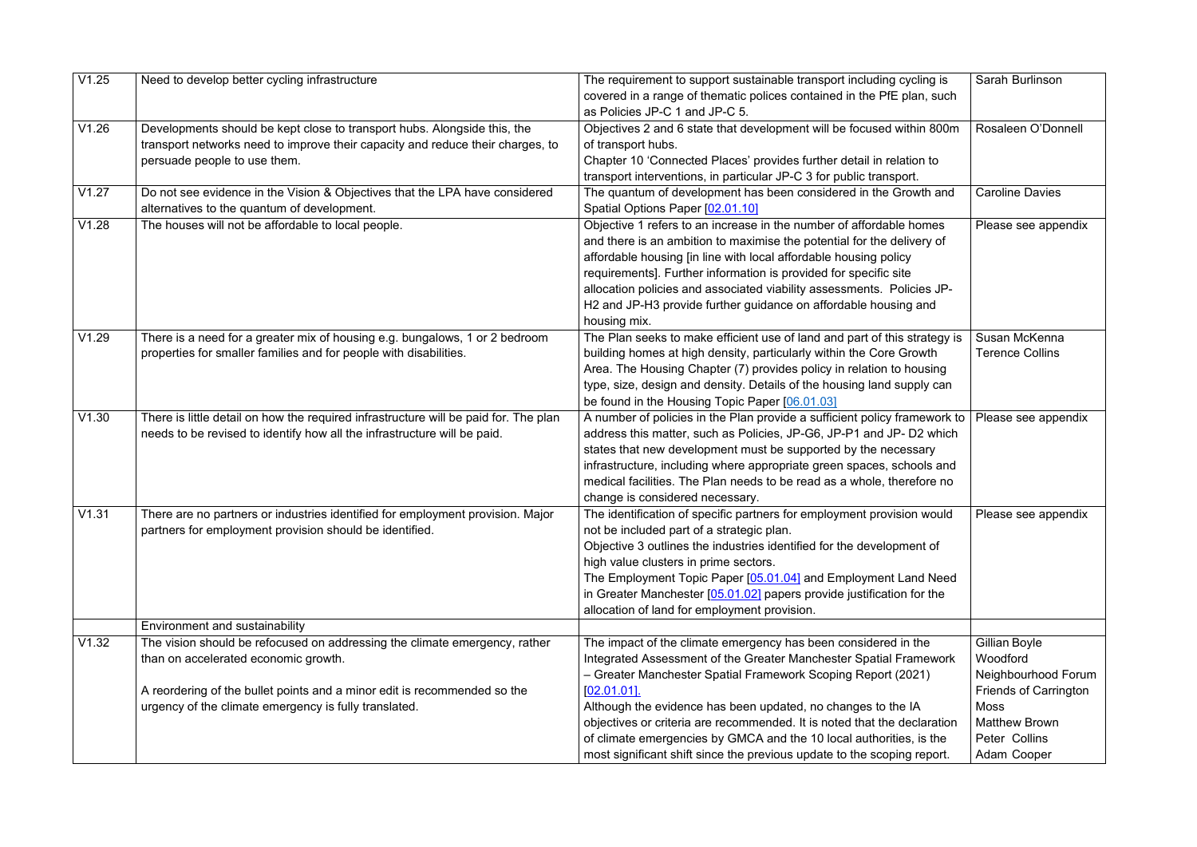| | | | |
|---|---|---|---|
| V1.25 | Need to develop better cycling infrastructure | The requirement to support sustainable transport including cycling is covered in a range of thematic polices contained in the PfE plan, such as Policies JP-C 1 and JP-C 5. | Sarah Burlinson |
| V1.26 | Developments should be kept close to transport hubs. Alongside this, the transport networks need to improve their capacity and reduce their charges, to persuade people to use them. | Objectives 2 and 6 state that development will be focused within 800m of transport hubs.<br>Chapter 10 'Connected Places' provides further detail in relation to transport interventions, in particular JP-C 3 for public transport. | Rosaleen O'Donnell |
| V1.27 | Do not see evidence in the Vision & Objectives that the LPA have considered alternatives to the quantum of development. | The quantum of development has been considered in the Growth and Spatial Options Paper [02.01.10] | Caroline Davies |
| V1.28 | The houses will not be affordable to local people. | Objective 1 refers to an increase in the number of affordable homes and there is an ambition to maximise the potential for the delivery of affordable housing [in line with local affordable housing policy requirements]. Further information is provided for specific site allocation policies and associated viability assessments. Policies JP-H2 and JP-H3 provide further guidance on affordable housing and housing mix. | Please see appendix |
| V1.29 | There is a need for a greater mix of housing e.g. bungalows, 1 or 2 bedroom properties for smaller families and for people with disabilities. | The Plan seeks to make efficient use of land and part of this strategy is building homes at high density, particularly within the Core Growth Area. The Housing Chapter (7) provides policy in relation to housing type, size, design and density. Details of the housing land supply can be found in the Housing Topic Paper [06.01.03] | Susan McKenna<br>Terence Collins |
| V1.30 | There is little detail on how the required infrastructure will be paid for. The plan needs to be revised to identify how all the infrastructure will be paid. | A number of policies in the Plan provide a sufficient policy framework to address this matter, such as Policies, JP-G6, JP-P1 and JP- D2 which states that new development must be supported by the necessary infrastructure, including where appropriate green spaces, schools and medical facilities. The Plan needs to be read as a whole, therefore no change is considered necessary. | Please see appendix |
| V1.31 | There are no partners or industries identified for employment provision. Major partners for employment provision should be identified. | The identification of specific partners for employment provision would not be included part of a strategic plan.<br>Objective 3 outlines the industries identified for the development of high value clusters in prime sectors.<br>The Employment Topic Paper [05.01.04] and Employment Land Need in Greater Manchester [05.01.02] papers provide justification for the allocation of land for employment provision. | Please see appendix |
| | Environment and sustainability | | |
| V1.32 | The vision should be refocused on addressing the climate emergency, rather than on accelerated economic growth.<br><br>A reordering of the bullet points and a minor edit is recommended so the urgency of the climate emergency is fully translated. | The impact of the climate emergency has been considered in the Integrated Assessment of the Greater Manchester Spatial Framework – Greater Manchester Spatial Framework Scoping Report (2021) [02.01.01].<br>Although the evidence has been updated, no changes to the IA objectives or criteria are recommended. It is noted that the declaration of climate emergencies by GMCA and the 10 local authorities, is the most significant shift since the previous update to the scoping report. | Gillian Boyle<br>Woodford Neighbourhood Forum<br>Friends of Carrington Moss<br>Matthew Brown<br>Peter Collins<br>Adam Cooper |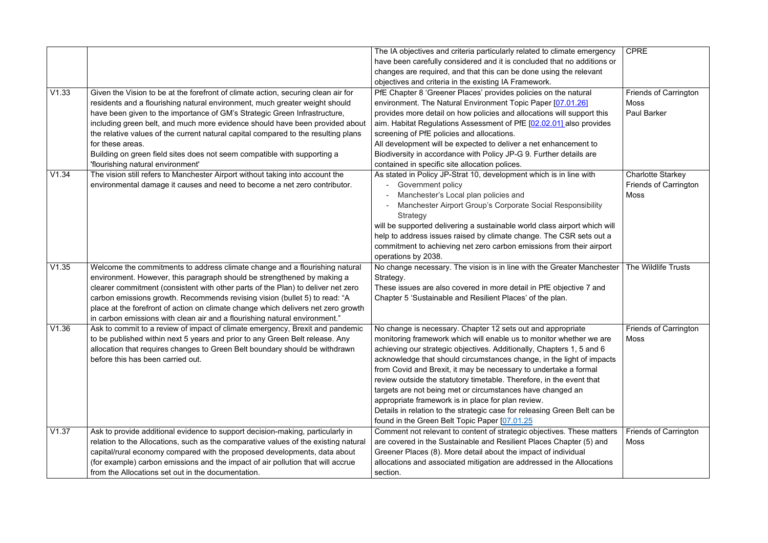| | | | |
|---|---|---|---|
| | | The IA objectives and criteria particularly related to climate emergency have been carefully considered and it is concluded that no additions or changes are required, and that this can be done using the relevant objectives and criteria in the existing IA Framework. | CPRE |
| V1.33 | Given the Vision to be at the forefront of climate action, securing clean air for residents and a flourishing natural environment, much greater weight should have been given to the importance of GM's Strategic Green Infrastructure, including green belt, and much more evidence should have been provided about the relative values of the current natural capital compared to the resulting plans for these areas.<br>Building on green field sites does not seem compatible with supporting a 'flourishing natural environment' | PfE Chapter 8 'Greener Places' provides policies on the natural environment. The Natural Environment Topic Paper [07.01.26] provides more detail on how policies and allocations will support this aim. Habitat Regulations Assessment of PfE [02.02.01] also provides screening of PfE policies and allocations.<br>All development will be expected to deliver a net enhancement to Biodiversity in accordance with Policy JP-G 9. Further details are contained in specific site allocation polices. | Friends of Carrington Moss<br>Paul Barker |
| V1.34 | The vision still refers to Manchester Airport without taking into account the environmental damage it causes and need to become a net zero contributor. | As stated in Policy JP-Strat 10, development which is in line with<br>- Government policy<br>- Manchester's Local plan policies and<br>- Manchester Airport Group's Corporate Social Responsibility Strategy<br>will be supported delivering a sustainable world class airport which will help to address issues raised by climate change. The CSR sets out a commitment to achieving net zero carbon emissions from their airport operations by 2038. | Charlotte Starkey<br>Friends of Carrington Moss |
| V1.35 | Welcome the commitments to address climate change and a flourishing natural environment. However, this paragraph should be strengthened by making a clearer commitment (consistent with other parts of the Plan) to deliver net zero carbon emissions growth. Recommends revising vision (bullet 5) to read: "A place at the forefront of action on climate change which delivers net zero growth in carbon emissions with clean air and a flourishing natural environment." | No change necessary. The vision is in line with the Greater Manchester Strategy.<br>These issues are also covered in more detail in PfE objective 7 and Chapter 5 'Sustainable and Resilient Places' of the plan. | The Wildlife Trusts |
| V1.36 | Ask to commit to a review of impact of climate emergency, Brexit and pandemic to be published within next 5 years and prior to any Green Belt release. Any allocation that requires changes to Green Belt boundary should be withdrawn before this has been carried out. | No change is necessary. Chapter 12 sets out and appropriate monitoring framework which will enable us to monitor whether we are achieving our strategic objectives. Additionally, Chapters 1, 5 and 6 acknowledge that should circumstances change, in the light of impacts from Covid and Brexit, it may be necessary to undertake a formal review outside the statutory timetable. Therefore, in the event that targets are not being met or circumstances have changed an appropriate framework is in place for plan review.<br>Details in relation to the strategic case for releasing Green Belt can be found in the Green Belt Topic Paper [07.01.25 | Friends of Carrington Moss |
| V1.37 | Ask to provide additional evidence to support decision-making, particularly in relation to the Allocations, such as the comparative values of the existing natural capital/rural economy compared with the proposed developments, data about (for example) carbon emissions and the impact of air pollution that will accrue from the Allocations set out in the documentation. | Comment not relevant to content of strategic objectives. These matters are covered in the Sustainable and Resilient Places Chapter (5) and Greener Places (8). More detail about the impact of individual allocations and associated mitigation are addressed in the Allocations section. | Friends of Carrington Moss |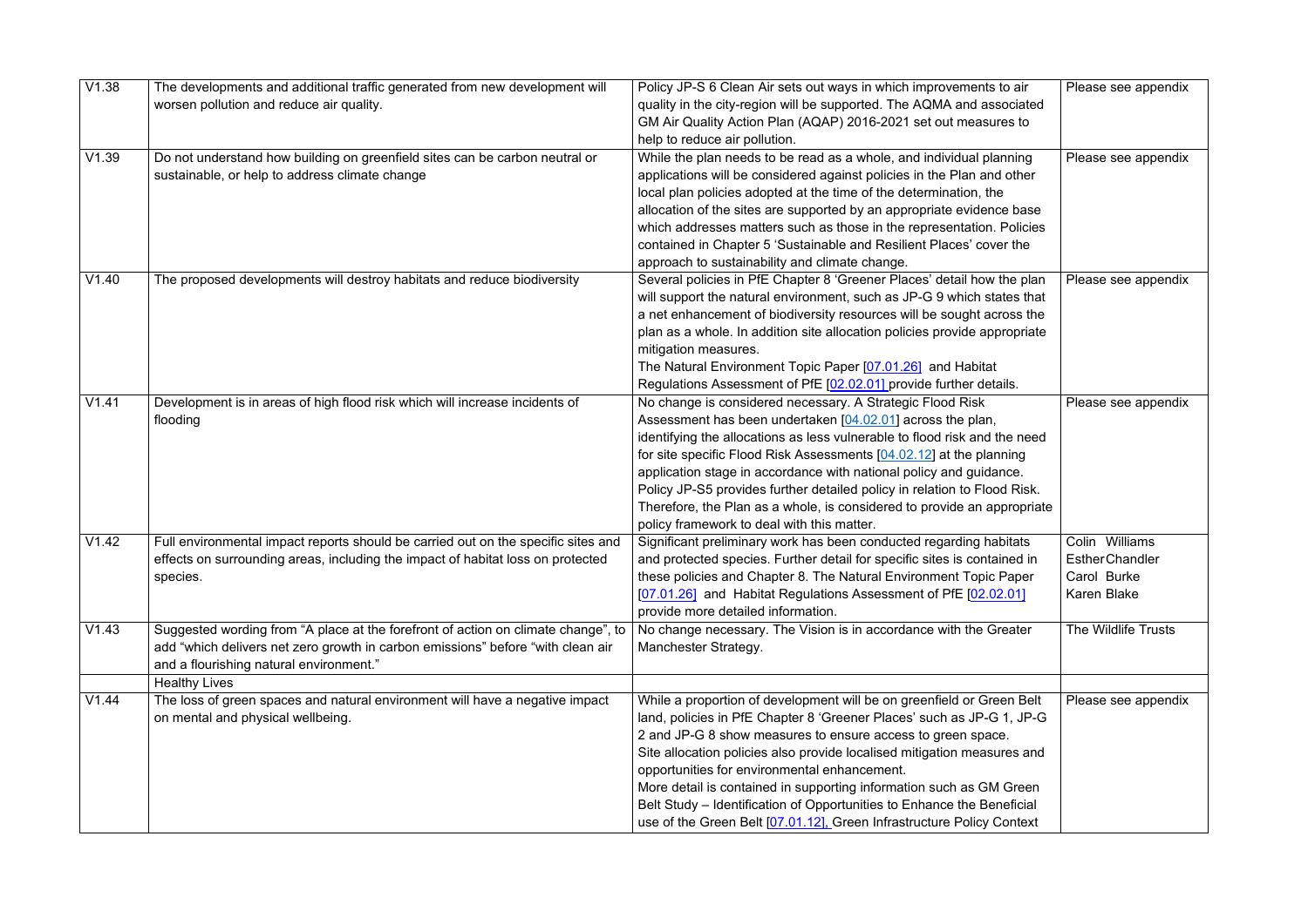| V1.38 | The developments and additional traffic generated from new development will worsen pollution and reduce air quality. | Policy JP-S 6 Clean Air sets out ways in which improvements to air quality in the city-region will be supported. The AQMA and associated GM Air Quality Action Plan (AQAP) 2016-2021 set out measures to help to reduce air pollution. | Please see appendix |
|---|---|---|---|
| V1.39 | Do not understand how building on greenfield sites can be carbon neutral or sustainable, or help to address climate change | While the plan needs to be read as a whole, and individual planning applications will be considered against policies in the Plan and other local plan policies adopted at the time of the determination, the allocation of the sites are supported by an appropriate evidence base which addresses matters such as those in the representation. Policies contained in Chapter 5 'Sustainable and Resilient Places' cover the approach to sustainability and climate change. | Please see appendix |
| V1.40 | The proposed developments will destroy habitats and reduce biodiversity | Several policies in PfE Chapter 8 'Greener Places' detail how the plan will support the natural environment, such as JP-G 9 which states that a net enhancement of biodiversity resources will be sought across the plan as a whole. In addition site allocation policies provide appropriate mitigation measures.<br>The Natural Environment Topic Paper [07.01.26] and Habitat Regulations Assessment of PfE [02.02.01] provide further details. | Please see appendix |
| V1.41 | Development is in areas of high flood risk which will increase incidents of flooding | No change is considered necessary. A Strategic Flood Risk Assessment has been undertaken [04.02.01] across the plan, identifying the allocations as less vulnerable to flood risk and the need for site specific Flood Risk Assessments [04.02.12] at the planning application stage in accordance with national policy and guidance. Policy JP-S5 provides further detailed policy in relation to Flood Risk. Therefore, the Plan as a whole, is considered to provide an appropriate policy framework to deal with this matter. | Please see appendix |
| V1.42 | Full environmental impact reports should be carried out on the specific sites and effects on surrounding areas, including the impact of habitat loss on protected species. | Significant preliminary work has been conducted regarding habitats and protected species. Further detail for specific sites is contained in these policies and Chapter 8. The Natural Environment Topic Paper [07.01.26] and Habitat Regulations Assessment of PfE [02.02.01] provide more detailed information. | Colin Williams<br>Esther Chandler<br>Carol Burke<br>Karen Blake |
| V1.43 | Suggested wording from "A place at the forefront of action on climate change", to add "which delivers net zero growth in carbon emissions" before "with clean air and a flourishing natural environment." | No change necessary. The Vision is in accordance with the Greater Manchester Strategy. | The Wildlife Trusts |
| | Healthy Lives | | |
| V1.44 | The loss of green spaces and natural environment will have a negative impact on mental and physical wellbeing. | While a proportion of development will be on greenfield or Green Belt land, policies in PfE Chapter 8 'Greener Places' such as JP-G 1, JP-G 2 and JP-G 8 show measures to ensure access to green space.<br>Site allocation policies also provide localised mitigation measures and opportunities for environmental enhancement.<br>More detail is contained in supporting information such as GM Green Belt Study – Identification of Opportunities to Enhance the Beneficial use of the Green Belt [07.01.12], Green Infrastructure Policy Context | Please see appendix |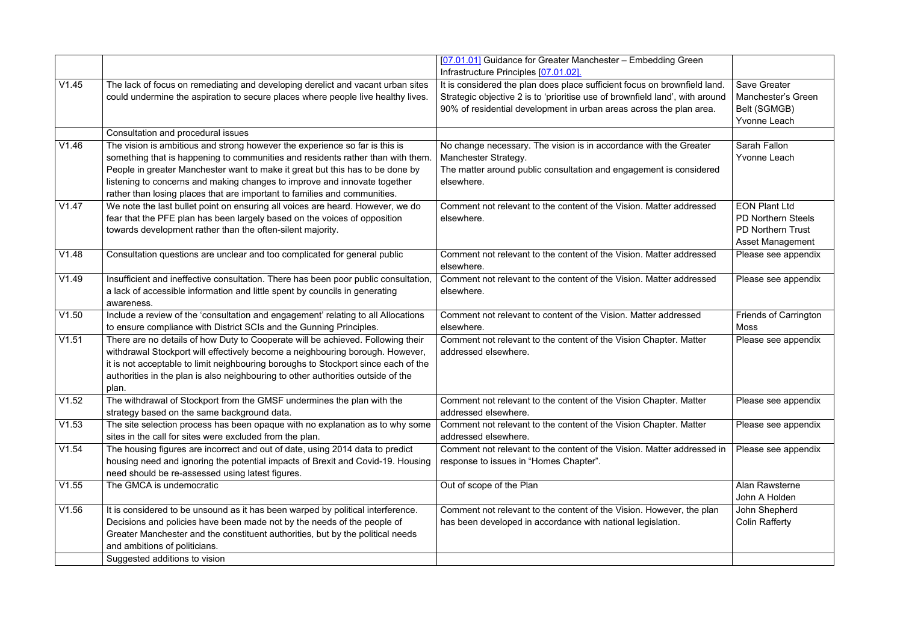| | | [07.01.01] Guidance for Greater Manchester – Embedding Green Infrastructure Principles [07.01.02]. | |
|---|---|---|---|
| V1.45 | The lack of focus on remediating and developing derelict and vacant urban sites could undermine the aspiration to secure places where people live healthy lives. | It is considered the plan does place sufficient focus on brownfield land. Strategic objective 2 is to 'prioritise use of brownfield land', with around 90% of residential development in urban areas across the plan area. | Save Greater Manchester's Green Belt (SGMGB)<br>Yvonne Leach |
| | Consultation and procedural issues | | |
| V1.46 | The vision is ambitious and strong however the experience so far is this is something that is happening to communities and residents rather than with them. People in greater Manchester want to make it great but this has to be done by listening to concerns and making changes to improve and innovate together rather than losing places that are important to families and communities. | No change necessary. The vision is in accordance with the Greater Manchester Strategy.<br>The matter around public consultation and engagement is considered elsewhere. | Sarah Fallon<br>Yvonne Leach |
| V1.47 | We note the last bullet point on ensuring all voices are heard. However, we do fear that the PFE plan has been largely based on the voices of opposition towards development rather than the often-silent majority. | Comment not relevant to the content of the Vision. Matter addressed elsewhere. | EON Plant Ltd<br>PD Northern Steels<br>PD Northern Trust<br>Asset Management |
| V1.48 | Consultation questions are unclear and too complicated for general public | Comment not relevant to the content of the Vision. Matter addressed elsewhere. | Please see appendix |
| V1.49 | Insufficient and ineffective consultation. There has been poor public consultation, a lack of accessible information and little spent by councils in generating awareness. | Comment not relevant to the content of the Vision. Matter addressed elsewhere. | Please see appendix |
| V1.50 | Include a review of the 'consultation and engagement' relating to all Allocations to ensure compliance with District SCIs and the Gunning Principles. | Comment not relevant to content of the Vision. Matter addressed elsewhere. | Friends of Carrington Moss |
| V1.51 | There are no details of how Duty to Cooperate will be achieved. Following their withdrawal Stockport will effectively become a neighbouring borough. However, it is not acceptable to limit neighbouring boroughs to Stockport since each of the authorities in the plan is also neighbouring to other authorities outside of the plan. | Comment not relevant to the content of the Vision Chapter. Matter addressed elsewhere. | Please see appendix |
| V1.52 | The withdrawal of Stockport from the GMSF undermines the plan with the strategy based on the same background data. | Comment not relevant to the content of the Vision Chapter. Matter addressed elsewhere. | Please see appendix |
| V1.53 | The site selection process has been opaque with no explanation as to why some sites in the call for sites were excluded from the plan. | Comment not relevant to the content of the Vision Chapter. Matter addressed elsewhere. | Please see appendix |
| V1.54 | The housing figures are incorrect and out of date, using 2014 data to predict housing need and ignoring the potential impacts of Brexit and Covid-19. Housing need should be re-assessed using latest figures. | Comment not relevant to the content of the Vision. Matter addressed in response to issues in "Homes Chapter". | Please see appendix |
| V1.55 | The GMCA is undemocratic | Out of scope of the Plan | Alan Rawsterne<br>John A Holden |
| V1.56 | It is considered to be unsound as it has been warped by political interference. Decisions and policies have been made not by the needs of the people of Greater Manchester and the constituent authorities, but by the political needs and ambitions of politicians. | Comment not relevant to the content of the Vision. However, the plan has been developed in accordance with national legislation. | John Shepherd<br>Colin Rafferty |
| | Suggested additions to vision | | |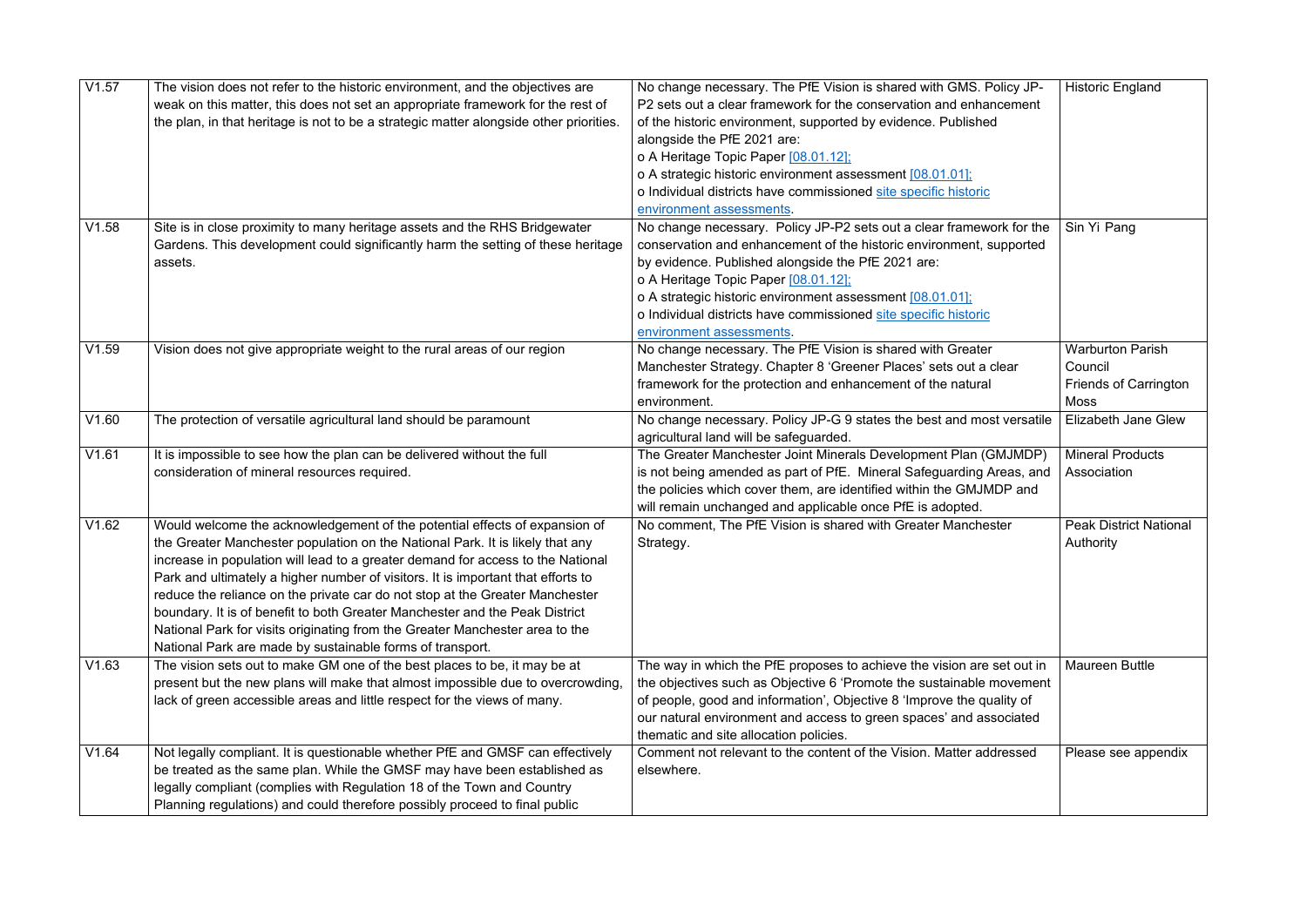| V1.57 | The vision does not refer to the historic environment, and the objectives are weak on this matter, this does not set an appropriate framework for the rest of the plan, in that heritage is not to be a strategic matter alongside other priorities. | No change necessary. The PfE Vision is shared with GMS. Policy JP-P2 sets out a clear framework for the conservation and enhancement of the historic environment, supported by evidence. Published alongside the PfE 2021 are:<br>o A Heritage Topic Paper [08.01.12];<br>o A strategic historic environment assessment [08.01.01];<br>o Individual districts have commissioned site specific historic environment assessments. | Historic England |
|---|---|---|---|
| V1.58 | Site is in close proximity to many heritage assets and the RHS Bridgewater Gardens. This development could significantly harm the setting of these heritage assets. | No change necessary. Policy JP-P2 sets out a clear framework for the conservation and enhancement of the historic environment, supported by evidence. Published alongside the PfE 2021 are:<br>o A Heritage Topic Paper [08.01.12];<br>o A strategic historic environment assessment [08.01.01];<br>o Individual districts have commissioned site specific historic environment assessments. | Sin Yi Pang |
| V1.59 | Vision does not give appropriate weight to the rural areas of our region | No change necessary. The PfE Vision is shared with Greater Manchester Strategy. Chapter 8 'Greener Places' sets out a clear framework for the protection and enhancement of the natural environment. | Warburton Parish Council<br>Friends of Carrington Moss |
| V1.60 | The protection of versatile agricultural land should be paramount | No change necessary. Policy JP-G 9 states the best and most versatile agricultural land will be safeguarded. | Elizabeth Jane Glew |
| V1.61 | It is impossible to see how the plan can be delivered without the full consideration of mineral resources required. | The Greater Manchester Joint Minerals Development Plan (GMJMDP) is not being amended as part of PfE. Mineral Safeguarding Areas, and the policies which cover them, are identified within the GMJMDP and will remain unchanged and applicable once PfE is adopted. | Mineral Products Association |
| V1.62 | Would welcome the acknowledgement of the potential effects of expansion of the Greater Manchester population on the National Park. It is likely that any increase in population will lead to a greater demand for access to the National Park and ultimately a higher number of visitors. It is important that efforts to reduce the reliance on the private car do not stop at the Greater Manchester boundary. It is of benefit to both Greater Manchester and the Peak District National Park for visits originating from the Greater Manchester area to the National Park are made by sustainable forms of transport. | No comment, The PfE Vision is shared with Greater Manchester Strategy. | Peak District National Authority |
| V1.63 | The vision sets out to make GM one of the best places to be, it may be at present but the new plans will make that almost impossible due to overcrowding, lack of green accessible areas and little respect for the views of many. | The way in which the PfE proposes to achieve the vision are set out in the objectives such as Objective 6 'Promote the sustainable movement of people, good and information', Objective 8 'Improve the quality of our natural environment and access to green spaces' and associated thematic and site allocation policies. | Maureen Buttle |
| V1.64 | Not legally compliant. It is questionable whether PfE and GMSF can effectively be treated as the same plan. While the GMSF may have been established as legally compliant (complies with Regulation 18 of the Town and Country Planning regulations) and could therefore possibly proceed to final public | Comment not relevant to the content of the Vision. Matter addressed elsewhere. | Please see appendix |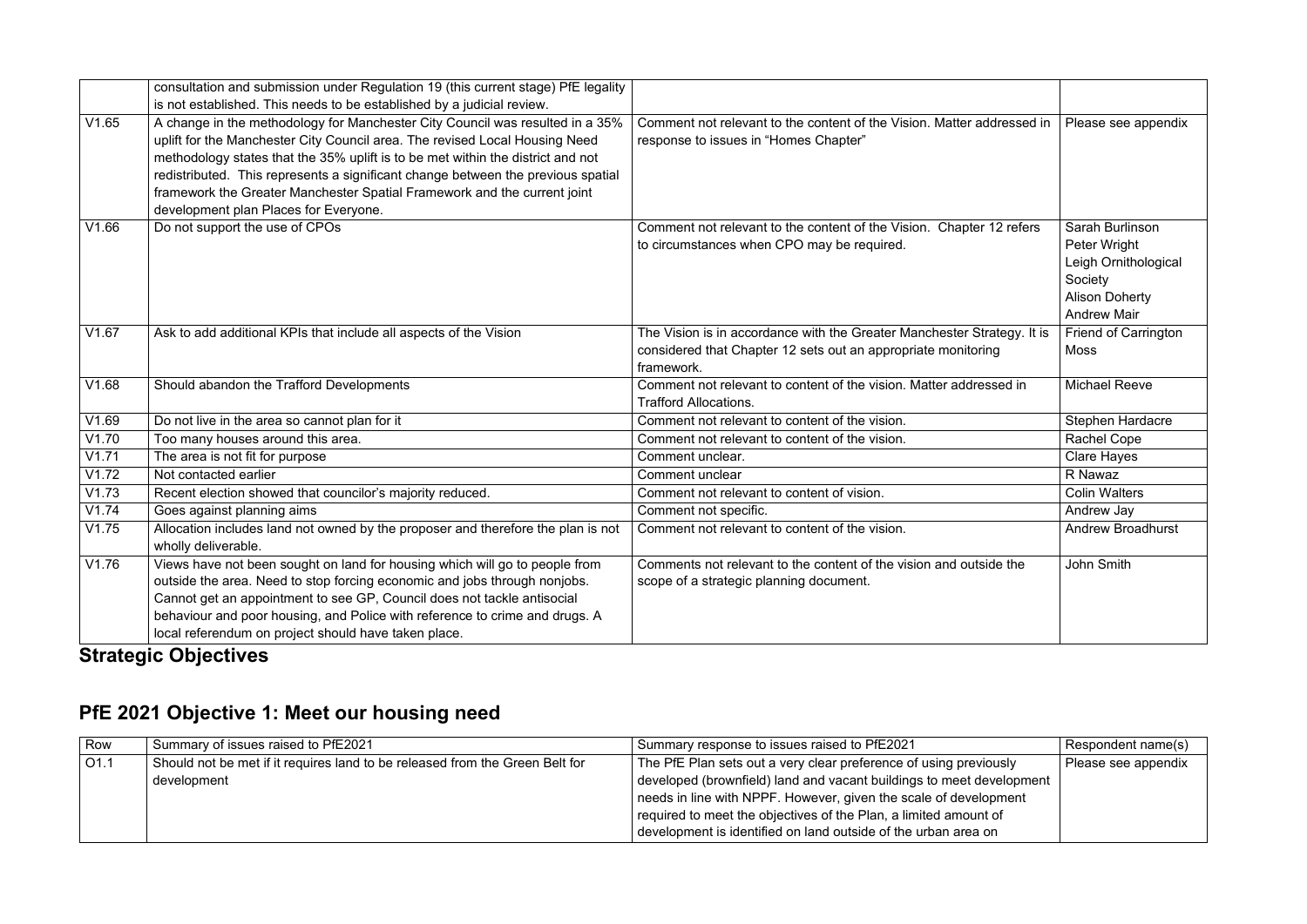| | | | |
|---|---|---|---|
| | consultation and submission under Regulation 19 (this current stage) PfE legality is not established. This needs to be established by a judicial review. | | |
| V1.65 | A change in the methodology for Manchester City Council was resulted in a 35% uplift for the Manchester City Council area. The revised Local Housing Need methodology states that the 35% uplift is to be met within the district and not redistributed. This represents a significant change between the previous spatial framework the Greater Manchester Spatial Framework and the current joint development plan Places for Everyone. | Comment not relevant to the content of the Vision. Matter addressed in response to issues in "Homes Chapter" | Please see appendix |
| V1.66 | Do not support the use of CPOs | Comment not relevant to the content of the Vision. Chapter 12 refers to circumstances when CPO may be required. | Sarah Burlinson<br>Peter Wright<br>Leigh Ornithological Society<br>Alison Doherty<br>Andrew Mair |
| V1.67 | Ask to add additional KPIs that include all aspects of the Vision | The Vision is in accordance with the Greater Manchester Strategy. It is considered that Chapter 12 sets out an appropriate monitoring framework. | Friend of Carrington Moss |
| V1.68 | Should abandon the Trafford Developments | Comment not relevant to content of the vision. Matter addressed in Trafford Allocations. | Michael Reeve |
| V1.69 | Do not live in the area so cannot plan for it | Comment not relevant to content of the vision. | Stephen Hardacre |
| V1.70 | Too many houses around this area. | Comment not relevant to content of the vision. | Rachel Cope |
| V1.71 | The area is not fit for purpose | Comment unclear. | Clare Hayes |
| V1.72 | Not contacted earlier | Comment unclear | R Nawaz |
| V1.73 | Recent election showed that councilor's majority reduced. | Comment not relevant to content of vision. | Colin Walters |
| V1.74 | Goes against planning aims | Comment not specific. | Andrew Jay |
| V1.75 | Allocation includes land not owned by the proposer and therefore the plan is not wholly deliverable. | Comment not relevant to content of the vision. | Andrew Broadhurst |
| V1.76 | Views have not been sought on land for housing which will go to people from outside the area. Need to stop forcing economic and jobs through nonjobs. Cannot get an appointment to see GP, Council does not tackle antisocial behaviour and poor housing, and Police with reference to crime and drugs. A local referendum on project should have taken place. | Comments not relevant to the content of the vision and outside the scope of a strategic planning document. | John Smith |

# Strategic Objectives

## PfE 2021 Objective 1: Meet our housing need

| Row | Summary of issues raised to PfE2021 | Summary response to issues raised to PfE2021 | Respondent name(s) |
|---|---|---|---|
| O1.1 | Should not be met if it requires land to be released from the Green Belt for development | The PfE Plan sets out a very clear preference of using previously developed (brownfield) land and vacant buildings to meet development needs in line with NPPF. However, given the scale of development required to meet the objectives of the Plan, a limited amount of development is identified on land outside of the urban area on | Please see appendix |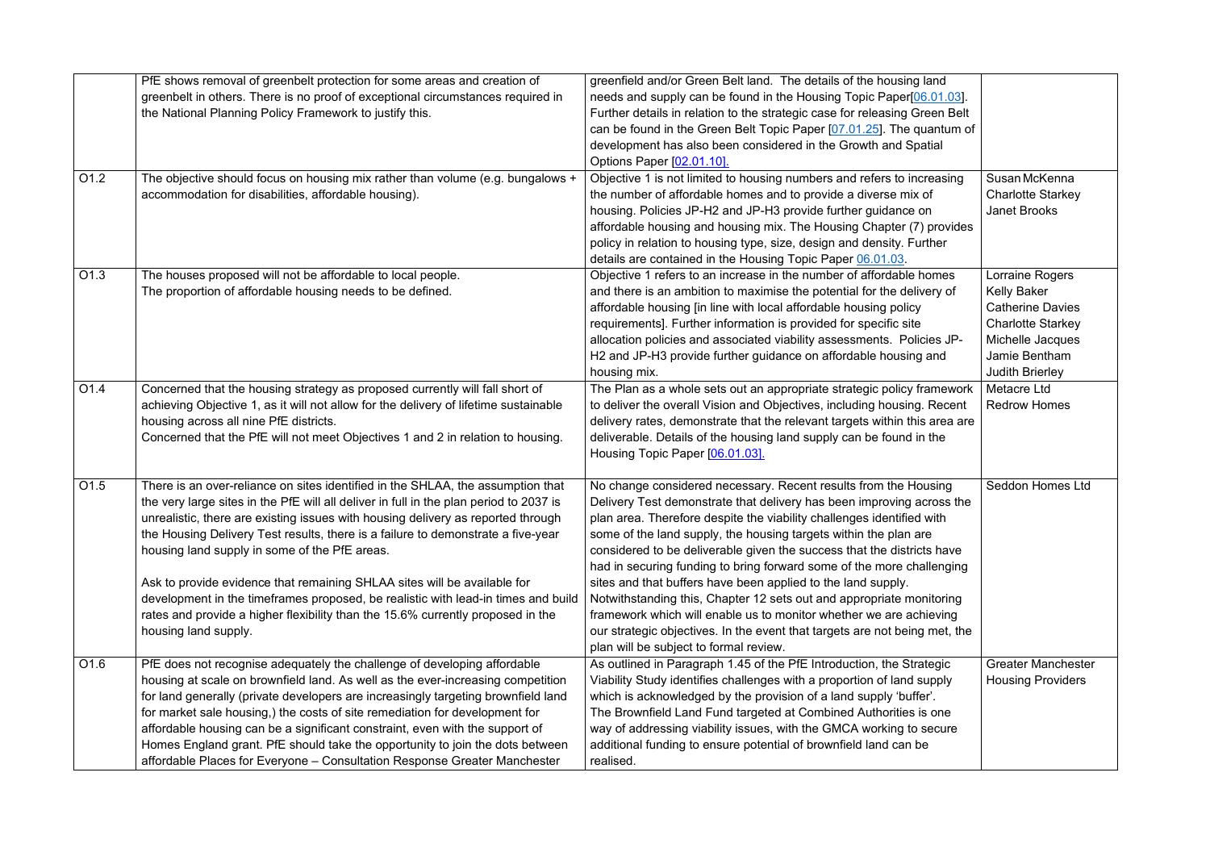| | | | |
|---|---|---|---|
| | PfE shows removal of greenbelt protection for some areas and creation of greenbelt in others. There is no proof of exceptional circumstances required in the National Planning Policy Framework to justify this. | greenfield and/or Green Belt land. The details of the housing land needs and supply can be found in the Housing Topic Paper[06.01.03]. Further details in relation to the strategic case for releasing Green Belt can be found in the Green Belt Topic Paper [07.01.25]. The quantum of development has also been considered in the Growth and Spatial Options Paper [02.01.10]. | |
| O1.2 | The objective should focus on housing mix rather than volume (e.g. bungalows + accommodation for disabilities, affordable housing). | Objective 1 is not limited to housing numbers and refers to increasing the number of affordable homes and to provide a diverse mix of housing. Policies JP-H2 and JP-H3 provide further guidance on affordable housing and housing mix. The Housing Chapter (7) provides policy in relation to housing type, size, design and density. Further details are contained in the Housing Topic Paper 06.01.03. | Susan McKenna<br>Charlotte Starkey<br>Janet Brooks |
| O1.3 | The houses proposed will not be affordable to local people.<br>The proportion of affordable housing needs to be defined. | Objective 1 refers to an increase in the number of affordable homes and there is an ambition to maximise the potential for the delivery of affordable housing [in line with local affordable housing policy requirements]. Further information is provided for specific site allocation policies and associated viability assessments. Policies JP-H2 and JP-H3 provide further guidance on affordable housing and housing mix. | Lorraine Rogers<br>Kelly Baker<br>Catherine Davies<br>Charlotte Starkey<br>Michelle Jacques<br>Jamie Bentham<br>Judith Brierley |
| O1.4 | Concerned that the housing strategy as proposed currently will fall short of achieving Objective 1, as it will not allow for the delivery of lifetime sustainable housing across all nine PfE districts.<br>Concerned that the PfE will not meet Objectives 1 and 2 in relation to housing. | The Plan as a whole sets out an appropriate strategic policy framework to deliver the overall Vision and Objectives, including housing. Recent delivery rates, demonstrate that the relevant targets within this area are deliverable. Details of the housing land supply can be found in the Housing Topic Paper [06.01.03]. | Metacre Ltd<br>Redrow Homes |
| O1.5 | There is an over-reliance on sites identified in the SHLAA, the assumption that the very large sites in the PfE will all deliver in full in the plan period to 2037 is unrealistic, there are existing issues with housing delivery as reported through the Housing Delivery Test results, there is a failure to demonstrate a five-year housing land supply in some of the PfE areas.<br><br>Ask to provide evidence that remaining SHLAA sites will be available for development in the timeframes proposed, be realistic with lead-in times and build rates and provide a higher flexibility than the 15.6% currently proposed in the housing land supply. | No change considered necessary. Recent results from the Housing Delivery Test demonstrate that delivery has been improving across the plan area. Therefore despite the viability challenges identified with some of the land supply, the housing targets within the plan are considered to be deliverable given the success that the districts have had in securing funding to bring forward some of the more challenging sites and that buffers have been applied to the land supply. Notwithstanding this, Chapter 12 sets out and appropriate monitoring framework which will enable us to monitor whether we are achieving our strategic objectives. In the event that targets are not being met, the plan will be subject to formal review. | Seddon Homes Ltd |
| O1.6 | PfE does not recognise adequately the challenge of developing affordable housing at scale on brownfield land. As well as the ever-increasing competition for land generally (private developers are increasingly targeting brownfield land for market sale housing,) the costs of site remediation for development for affordable housing can be a significant constraint, even with the support of Homes England grant. PfE should take the opportunity to join the dots between affordable Places for Everyone – Consultation Response Greater Manchester | As outlined in Paragraph 1.45 of the PfE Introduction, the Strategic Viability Study identifies challenges with a proportion of land supply which is acknowledged by the provision of a land supply 'buffer'.<br>The Brownfield Land Fund targeted at Combined Authorities is one way of addressing viability issues, with the GMCA working to secure additional funding to ensure potential of brownfield land can be realised. | Greater Manchester Housing Providers |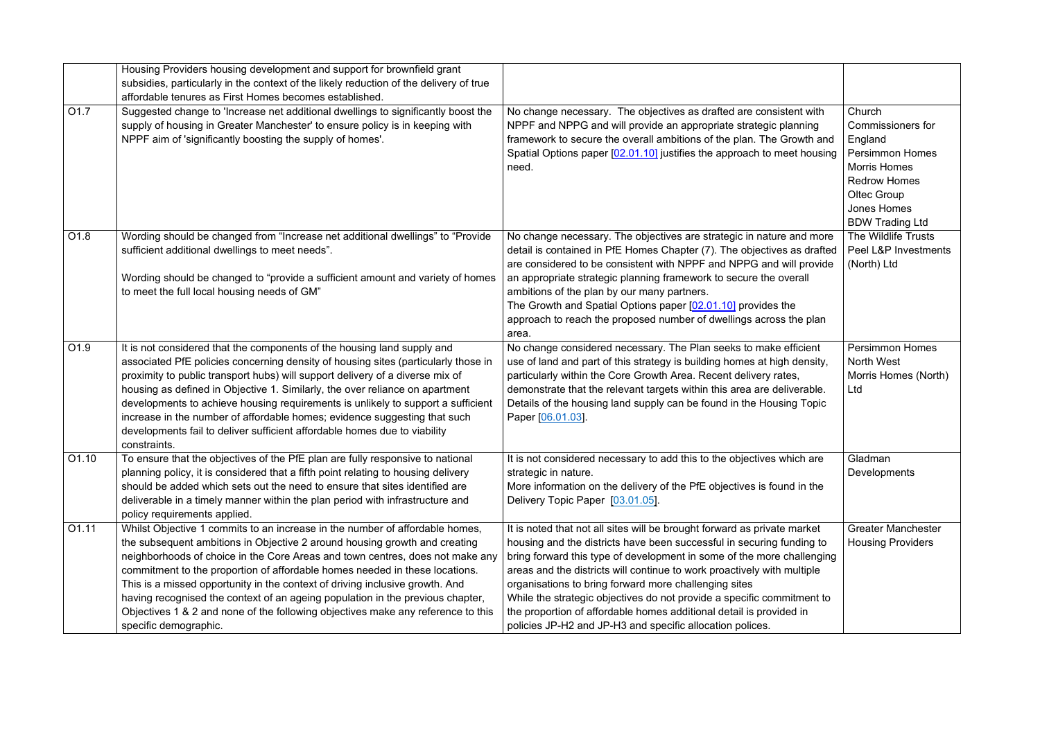|  |  |  |  |
|---|---|---|---|
|  | Housing Providers housing development and support for brownfield grant subsidies, particularly in the context of the likely reduction of the delivery of true affordable tenures as First Homes becomes established. |  |  |
| O1.7 | Suggested change to 'Increase net additional dwellings to significantly boost the supply of housing in Greater Manchester' to ensure policy is in keeping with NPPF aim of 'significantly boosting the supply of homes'. | No change necessary. The objectives as drafted are consistent with NPPF and NPPG and will provide an appropriate strategic planning framework to secure the overall ambitions of the plan. The Growth and Spatial Options paper [02.01.10] justifies the approach to meet housing need. | Church Commissioners for England<br>Persimmon Homes<br>Morris Homes<br>Redrow Homes<br>Oltec Group<br>Jones Homes<br>BDW Trading Ltd |
| O1.8 | Wording should be changed from “Increase net additional dwellings” to “Provide sufficient additional dwellings to meet needs”.<br><br>Wording should be changed to “provide a sufficient amount and variety of homes to meet the full local housing needs of GM” | No change necessary. The objectives are strategic in nature and more detail is contained in PfE Homes Chapter (7). The objectives as drafted are considered to be consistent with NPPF and NPPG and will provide an appropriate strategic planning framework to secure the overall ambitions of the plan by our many partners.<br>The Growth and Spatial Options paper [02.01.10] provides the approach to reach the proposed number of dwellings across the plan area. | The Wildlife Trusts<br>Peel L&P Investments (North) Ltd |
| O1.9 | It is not considered that the components of the housing land supply and associated PfE policies concerning density of housing sites (particularly those in proximity to public transport hubs) will support delivery of a diverse mix of housing as defined in Objective 1. Similarly, the over reliance on apartment developments to achieve housing requirements is unlikely to support a sufficient increase in the number of affordable homes; evidence suggesting that such developments fail to deliver sufficient affordable homes due to viability constraints. | No change considered necessary. The Plan seeks to make efficient use of land and part of this strategy is building homes at high density, particularly within the Core Growth Area. Recent delivery rates, demonstrate that the relevant targets within this area are deliverable. Details of the housing land supply can be found in the Housing Topic Paper [06.01.03]. | Persimmon Homes North West<br>Morris Homes (North) Ltd |
| O1.10 | To ensure that the objectives of the PfE plan are fully responsive to national planning policy, it is considered that a fifth point relating to housing delivery should be added which sets out the need to ensure that sites identified are deliverable in a timely manner within the plan period with infrastructure and policy requirements applied. | It is not considered necessary to add this to the objectives which are strategic in nature.<br>More information on the delivery of the PfE objectives is found in the Delivery Topic Paper [03.01.05]. | Gladman Developments |
| O1.11 | Whilst Objective 1 commits to an increase in the number of affordable homes, the subsequent ambitions in Objective 2 around housing growth and creating neighborhoods of choice in the Core Areas and town centres, does not make any commitment to the proportion of affordable homes needed in these locations. This is a missed opportunity in the context of driving inclusive growth. And having recognised the context of an ageing population in the previous chapter, Objectives 1 & 2 and none of the following objectives make any reference to this specific demographic. | It is noted that not all sites will be brought forward as private market housing and the districts have been successful in securing funding to bring forward this type of development in some of the more challenging areas and the districts will continue to work proactively with multiple organisations to bring forward more challenging sites<br>While the strategic objectives do not provide a specific commitment to the proportion of affordable homes additional detail is provided in policies JP-H2 and JP-H3 and specific allocation polices. | Greater Manchester Housing Providers |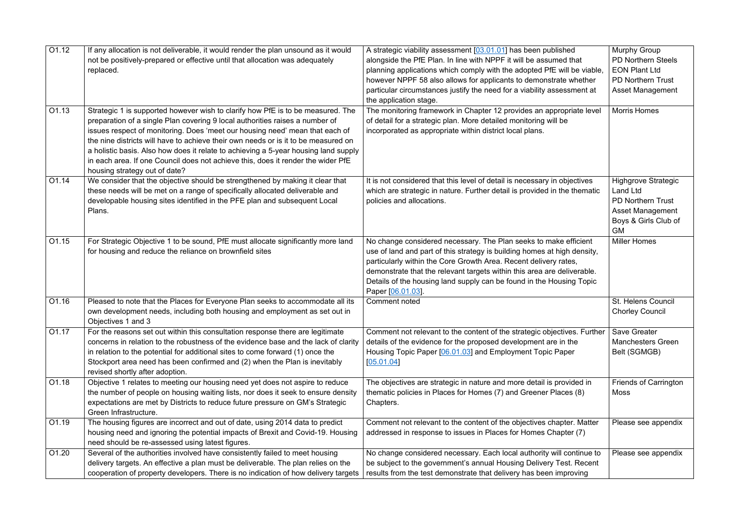| | | | |
|---|---|---|---|
| O1.12 | If any allocation is not deliverable, it would render the plan unsound as it would not be positively-prepared or effective until that allocation was adequately replaced. | A strategic viability assessment [03.01.01] has been published alongside the PfE Plan. In line with NPPF it will be assumed that planning applications which comply with the adopted PfE will be viable, however NPPF 58 also allows for applicants to demonstrate whether particular circumstances justify the need for a viability assessment at the application stage. | Murphy Group<br>PD Northern Steels<br>EON Plant Ltd<br>PD Northern Trust<br>Asset Management |
| O1.13 | Strategic 1 is supported however wish to clarify how PfE is to be measured. The preparation of a single Plan covering 9 local authorities raises a number of issues respect of monitoring. Does 'meet our housing need' mean that each of the nine districts will have to achieve their own needs or is it to be measured on a holistic basis. Also how does it relate to achieving a 5-year housing land supply in each area. If one Council does not achieve this, does it render the wider PfE housing strategy out of date? | The monitoring framework in Chapter 12 provides an appropriate level of detail for a strategic plan. More detailed monitoring will be incorporated as appropriate within district local plans. | Morris Homes |
| O1.14 | We consider that the objective should be strengthened by making it clear that these needs will be met on a range of specifically allocated deliverable and developable housing sites identified in the PFE plan and subsequent Local Plans. | It is not considered that this level of detail is necessary in objectives which are strategic in nature. Further detail is provided in the thematic policies and allocations. | Highgrove Strategic Land Ltd<br>PD Northern Trust<br>Asset Management<br>Boys & Girls Club of GM |
| O1.15 | For Strategic Objective 1 to be sound, PfE must allocate significantly more land for housing and reduce the reliance on brownfield sites | No change considered necessary. The Plan seeks to make efficient use of land and part of this strategy is building homes at high density, particularly within the Core Growth Area. Recent delivery rates, demonstrate that the relevant targets within this area are deliverable. Details of the housing land supply can be found in the Housing Topic Paper [06.01.03]. | Miller Homes |
| O1.16 | Pleased to note that the Places for Everyone Plan seeks to accommodate all its own development needs, including both housing and employment as set out in Objectives 1 and 3 | Comment noted | St. Helens Council<br>Chorley Council |
| O1.17 | For the reasons set out within this consultation response there are legitimate concerns in relation to the robustness of the evidence base and the lack of clarity in relation to the potential for additional sites to come forward (1) once the Stockport area need has been confirmed and (2) when the Plan is inevitably revised shortly after adoption. | Comment not relevant to the content of the strategic objectives. Further details of the evidence for the proposed development are in the Housing Topic Paper [06.01.03] and Employment Topic Paper [05.01.04] | Save Greater Manchesters Green Belt (SGMGB) |
| O1.18 | Objective 1 relates to meeting our housing need yet does not aspire to reduce the number of people on housing waiting lists, nor does it seek to ensure density expectations are met by Districts to reduce future pressure on GM's Strategic Green Infrastructure. | The objectives are strategic in nature and more detail is provided in thematic policies in Places for Homes (7) and Greener Places (8) Chapters. | Friends of Carrington Moss |
| O1.19 | The housing figures are incorrect and out of date, using 2014 data to predict housing need and ignoring the potential impacts of Brexit and Covid-19. Housing need should be re-assessed using latest figures. | Comment not relevant to the content of the objectives chapter. Matter addressed in response to issues in Places for Homes Chapter (7) | Please see appendix |
| O1.20 | Several of the authorities involved have consistently failed to meet housing delivery targets. An effective a plan must be deliverable. The plan relies on the cooperation of property developers. There is no indication of how delivery targets | No change considered necessary. Each local authority will continue to be subject to the government's annual Housing Delivery Test. Recent results from the test demonstrate that delivery has been improving | Please see appendix |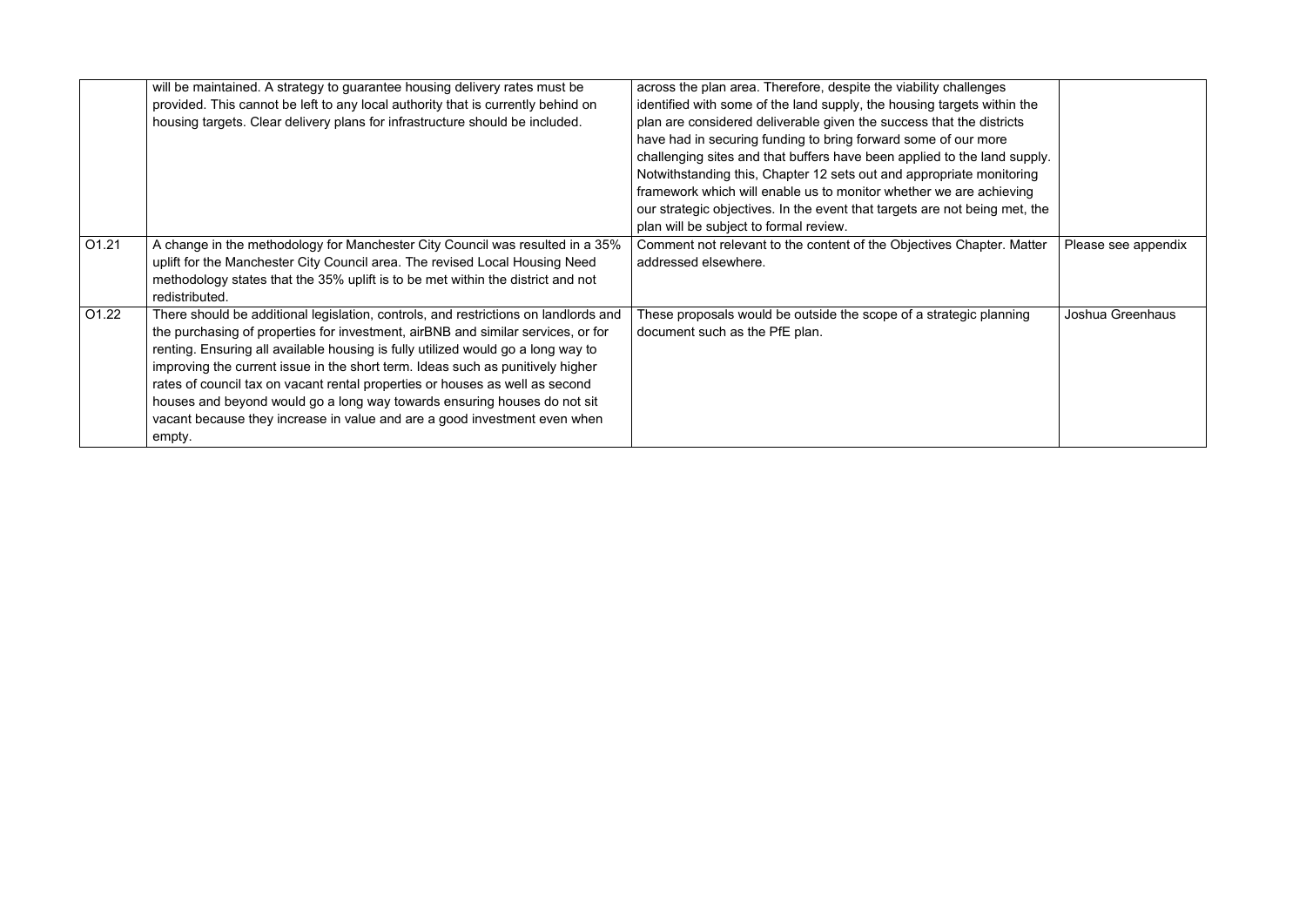| | | | |
|---|---|---|---|
| | will be maintained. A strategy to guarantee housing delivery rates must be provided. This cannot be left to any local authority that is currently behind on housing targets. Clear delivery plans for infrastructure should be included. | across the plan area. Therefore, despite the viability challenges identified with some of the land supply, the housing targets within the plan are considered deliverable given the success that the districts have had in securing funding to bring forward some of our more challenging sites and that buffers have been applied to the land supply. Notwithstanding this, Chapter 12 sets out and appropriate monitoring framework which will enable us to monitor whether we are achieving our strategic objectives. In the event that targets are not being met, the plan will be subject to formal review. | |
| O1.21 | A change in the methodology for Manchester City Council was resulted in a 35% uplift for the Manchester City Council area. The revised Local Housing Need methodology states that the 35% uplift is to be met within the district and not redistributed. | Comment not relevant to the content of the Objectives Chapter. Matter addressed elsewhere. | Please see appendix |
| O1.22 | There should be additional legislation, controls, and restrictions on landlords and the purchasing of properties for investment, airBNB and similar services, or for renting. Ensuring all available housing is fully utilized would go a long way to improving the current issue in the short term. Ideas such as punitively higher rates of council tax on vacant rental properties or houses as well as second houses and beyond would go a long way towards ensuring houses do not sit vacant because they increase in value and are a good investment even when empty. | These proposals would be outside the scope of a strategic planning document such as the PfE plan. | Joshua Greenhaus |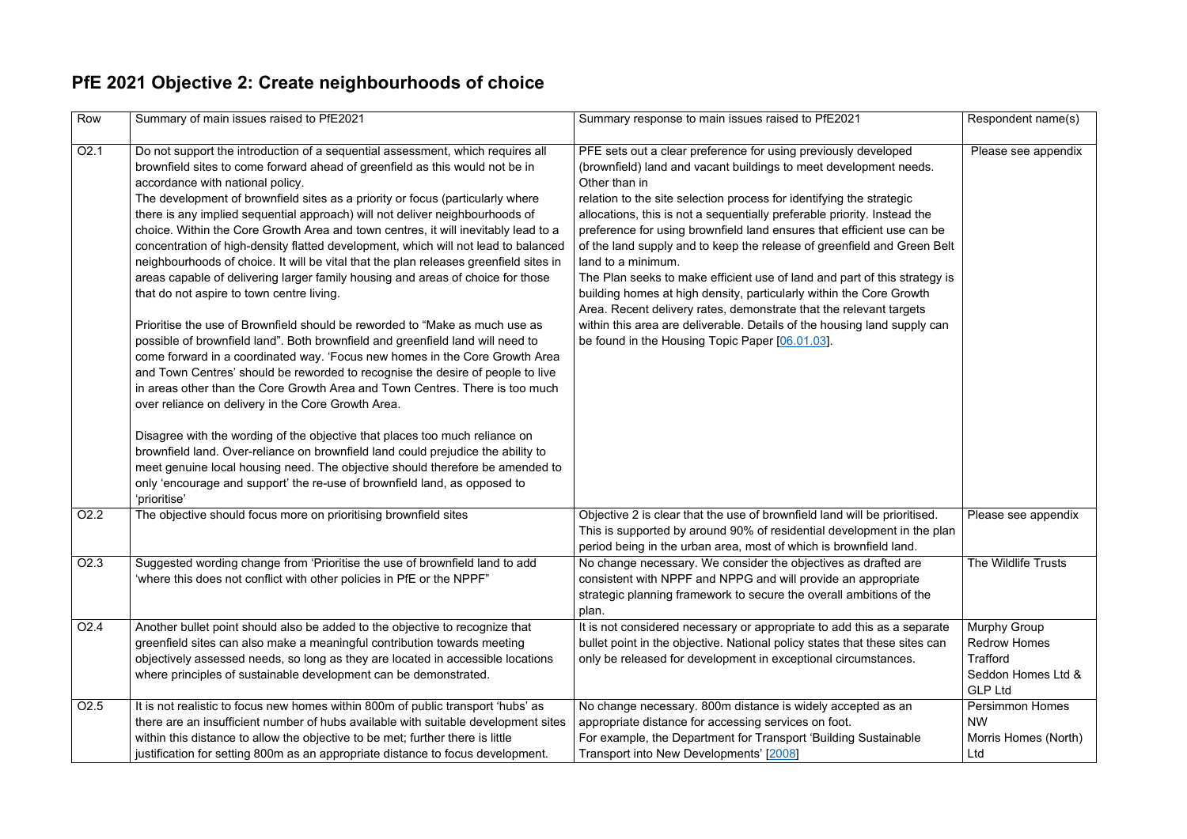# PfE 2021 Objective 2: Create neighbourhoods of choice

| Row | Summary of main issues raised to PfE2021 | Summary response to main issues raised to PfE2021 | Respondent name(s) |
|---|---|---|---|
| O2.1 | Do not support the introduction of a sequential assessment, which requires all brownfield sites to come forward ahead of greenfield as this would not be in accordance with national policy.<br>The development of brownfield sites as a priority or focus (particularly where there is any implied sequential approach) will not deliver neighbourhoods of choice. Within the Core Growth Area and town centres, it will inevitably lead to a concentration of high-density flatted development, which will not lead to balanced neighbourhoods of choice. It will be vital that the plan releases greenfield sites in areas capable of delivering larger family housing and areas of choice for those that do not aspire to town centre living.<br><br>Prioritise the use of Brownfield should be reworded to "Make as much use as possible of brownfield land". Both brownfield and greenfield land will need to come forward in a coordinated way. 'Focus new homes in the Core Growth Area and Town Centres' should be reworded to recognise the desire of people to live in areas other than the Core Growth Area and Town Centres. There is too much over reliance on delivery in the Core Growth Area.<br><br>Disagree with the wording of the objective that places too much reliance on brownfield land. Over-reliance on brownfield land could prejudice the ability to meet genuine local housing need. The objective should therefore be amended to only 'encourage and support' the re-use of brownfield land, as opposed to 'prioritise' | PFE sets out a clear preference for using previously developed (brownfield) land and vacant buildings to meet development needs. Other than in relation to the site selection process for identifying the strategic allocations, this is not a sequentially preferable priority. Instead the preference for using brownfield land ensures that efficient use can be of the land supply and to keep the release of greenfield and Green Belt land to a minimum.<br>The Plan seeks to make efficient use of land and part of this strategy is building homes at high density, particularly within the Core Growth Area. Recent delivery rates, demonstrate that the relevant targets within this area are deliverable. Details of the housing land supply can be found in the Housing Topic Paper [06.01.03]. | Please see appendix |
| O2.2 | The objective should focus more on prioritising brownfield sites | Objective 2 is clear that the use of brownfield land will be prioritised. This is supported by around 90% of residential development in the plan period being in the urban area, most of which is brownfield land. | Please see appendix |
| O2.3 | Suggested wording change from 'Prioritise the use of brownfield land to add 'where this does not conflict with other policies in PfE or the NPPF" | No change necessary. We consider the objectives as drafted are consistent with NPPF and NPPG and will provide an appropriate strategic planning framework to secure the overall ambitions of the plan. | The Wildlife Trusts |
| O2.4 | Another bullet point should also be added to the objective to recognize that greenfield sites can also make a meaningful contribution towards meeting objectively assessed needs, so long as they are located in accessible locations where principles of sustainable development can be demonstrated. | It is not considered necessary or appropriate to add this as a separate bullet point in the objective. National policy states that these sites can only be released for development in exceptional circumstances. | Murphy Group<br>Redrow Homes<br>Trafford<br>Seddon Homes Ltd & GLP Ltd |
| O2.5 | It is not realistic to focus new homes within 800m of public transport 'hubs' as there are an insufficient number of hubs available with suitable development sites within this distance to allow the objective to be met; further there is little justification for setting 800m as an appropriate distance to focus development. | No change necessary. 800m distance is widely accepted as an appropriate distance for accessing services on foot.<br>For example, the Department for Transport 'Building Sustainable Transport into New Developments' [2008] | Persimmon Homes NW<br>Morris Homes (North) Ltd |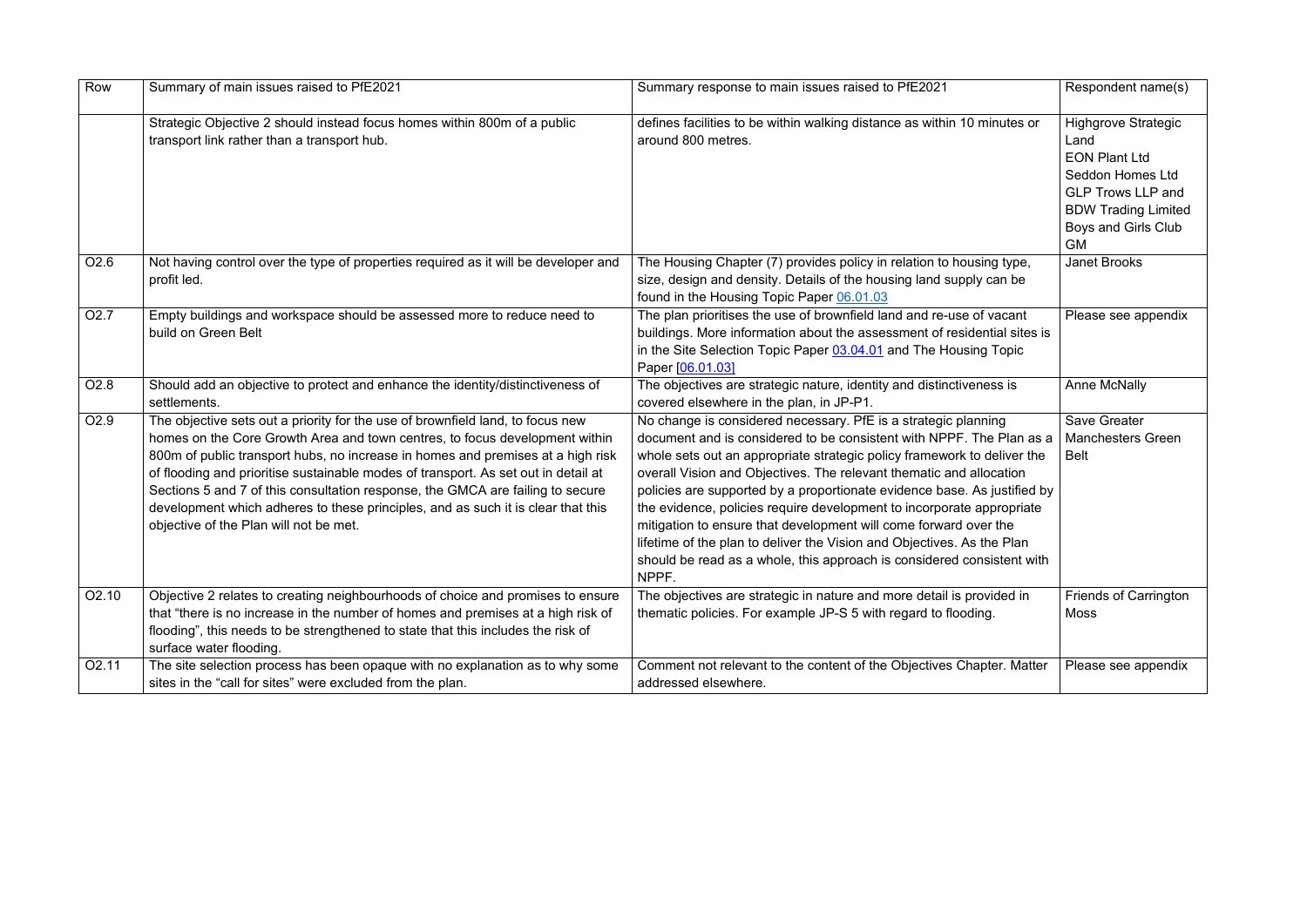| Row | Summary of main issues raised to PfE2021 | Summary response to main issues raised to PfE2021 | Respondent name(s) |
|---|---|---|---|
| | Strategic Objective 2 should instead focus homes within 800m of a public transport link rather than a transport hub. | defines facilities to be within walking distance as within 10 minutes or around 800 metres. | Highgrove Strategic Land<br>EON Plant Ltd<br>Seddon Homes Ltd<br>GLP Trows LLP and BDW Trading Limited<br>Boys and Girls Club GM |
| O2.6 | Not having control over the type of properties required as it will be developer and profit led. | The Housing Chapter (7) provides policy in relation to housing type, size, design and density. Details of the housing land supply can be found in the Housing Topic Paper 06.01.03 | Janet Brooks |
| O2.7 | Empty buildings and workspace should be assessed more to reduce need to build on Green Belt | The plan prioritises the use of brownfield land and re-use of vacant buildings. More information about the assessment of residential sites is in the Site Selection Topic Paper 03.04.01 and The Housing Topic Paper [06.01.03] | Please see appendix |
| O2.8 | Should add an objective to protect and enhance the identity/distinctiveness of settlements. | The objectives are strategic nature, identity and distinctiveness is covered elsewhere in the plan, in JP-P1. | Anne McNally |
| O2.9 | The objective sets out a priority for the use of brownfield land, to focus new homes on the Core Growth Area and town centres, to focus development within 800m of public transport hubs, no increase in homes and premises at a high risk of flooding and prioritise sustainable modes of transport. As set out in detail at Sections 5 and 7 of this consultation response, the GMCA are failing to secure development which adheres to these principles, and as such it is clear that this objective of the Plan will not be met. | No change is considered necessary. PfE is a strategic planning document and is considered to be consistent with NPPF. The Plan as a whole sets out an appropriate strategic policy framework to deliver the overall Vision and Objectives. The relevant thematic and allocation policies are supported by a proportionate evidence base. As justified by the evidence, policies require development to incorporate appropriate mitigation to ensure that development will come forward over the lifetime of the plan to deliver the Vision and Objectives. As the Plan should be read as a whole, this approach is considered consistent with NPPF. | Save Greater Manchesters Green Belt |
| O2.10 | Objective 2 relates to creating neighbourhoods of choice and promises to ensure that "there is no increase in the number of homes and premises at a high risk of flooding", this needs to be strengthened to state that this includes the risk of surface water flooding. | The objectives are strategic in nature and more detail is provided in thematic policies. For example JP-S 5 with regard to flooding. | Friends of Carrington Moss |
| O2.11 | The site selection process has been opaque with no explanation as to why some sites in the "call for sites" were excluded from the plan. | Comment not relevant to the content of the Objectives Chapter. Matter addressed elsewhere. | Please see appendix |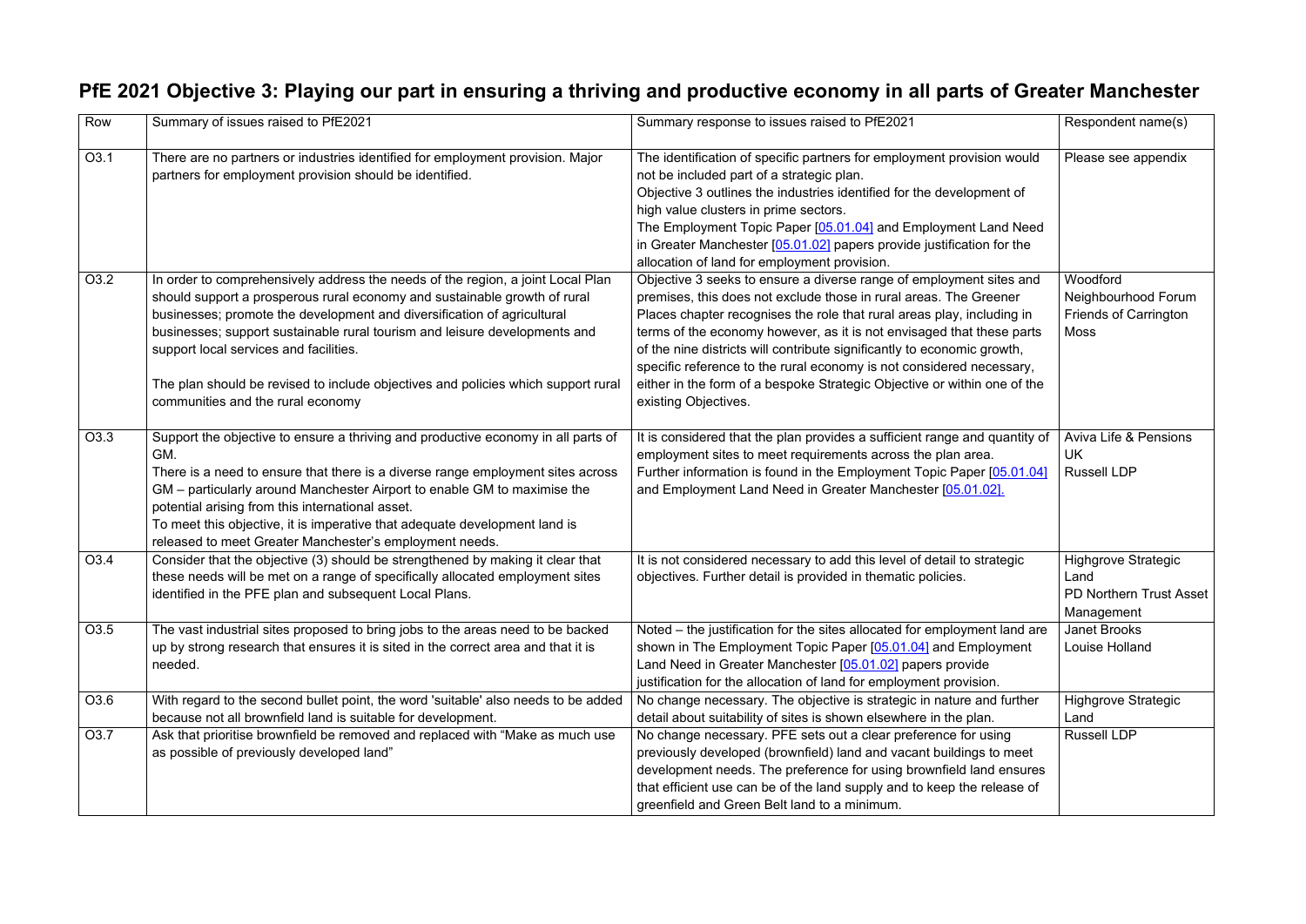# PfE 2021 Objective 3: Playing our part in ensuring a thriving and productive economy in all parts of Greater Manchester

| Row | Summary of issues raised to PfE2021 | Summary response to issues raised to PfE2021 | Respondent name(s) |
|---|---|---|---|
| O3.1 | There are no partners or industries identified for employment provision. Major partners for employment provision should be identified. | The identification of specific partners for employment provision would not be included part of a strategic plan.<br>Objective 3 outlines the industries identified for the development of high value clusters in prime sectors.<br>The Employment Topic Paper [05.01.04] and Employment Land Need in Greater Manchester [05.01.02] papers provide justification for the allocation of land for employment provision. | Please see appendix |
| O3.2 | In order to comprehensively address the needs of the region, a joint Local Plan should support a prosperous rural economy and sustainable growth of rural businesses; promote the development and diversification of agricultural businesses; support sustainable rural tourism and leisure developments and support local services and facilities.<br><br>The plan should be revised to include objectives and policies which support rural communities and the rural economy | Objective 3 seeks to ensure a diverse range of employment sites and premises, this does not exclude those in rural areas. The Greener Places chapter recognises the role that rural areas play, including in terms of the economy however, as it is not envisaged that these parts of the nine districts will contribute significantly to economic growth, specific reference to the rural economy is not considered necessary, either in the form of a bespoke Strategic Objective or within one of the existing Objectives. | Woodford Neighbourhood Forum<br>Friends of Carrington Moss |
| O3.3 | Support the objective to ensure a thriving and productive economy in all parts of GM.<br>There is a need to ensure that there is a diverse range employment sites across GM – particularly around Manchester Airport to enable GM to maximise the potential arising from this international asset.<br>To meet this objective, it is imperative that adequate development land is released to meet Greater Manchester's employment needs. | It is considered that the plan provides a sufficient range and quantity of employment sites to meet requirements across the plan area.<br>Further information is found in the Employment Topic Paper [05.01.04] and Employment Land Need in Greater Manchester [05.01.02]. | Aviva Life & Pensions UK<br>Russell LDP |
| O3.4 | Consider that the objective (3) should be strengthened by making it clear that these needs will be met on a range of specifically allocated employment sites identified in the PFE plan and subsequent Local Plans. | It is not considered necessary to add this level of detail to strategic objectives. Further detail is provided in thematic policies. | Highgrove Strategic Land<br>PD Northern Trust Asset Management |
| O3.5 | The vast industrial sites proposed to bring jobs to the areas need to be backed up by strong research that ensures it is sited in the correct area and that it is needed. | Noted – the justification for the sites allocated for employment land are shown in The Employment Topic Paper [05.01.04] and Employment Land Need in Greater Manchester [05.01.02] papers provide justification for the allocation of land for employment provision. | Janet Brooks<br>Louise Holland |
| O3.6 | With regard to the second bullet point, the word 'suitable' also needs to be added because not all brownfield land is suitable for development. | No change necessary. The objective is strategic in nature and further detail about suitability of sites is shown elsewhere in the plan. | Highgrove Strategic Land |
| O3.7 | Ask that prioritise brownfield be removed and replaced with "Make as much use as possible of previously developed land" | No change necessary. PFE sets out a clear preference for using previously developed (brownfield) land and vacant buildings to meet development needs. The preference for using brownfield land ensures that efficient use can be of the land supply and to keep the release of greenfield and Green Belt land to a minimum. | Russell LDP |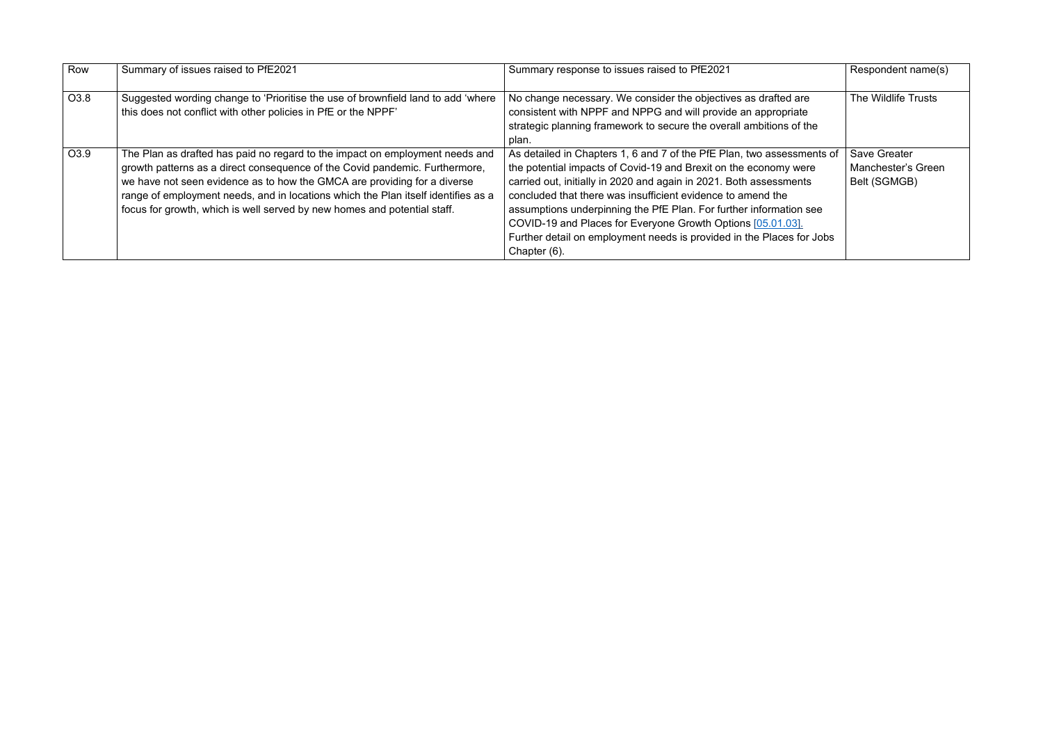| Row | Summary of issues raised to PfE2021 | Summary response to issues raised to PfE2021 | Respondent name(s) |
| --- | --- | --- | --- |
| O3.8 | Suggested wording change to 'Prioritise the use of brownfield land to add 'where this does not conflict with other policies in PfE or the NPPF' | No change necessary. We consider the objectives as drafted are consistent with NPPF and NPPG and will provide an appropriate strategic planning framework to secure the overall ambitions of the plan. | The Wildlife Trusts |
| O3.9 | The Plan as drafted has paid no regard to the impact on employment needs and growth patterns as a direct consequence of the Covid pandemic. Furthermore, we have not seen evidence as to how the GMCA are providing for a diverse range of employment needs, and in locations which the Plan itself identifies as a focus for growth, which is well served by new homes and potential staff. | As detailed in Chapters 1, 6 and 7 of the PfE Plan, two assessments of the potential impacts of Covid-19 and Brexit on the economy were carried out, initially in 2020 and again in 2021. Both assessments concluded that there was insufficient evidence to amend the assumptions underpinning the PfE Plan. For further information see COVID-19 and Places for Everyone Growth Options [05.01.03]. Further detail on employment needs is provided in the Places for Jobs Chapter (6). | Save Greater Manchester's Green Belt (SGMGB) |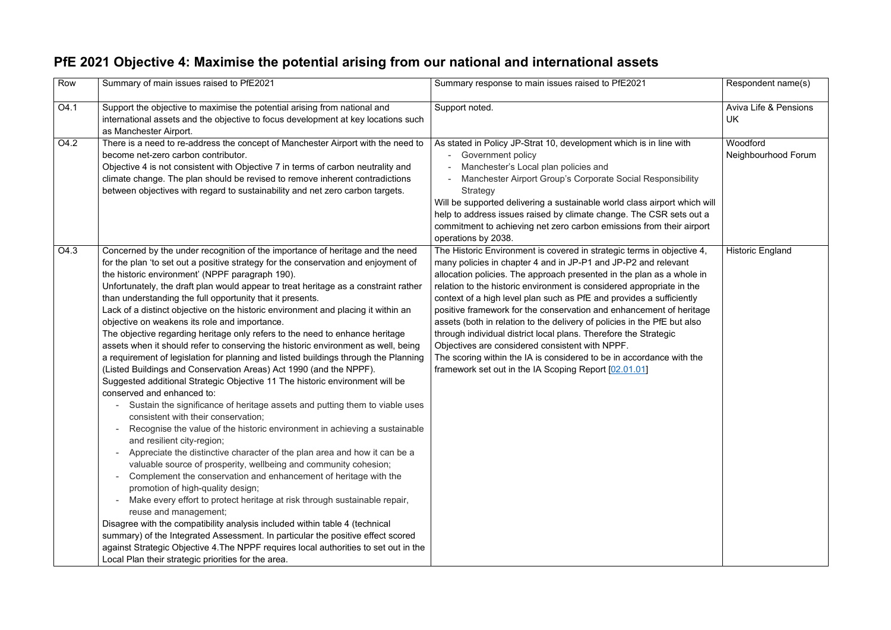## PfE 2021 Objective 4: Maximise the potential arising from our national and international assets

| Row | Summary of main issues raised to PfE2021 | Summary response to main issues raised to PfE2021 | Respondent name(s) |
|---|---|---|---|
| O4.1 | Support the objective to maximise the potential arising from national and international assets and the objective to focus development at key locations such as Manchester Airport. | Support noted. | Aviva Life & Pensions UK |
| O4.2 | There is a need to re-address the concept of Manchester Airport with the need to become net-zero carbon contributor.<br>Objective 4 is not consistent with Objective 7 in terms of carbon neutrality and climate change. The plan should be revised to remove inherent contradictions between objectives with regard to sustainability and net zero carbon targets. | As stated in Policy JP-Strat 10, development which is in line with<br>- Government policy<br>- Manchester's Local plan policies and<br>- Manchester Airport Group's Corporate Social Responsibility Strategy<br>Will be supported delivering a sustainable world class airport which will help to address issues raised by climate change. The CSR sets out a commitment to achieving net zero carbon emissions from their airport operations by 2038. | Woodford Neighbourhood Forum |
| O4.3 | Concerned by the under recognition of the importance of heritage and the need for the plan 'to set out a positive strategy for the conservation and enjoyment of the historic environment' (NPPF paragraph 190).<br>Unfortunately, the draft plan would appear to treat heritage as a constraint rather than understanding the full opportunity that it presents.<br>Lack of a distinct objective on the historic environment and placing it within an objective on weakens its role and importance.<br>The objective regarding heritage only refers to the need to enhance heritage assets when it should refer to conserving the historic environment as well, being a requirement of legislation for planning and listed buildings through the Planning (Listed Buildings and Conservation Areas) Act 1990 (and the NPPF).<br>Suggested additional Strategic Objective 11 The historic environment will be conserved and enhanced to:<br>- Sustain the significance of heritage assets and putting them to viable uses consistent with their conservation;<br>- Recognise the value of the historic environment in achieving a sustainable and resilient city-region;<br>- Appreciate the distinctive character of the plan area and how it can be a valuable source of prosperity, wellbeing and community cohesion;<br>- Complement the conservation and enhancement of heritage with the promotion of high-quality design;<br>- Make every effort to protect heritage at risk through sustainable repair, reuse and management;<br>Disagree with the compatibility analysis included within table 4 (technical summary) of the Integrated Assessment. In particular the positive effect scored against Strategic Objective 4.The NPPF requires local authorities to set out in the Local Plan their strategic priorities for the area. | The Historic Environment is covered in strategic terms in objective 4, many policies in chapter 4 and in JP-P1 and JP-P2 and relevant allocation policies. The approach presented in the plan as a whole in relation to the historic environment is considered appropriate in the context of a high level plan such as PfE and provides a sufficiently positive framework for the conservation and enhancement of heritage assets (both in relation to the delivery of policies in the PfE but also through individual district local plans. Therefore the Strategic Objectives are considered consistent with NPPF.<br>The scoring within the IA is considered to be in accordance with the framework set out in the IA Scoping Report [02.01.01] | Historic England |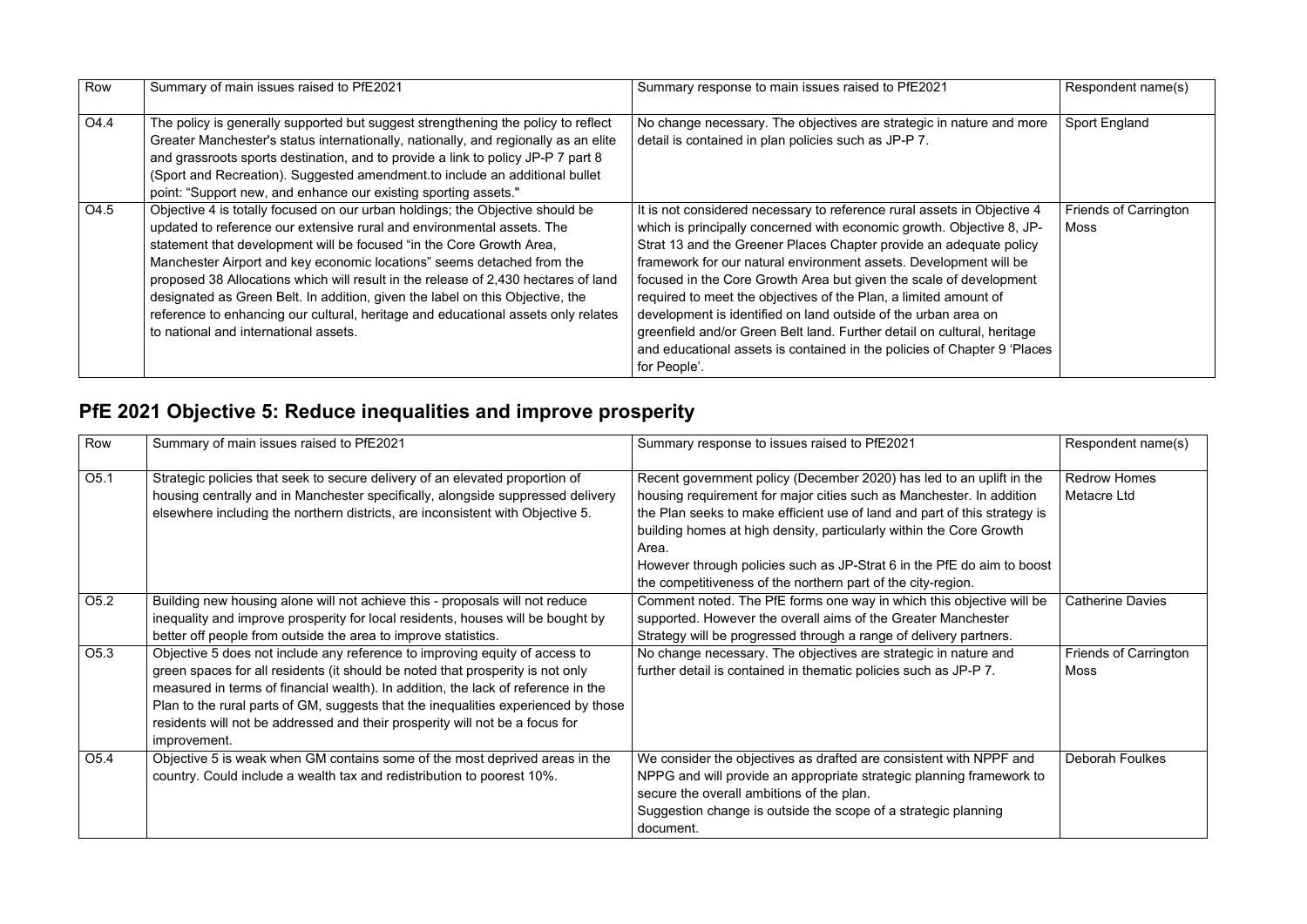| Row | Summary of main issues raised to PfE2021 | Summary response to main issues raised to PfE2021 | Respondent name(s) |
|---|---|---|---|
| O4.4 | The policy is generally supported but suggest strengthening the policy to reflect Greater Manchester's status internationally, nationally, and regionally as an elite and grassroots sports destination, and to provide a link to policy JP-P 7 part 8 (Sport and Recreation). Suggested amendment.to include an additional bullet point: "Support new, and enhance our existing sporting assets." | No change necessary. The objectives are strategic in nature and more detail is contained in plan policies such as JP-P 7. | Sport England |
| O4.5 | Objective 4 is totally focused on our urban holdings; the Objective should be updated to reference our extensive rural and environmental assets. The statement that development will be focused "in the Core Growth Area, Manchester Airport and key economic locations" seems detached from the proposed 38 Allocations which will result in the release of 2,430 hectares of land designated as Green Belt. In addition, given the label on this Objective, the reference to enhancing our cultural, heritage and educational assets only relates to national and international assets. | It is not considered necessary to reference rural assets in Objective 4 which is principally concerned with economic growth. Objective 8, JP-Strat 13 and the Greener Places Chapter provide an adequate policy framework for our natural environment assets. Development will be focused in the Core Growth Area but given the scale of development required to meet the objectives of the Plan, a limited amount of development is identified on land outside of the urban area on greenfield and/or Green Belt land. Further detail on cultural, heritage and educational assets is contained in the policies of Chapter 9 'Places for People'. | Friends of Carrington Moss |

## PfE 2021 Objective 5: Reduce inequalities and improve prosperity

| Row | Summary of main issues raised to PfE2021 | Summary response to issues raised to PfE2021 | Respondent name(s) |
|---|---|---|---|
| O5.1 | Strategic policies that seek to secure delivery of an elevated proportion of housing centrally and in Manchester specifically, alongside suppressed delivery elsewhere including the northern districts, are inconsistent with Objective 5. | Recent government policy (December 2020) has led to an uplift in the housing requirement for major cities such as Manchester. In addition the Plan seeks to make efficient use of land and part of this strategy is building homes at high density, particularly within the Core Growth Area.<br>However through policies such as JP-Strat 6 in the PfE do aim to boost the competitiveness of the northern part of the city-region. | Redrow Homes<br>Metacre Ltd |
| O5.2 | Building new housing alone will not achieve this - proposals will not reduce inequality and improve prosperity for local residents, houses will be bought by better off people from outside the area to improve statistics. | Comment noted. The PfE forms one way in which this objective will be supported. However the overall aims of the Greater Manchester Strategy will be progressed through a range of delivery partners. | Catherine Davies |
| O5.3 | Objective 5 does not include any reference to improving equity of access to green spaces for all residents (it should be noted that prosperity is not only measured in terms of financial wealth). In addition, the lack of reference in the Plan to the rural parts of GM, suggests that the inequalities experienced by those residents will not be addressed and their prosperity will not be a focus for improvement. | No change necessary. The objectives are strategic in nature and further detail is contained in thematic policies such as JP-P 7. | Friends of Carrington Moss |
| O5.4 | Objective 5 is weak when GM contains some of the most deprived areas in the country. Could include a wealth tax and redistribution to poorest 10%. | We consider the objectives as drafted are consistent with NPPF and NPPG and will provide an appropriate strategic planning framework to secure the overall ambitions of the plan.<br>Suggestion change is outside the scope of a strategic planning document. | Deborah Foulkes |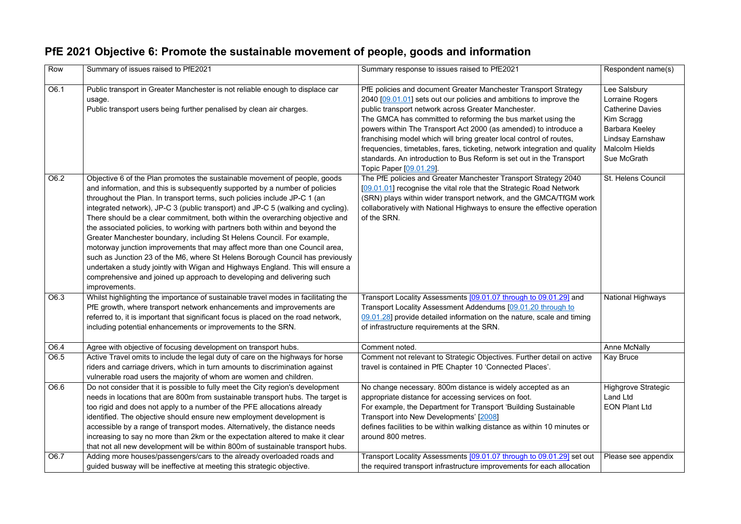# PfE 2021 Objective 6: Promote the sustainable movement of people, goods and information

| Row | Summary of issues raised to PfE2021 | Summary response to issues raised to PfE2021 | Respondent name(s) |
|---|---|---|---|
| O6.1 | Public transport in Greater Manchester is not reliable enough to displace car usage.<br>Public transport users being further penalised by clean air charges. | PfE policies and document Greater Manchester Transport Strategy 2040 [09.01.01] sets out our policies and ambitions to improve the public transport network across Greater Manchester.<br>The GMCA has committed to reforming the bus market using the powers within The Transport Act 2000 (as amended) to introduce a franchising model which will bring greater local control of routes, frequencies, timetables, fares, ticketing, network integration and quality standards. An introduction to Bus Reform is set out in the Transport Topic Paper [09.01.29]. | Lee Salsbury<br>Lorraine Rogers<br>Catherine Davies<br>Kim Scragg<br>Barbara Keeley<br>Lindsay Earnshaw<br>Malcolm Hields<br>Sue McGrath |
| O6.2 | Objective 6 of the Plan promotes the sustainable movement of people, goods and information, and this is subsequently supported by a number of policies throughout the Plan. In transport terms, such policies include JP-C 1 (an integrated network), JP-C 3 (public transport) and JP-C 5 (walking and cycling). There should be a clear commitment, both within the overarching objective and the associated policies, to working with partners both within and beyond the Greater Manchester boundary, including St Helens Council. For example, motorway junction improvements that may affect more than one Council area, such as Junction 23 of the M6, where St Helens Borough Council has previously undertaken a study jointly with Wigan and Highways England. This will ensure a comprehensive and joined up approach to developing and delivering such improvements. | The PfE policies and Greater Manchester Transport Strategy 2040 [09.01.01] recognise the vital role that the Strategic Road Network (SRN) plays within wider transport network, and the GMCA/TfGM work collaboratively with National Highways to ensure the effective operation of the SRN. | St. Helens Council |
| O6.3 | Whilst highlighting the importance of sustainable travel modes in facilitating the PfE growth, where transport network enhancements and improvements are referred to, it is important that significant focus is placed on the road network, including potential enhancements or improvements to the SRN. | Transport Locality Assessments [09.01.07 through to 09.01.29] and Transport Locality Assessment Addendums [09.01.20 through to 09.01.28] provide detailed information on the nature, scale and timing of infrastructure requirements at the SRN. | National Highways |
| O6.4 | Agree with objective of focusing development on transport hubs. | Comment noted. | Anne McNally |
| O6.5 | Active Travel omits to include the legal duty of care on the highways for horse riders and carriage drivers, which in turn amounts to discrimination against vulnerable road users the majority of whom are women and children. | Comment not relevant to Strategic Objectives. Further detail on active travel is contained in PfE Chapter 10 'Connected Places'. | Kay Bruce |
| O6.6 | Do not consider that it is possible to fully meet the City region's development needs in locations that are 800m from sustainable transport hubs. The target is too rigid and does not apply to a number of the PFE allocations already identified. The objective should ensure new employment development is accessible by a range of transport modes. Alternatively, the distance needs increasing to say no more than 2km or the expectation altered to make it clear that not all new development will be within 800m of sustainable transport hubs. | No change necessary. 800m distance is widely accepted as an appropriate distance for accessing services on foot.<br>For example, the Department for Transport 'Building Sustainable Transport into New Developments' [2008] defines facilities to be within walking distance as within 10 minutes or around 800 metres. | Highgrove Strategic Land Ltd<br>EON Plant Ltd |
| O6.7 | Adding more houses/passengers/cars to the already overloaded roads and guided busway will be ineffective at meeting this strategic objective. | Transport Locality Assessments [09.01.07 through to 09.01.29] set out the required transport infrastructure improvements for each allocation | Please see appendix |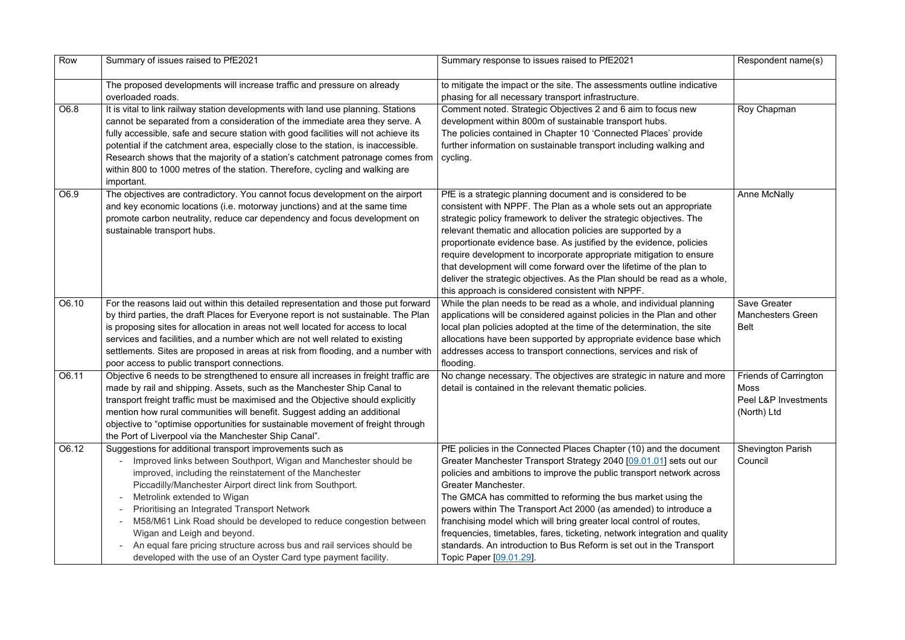| Row | Summary of issues raised to PfE2021 | Summary response to issues raised to PfE2021 | Respondent name(s) |
|---|---|---|---|
| | The proposed developments will increase traffic and pressure on already overloaded roads. | to mitigate the impact or the site. The assessments outline indicative phasing for all necessary transport infrastructure. | |
| O6.8 | It is vital to link railway station developments with land use planning. Stations cannot be separated from a consideration of the immediate area they serve. A fully accessible, safe and secure station with good facilities will not achieve its potential if the catchment area, especially close to the station, is inaccessible. Research shows that the majority of a station's catchment patronage comes from within 800 to 1000 metres of the station. Therefore, cycling and walking are important. | Comment noted. Strategic Objectives 2 and 6 aim to focus new development within 800m of sustainable transport hubs.<br>The policies contained in Chapter 10 'Connected Places' provide further information on sustainable transport including walking and cycling. | Roy Chapman |
| O6.9 | The objectives are contradictory. You cannot focus development on the airport and key economic locations (i.e. motorway junctions) and at the same time promote carbon neutrality, reduce car dependency and focus development on sustainable transport hubs. | PfE is a strategic planning document and is considered to be consistent with NPPF. The Plan as a whole sets out an appropriate strategic policy framework to deliver the strategic objectives. The relevant thematic and allocation policies are supported by a proportionate evidence base. As justified by the evidence, policies require development to incorporate appropriate mitigation to ensure that development will come forward over the lifetime of the plan to deliver the strategic objectives. As the Plan should be read as a whole, this approach is considered consistent with NPPF. | Anne McNally |
| O6.10 | For the reasons laid out within this detailed representation and those put forward by third parties, the draft Places for Everyone report is not sustainable. The Plan is proposing sites for allocation in areas not well located for access to local services and facilities, and a number which are not well related to existing settlements. Sites are proposed in areas at risk from flooding, and a number with poor access to public transport connections. | While the plan needs to be read as a whole, and individual planning applications will be considered against policies in the Plan and other local plan policies adopted at the time of the determination, the site allocations have been supported by appropriate evidence base which addresses access to transport connections, services and risk of flooding. | Save Greater Manchesters Green Belt |
| O6.11 | Objective 6 needs to be strengthened to ensure all increases in freight traffic are made by rail and shipping. Assets, such as the Manchester Ship Canal to transport freight traffic must be maximised and the Objective should explicitly mention how rural communities will benefit. Suggest adding an additional objective to "optimise opportunities for sustainable movement of freight through the Port of Liverpool via the Manchester Ship Canal". | No change necessary. The objectives are strategic in nature and more detail is contained in the relevant thematic policies. | Friends of Carrington Moss<br>Peel L&P Investments (North) Ltd |
| O6.12 | Suggestions for additional transport improvements such as<br>- Improved links between Southport, Wigan and Manchester should be improved, including the reinstatement of the Manchester Piccadilly/Manchester Airport direct link from Southport.<br>- Metrolink extended to Wigan<br>- Prioritising an Integrated Transport Network<br>- M58/M61 Link Road should be developed to reduce congestion between Wigan and Leigh and beyond.<br>- An equal fare pricing structure across bus and rail services should be developed with the use of an Oyster Card type payment facility. | PfE policies in the Connected Places Chapter (10) and the document Greater Manchester Transport Strategy 2040 [09.01.01] sets out our policies and ambitions to improve the public transport network across Greater Manchester.<br>The GMCA has committed to reforming the bus market using the powers within The Transport Act 2000 (as amended) to introduce a franchising model which will bring greater local control of routes, frequencies, timetables, fares, ticketing, network integration and quality standards. An introduction to Bus Reform is set out in the Transport Topic Paper [09.01.29]. | Shevington Parish Council |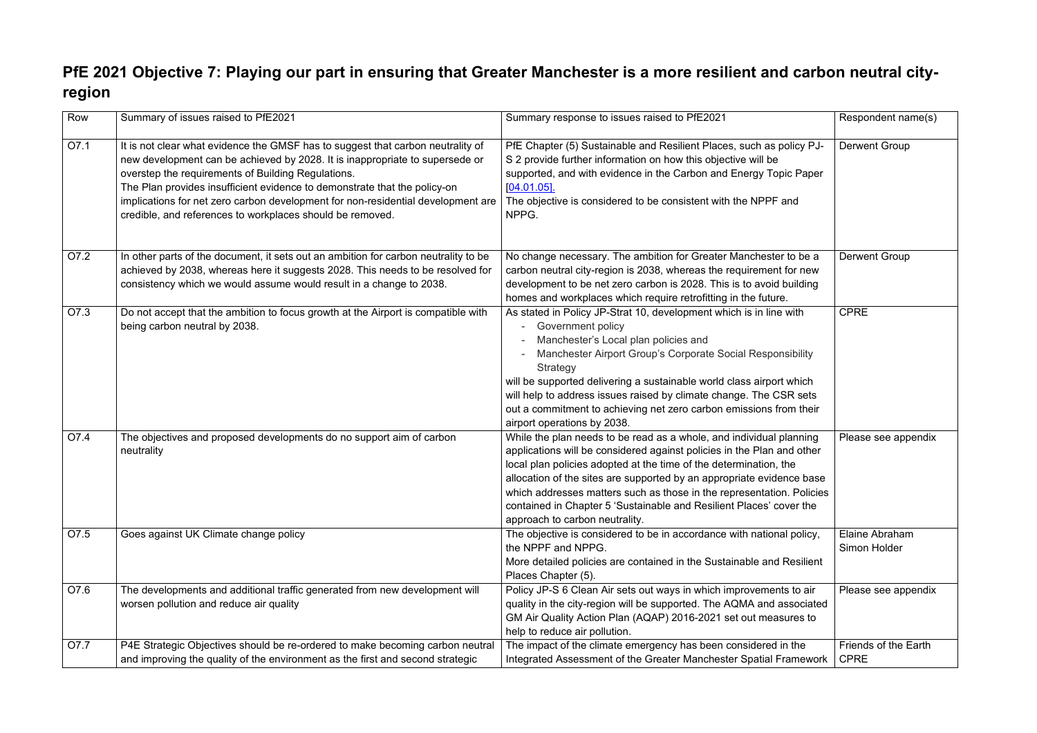# PfE 2021 Objective 7: Playing our part in ensuring that Greater Manchester is a more resilient and carbon neutral city-region

| Row | Summary of issues raised to PfE2021 | Summary response to issues raised to PfE2021 | Respondent name(s) |
|---|---|---|---|
| O7.1 | It is not clear what evidence the GMSF has to suggest that carbon neutrality of new development can be achieved by 2028. It is inappropriate to supersede or overstep the requirements of Building Regulations.<br>The Plan provides insufficient evidence to demonstrate that the policy-on implications for net zero carbon development for non-residential development are credible, and references to workplaces should be removed. | PfE Chapter (5) Sustainable and Resilient Places, such as policy PJ-S 2 provide further information on how this objective will be supported, and with evidence in the Carbon and Energy Topic Paper [04.01.05].<br>The objective is considered to be consistent with the NPPF and NPPG. | Derwent Group |
| O7.2 | In other parts of the document, it sets out an ambition for carbon neutrality to be achieved by 2038, whereas here it suggests 2028. This needs to be resolved for consistency which we would assume would result in a change to 2038. | No change necessary. The ambition for Greater Manchester to be a carbon neutral city-region is 2038, whereas the requirement for new development to be net zero carbon is 2028. This is to avoid building homes and workplaces which require retrofitting in the future. | Derwent Group |
| O7.3 | Do not accept that the ambition to focus growth at the Airport is compatible with being carbon neutral by 2038. | As stated in Policy JP-Strat 10, development which is in line with<br>- Government policy<br>- Manchester's Local plan policies and<br>- Manchester Airport Group's Corporate Social Responsibility Strategy<br>will be supported delivering a sustainable world class airport which will help to address issues raised by climate change. The CSR sets out a commitment to achieving net zero carbon emissions from their airport operations by 2038. | CPRE |
| O7.4 | The objectives and proposed developments do no support aim of carbon neutrality | While the plan needs to be read as a whole, and individual planning applications will be considered against policies in the Plan and other local plan policies adopted at the time of the determination, the allocation of the sites are supported by an appropriate evidence base which addresses matters such as those in the representation. Policies contained in Chapter 5 'Sustainable and Resilient Places' cover the approach to carbon neutrality. | Please see appendix |
| O7.5 | Goes against UK Climate change policy | The objective is considered to be in accordance with national policy, the NPPF and NPPG.<br>More detailed policies are contained in the Sustainable and Resilient Places Chapter (5). | Elaine Abraham<br>Simon Holder |
| O7.6 | The developments and additional traffic generated from new development will worsen pollution and reduce air quality | Policy JP-S 6 Clean Air sets out ways in which improvements to air quality in the city-region will be supported. The AQMA and associated GM Air Quality Action Plan (AQAP) 2016-2021 set out measures to help to reduce air pollution. | Please see appendix |
| O7.7 | P4E Strategic Objectives should be re-ordered to make becoming carbon neutral and improving the quality of the environment as the first and second strategic | The impact of the climate emergency has been considered in the Integrated Assessment of the Greater Manchester Spatial Framework | Friends of the Earth<br>CPRE |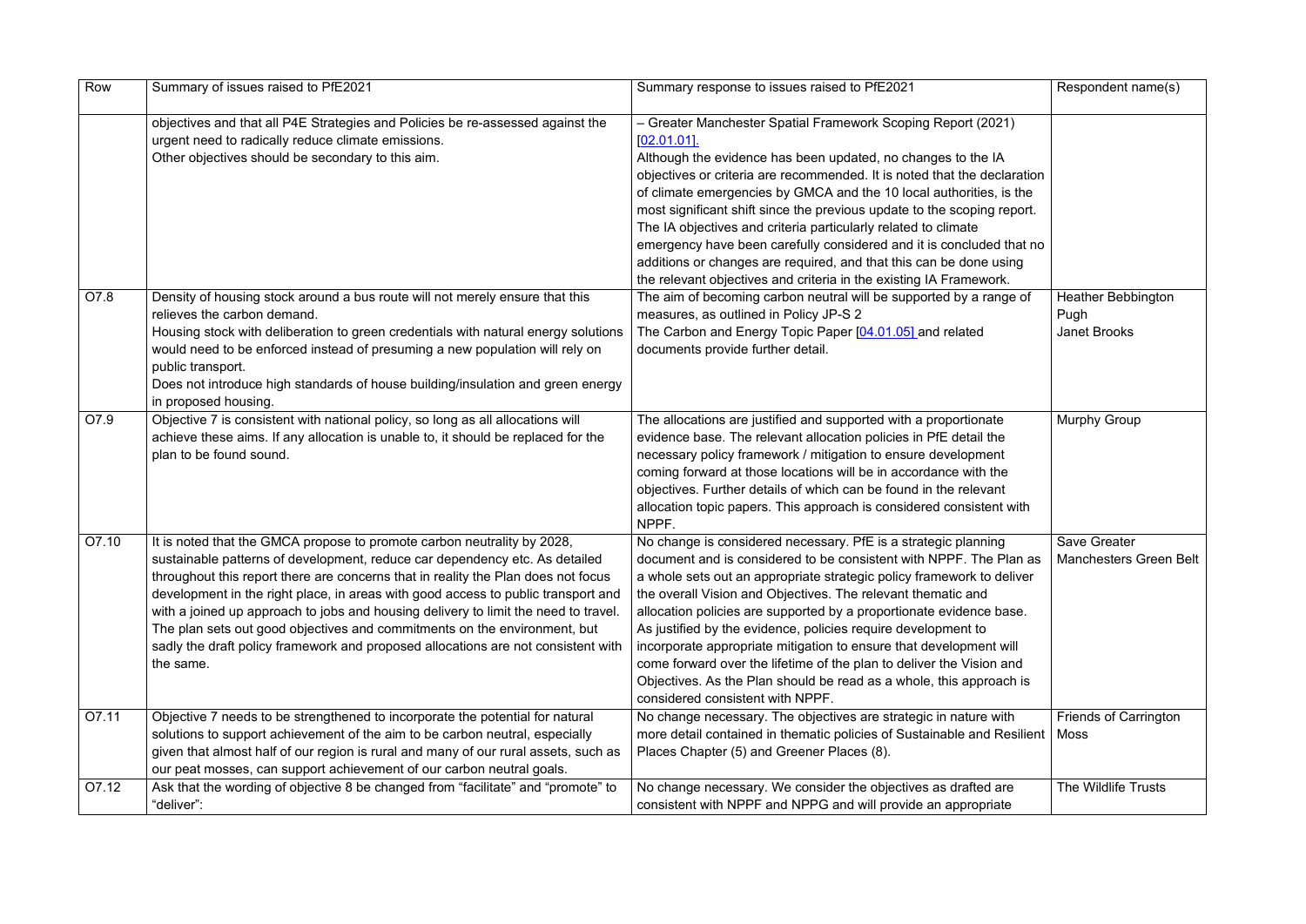| Row | Summary of issues raised to PfE2021 | Summary response to issues raised to PfE2021 | Respondent name(s) |
|---|---|---|---|
| | objectives and that all P4E Strategies and Policies be re-assessed against the urgent need to radically reduce climate emissions.<br>Other objectives should be secondary to this aim. | – Greater Manchester Spatial Framework Scoping Report (2021) [02.01.01].<br>Although the evidence has been updated, no changes to the IA objectives or criteria are recommended. It is noted that the declaration of climate emergencies by GMCA and the 10 local authorities, is the most significant shift since the previous update to the scoping report. The IA objectives and criteria particularly related to climate emergency have been carefully considered and it is concluded that no additions or changes are required, and that this can be done using the relevant objectives and criteria in the existing IA Framework. | |
| O7.8 | Density of housing stock around a bus route will not merely ensure that this relieves the carbon demand.<br>Housing stock with deliberation to green credentials with natural energy solutions would need to be enforced instead of presuming a new population will rely on public transport.<br>Does not introduce high standards of house building/insulation and green energy in proposed housing. | The aim of becoming carbon neutral will be supported by a range of measures, as outlined in Policy JP-S 2<br>The Carbon and Energy Topic Paper [04.01.05] and related documents provide further detail. | Heather Bebbington<br>Pugh<br>Janet Brooks |
| O7.9 | Objective 7 is consistent with national policy, so long as all allocations will achieve these aims. If any allocation is unable to, it should be replaced for the plan to be found sound. | The allocations are justified and supported with a proportionate evidence base. The relevant allocation policies in PfE detail the necessary policy framework / mitigation to ensure development coming forward at those locations will be in accordance with the objectives. Further details of which can be found in the relevant allocation topic papers. This approach is considered consistent with NPPF. | Murphy Group |
| O7.10 | It is noted that the GMCA propose to promote carbon neutrality by 2028, sustainable patterns of development, reduce car dependency etc. As detailed throughout this report there are concerns that in reality the Plan does not focus development in the right place, in areas with good access to public transport and with a joined up approach to jobs and housing delivery to limit the need to travel. The plan sets out good objectives and commitments on the environment, but sadly the draft policy framework and proposed allocations are not consistent with the same. | No change is considered necessary. PfE is a strategic planning document and is considered to be consistent with NPPF. The Plan as a whole sets out an appropriate strategic policy framework to deliver the overall Vision and Objectives. The relevant thematic and allocation policies are supported by a proportionate evidence base. As justified by the evidence, policies require development to incorporate appropriate mitigation to ensure that development will come forward over the lifetime of the plan to deliver the Vision and Objectives. As the Plan should be read as a whole, this approach is considered consistent with NPPF. | Save Greater Manchesters Green Belt |
| O7.11 | Objective 7 needs to be strengthened to incorporate the potential for natural solutions to support achievement of the aim to be carbon neutral, especially given that almost half of our region is rural and many of our rural assets, such as our peat mosses, can support achievement of our carbon neutral goals. | No change necessary. The objectives are strategic in nature with more detail contained in thematic policies of Sustainable and Resilient Places Chapter (5) and Greener Places (8). | Friends of Carrington Moss |
| O7.12 | Ask that the wording of objective 8 be changed from "facilitate" and "promote" to "deliver": | No change necessary. We consider the objectives as drafted are consistent with NPPF and NPPG and will provide an appropriate | The Wildlife Trusts |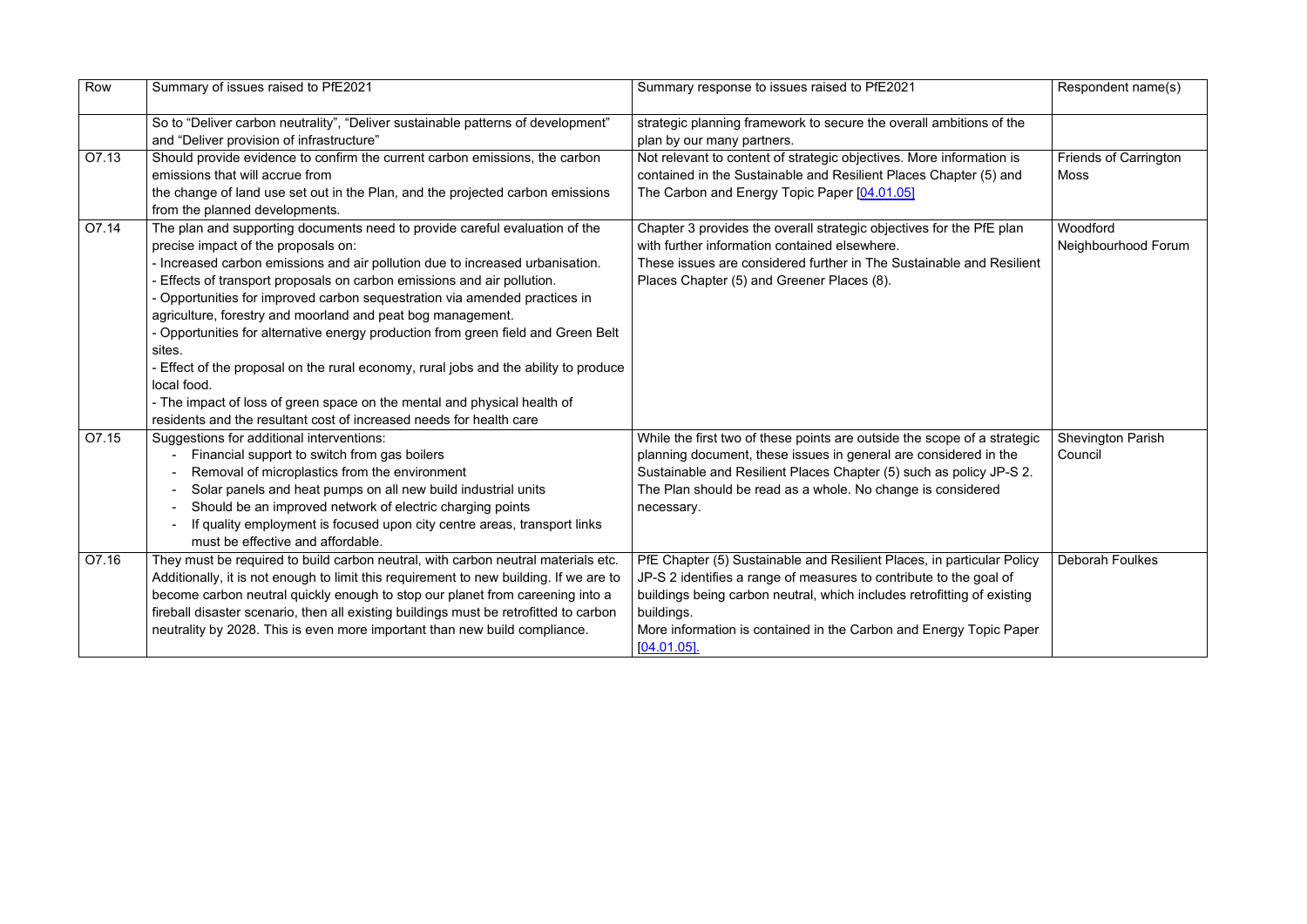| Row | Summary of issues raised to PfE2021 | Summary response to issues raised to PfE2021 | Respondent name(s) |
| --- | --- | --- | --- |
| | So to "Deliver carbon neutrality", "Deliver sustainable patterns of development" and "Deliver provision of infrastructure" | strategic planning framework to secure the overall ambitions of the plan by our many partners. | |
| O7.13 | Should provide evidence to confirm the current carbon emissions, the carbon emissions that will accrue from the change of land use set out in the Plan, and the projected carbon emissions from the planned developments. | Not relevant to content of strategic objectives. More information is contained in the Sustainable and Resilient Places Chapter (5) and The Carbon and Energy Topic Paper [04.01.05] | Friends of Carrington Moss |
| O7.14 | The plan and supporting documents need to provide careful evaluation of the precise impact of the proposals on:<br>- Increased carbon emissions and air pollution due to increased urbanisation.<br>- Effects of transport proposals on carbon emissions and air pollution.<br>- Opportunities for improved carbon sequestration via amended practices in agriculture, forestry and moorland and peat bog management.<br>- Opportunities for alternative energy production from green field and Green Belt sites.<br>- Effect of the proposal on the rural economy, rural jobs and the ability to produce local food.<br>- The impact of loss of green space on the mental and physical health of residents and the resultant cost of increased needs for health care | Chapter 3 provides the overall strategic objectives for the PfE plan with further information contained elsewhere.<br>These issues are considered further in The Sustainable and Resilient Places Chapter (5) and Greener Places (8). | Woodford Neighbourhood Forum |
| O7.15 | Suggestions for additional interventions:<br>- Financial support to switch from gas boilers<br>- Removal of microplastics from the environment<br>- Solar panels and heat pumps on all new build industrial units<br>- Should be an improved network of electric charging points<br>- If quality employment is focused upon city centre areas, transport links must be effective and affordable. | While the first two of these points are outside the scope of a strategic planning document, these issues in general are considered in the Sustainable and Resilient Places Chapter (5) such as policy JP-S 2. The Plan should be read as a whole. No change is considered necessary. | Shevington Parish Council |
| O7.16 | They must be required to build carbon neutral, with carbon neutral materials etc. Additionally, it is not enough to limit this requirement to new building. If we are to become carbon neutral quickly enough to stop our planet from careening into a fireball disaster scenario, then all existing buildings must be retrofitted to carbon neutrality by 2028. This is even more important than new build compliance. | PfE Chapter (5) Sustainable and Resilient Places, in particular Policy JP-S 2 identifies a range of measures to contribute to the goal of buildings being carbon neutral, which includes retrofitting of existing buildings.<br>More information is contained in the Carbon and Energy Topic Paper [04.01.05]. | Deborah Foulkes |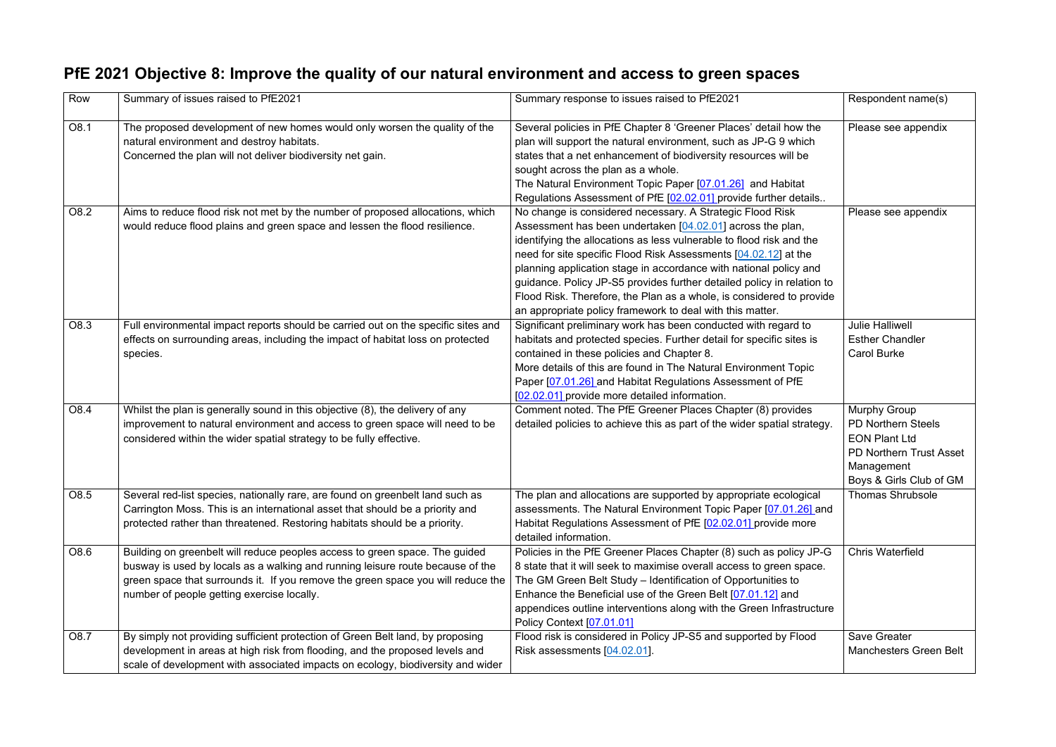# PfE 2021 Objective 8: Improve the quality of our natural environment and access to green spaces

| Row | Summary of issues raised to PfE2021 | Summary response to issues raised to PfE2021 | Respondent name(s) |
|---|---|---|---|
| O8.1 | The proposed development of new homes would only worsen the quality of the natural environment and destroy habitats.<br>Concerned the plan will not deliver biodiversity net gain. | Several policies in PfE Chapter 8 'Greener Places' detail how the plan will support the natural environment, such as JP-G 9 which states that a net enhancement of biodiversity resources will be sought across the plan as a whole.<br>The Natural Environment Topic Paper [07.01.26] and Habitat Regulations Assessment of PfE [02.02.01] provide further details.. | Please see appendix |
| O8.2 | Aims to reduce flood risk not met by the number of proposed allocations, which would reduce flood plains and green space and lessen the flood resilience. | No change is considered necessary. A Strategic Flood Risk Assessment has been undertaken [04.02.01] across the plan, identifying the allocations as less vulnerable to flood risk and the need for site specific Flood Risk Assessments [04.02.12] at the planning application stage in accordance with national policy and guidance. Policy JP-S5 provides further detailed policy in relation to Flood Risk. Therefore, the Plan as a whole, is considered to provide an appropriate policy framework to deal with this matter. | Please see appendix |
| O8.3 | Full environmental impact reports should be carried out on the specific sites and effects on surrounding areas, including the impact of habitat loss on protected species. | Significant preliminary work has been conducted with regard to habitats and protected species. Further detail for specific sites is contained in these policies and Chapter 8.<br>More details of this are found in The Natural Environment Topic Paper [07.01.26] and Habitat Regulations Assessment of PfE [02.02.01] provide more detailed information. | Julie Halliwell<br>Esther Chandler<br>Carol Burke |
| O8.4 | Whilst the plan is generally sound in this objective (8), the delivery of any improvement to natural environment and access to green space will need to be considered within the wider spatial strategy to be fully effective. | Comment noted. The PfE Greener Places Chapter (8) provides detailed policies to achieve this as part of the wider spatial strategy. | Murphy Group<br>PD Northern Steels<br>EON Plant Ltd<br>PD Northern Trust Asset Management<br>Boys & Girls Club of GM |
| O8.5 | Several red-list species, nationally rare, are found on greenbelt land such as Carrington Moss. This is an international asset that should be a priority and protected rather than threatened. Restoring habitats should be a priority. | The plan and allocations are supported by appropriate ecological assessments. The Natural Environment Topic Paper [07.01.26] and Habitat Regulations Assessment of PfE [02.02.01] provide more detailed information. | Thomas Shrubsole |
| O8.6 | Building on greenbelt will reduce peoples access to green space. The guided busway is used by locals as a walking and running leisure route because of the green space that surrounds it. If you remove the green space you will reduce the number of people getting exercise locally. | Policies in the PfE Greener Places Chapter (8) such as policy JP-G 8 state that it will seek to maximise overall access to green space. The GM Green Belt Study – Identification of Opportunities to Enhance the Beneficial use of the Green Belt [07.01.12] and appendices outline interventions along with the Green Infrastructure Policy Context [07.01.01] | Chris Waterfield |
| O8.7 | By simply not providing sufficient protection of Green Belt land, by proposing development in areas at high risk from flooding, and the proposed levels and scale of development with associated impacts on ecology, biodiversity and wider | Flood risk is considered in Policy JP-S5 and supported by Flood Risk assessments [04.02.01]. | Save Greater Manchesters Green Belt |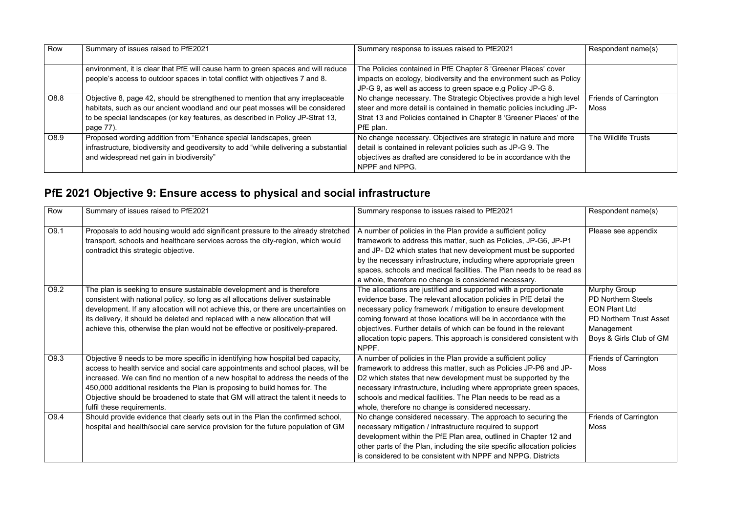| Row | Summary of issues raised to PfE2021 | Summary response to issues raised to PfE2021 | Respondent name(s) |
| --- | --- | --- | --- |
| | environment, it is clear that PfE will cause harm to green spaces and will reduce people's access to outdoor spaces in total conflict with objectives 7 and 8. | The Policies contained in PfE Chapter 8 'Greener Places' cover impacts on ecology, biodiversity and the environment such as Policy JP-G 9, as well as access to green space e.g Policy JP-G 8. | |
| O8.8 | Objective 8, page 42, should be strengthened to mention that any irreplaceable habitats, such as our ancient woodland and our peat mosses will be considered to be special landscapes (or key features, as described in Policy JP-Strat 13, page 77). | No change necessary. The Strategic Objectives provide a high level steer and more detail is contained in thematic policies including JP-Strat 13 and Policies contained in Chapter 8 'Greener Places' of the PfE plan. | Friends of Carrington Moss |
| O8.9 | Proposed wording addition from "Enhance special landscapes, green infrastructure, biodiversity and geodiversity to add "while delivering a substantial and widespread net gain in biodiversity" | No change necessary. Objectives are strategic in nature and more detail is contained in relevant policies such as JP-G 9. The objectives as drafted are considered to be in accordance with the NPPF and NPPG. | The Wildlife Trusts |

## PfE 2021 Objective 9: Ensure access to physical and social infrastructure

| Row | Summary of issues raised to PfE2021 | Summary response to issues raised to PfE2021 | Respondent name(s) |
| --- | --- | --- | --- |
| O9.1 | Proposals to add housing would add significant pressure to the already stretched transport, schools and healthcare services across the city-region, which would contradict this strategic objective. | A number of policies in the Plan provide a sufficient policy framework to address this matter, such as Policies, JP-G6, JP-P1 and JP- D2 which states that new development must be supported by the necessary infrastructure, including where appropriate green spaces, schools and medical facilities. The Plan needs to be read as a whole, therefore no change is considered necessary. | Please see appendix |
| O9.2 | The plan is seeking to ensure sustainable development and is therefore consistent with national policy, so long as all allocations deliver sustainable development. If any allocation will not achieve this, or there are uncertainties on its delivery, it should be deleted and replaced with a new allocation that will achieve this, otherwise the plan would not be effective or positively-prepared. | The allocations are justified and supported with a proportionate evidence base. The relevant allocation policies in PfE detail the necessary policy framework / mitigation to ensure development coming forward at those locations will be in accordance with the objectives. Further details of which can be found in the relevant allocation topic papers. This approach is considered consistent with NPPF. | Murphy Group<br>PD Northern Steels<br>EON Plant Ltd<br>PD Northern Trust Asset Management<br>Boys & Girls Club of GM |
| O9.3 | Objective 9 needs to be more specific in identifying how hospital bed capacity, access to health service and social care appointments and school places, will be increased. We can find no mention of a new hospital to address the needs of the 450,000 additional residents the Plan is proposing to build homes for. The Objective should be broadened to state that GM will attract the talent it needs to fulfil these requirements. | A number of policies in the Plan provide a sufficient policy framework to address this matter, such as Policies JP-P6 and JP-D2 which states that new development must be supported by the necessary infrastructure, including where appropriate green spaces, schools and medical facilities. The Plan needs to be read as a whole, therefore no change is considered necessary. | Friends of Carrington Moss |
| O9.4 | Should provide evidence that clearly sets out in the Plan the confirmed school, hospital and health/social care service provision for the future population of GM | No change considered necessary. The approach to securing the necessary mitigation / infrastructure required to support development within the PfE Plan area, outlined in Chapter 12 and other parts of the Plan, including the site specific allocation policies is considered to be consistent with NPPF and NPPG. Districts | Friends of Carrington Moss |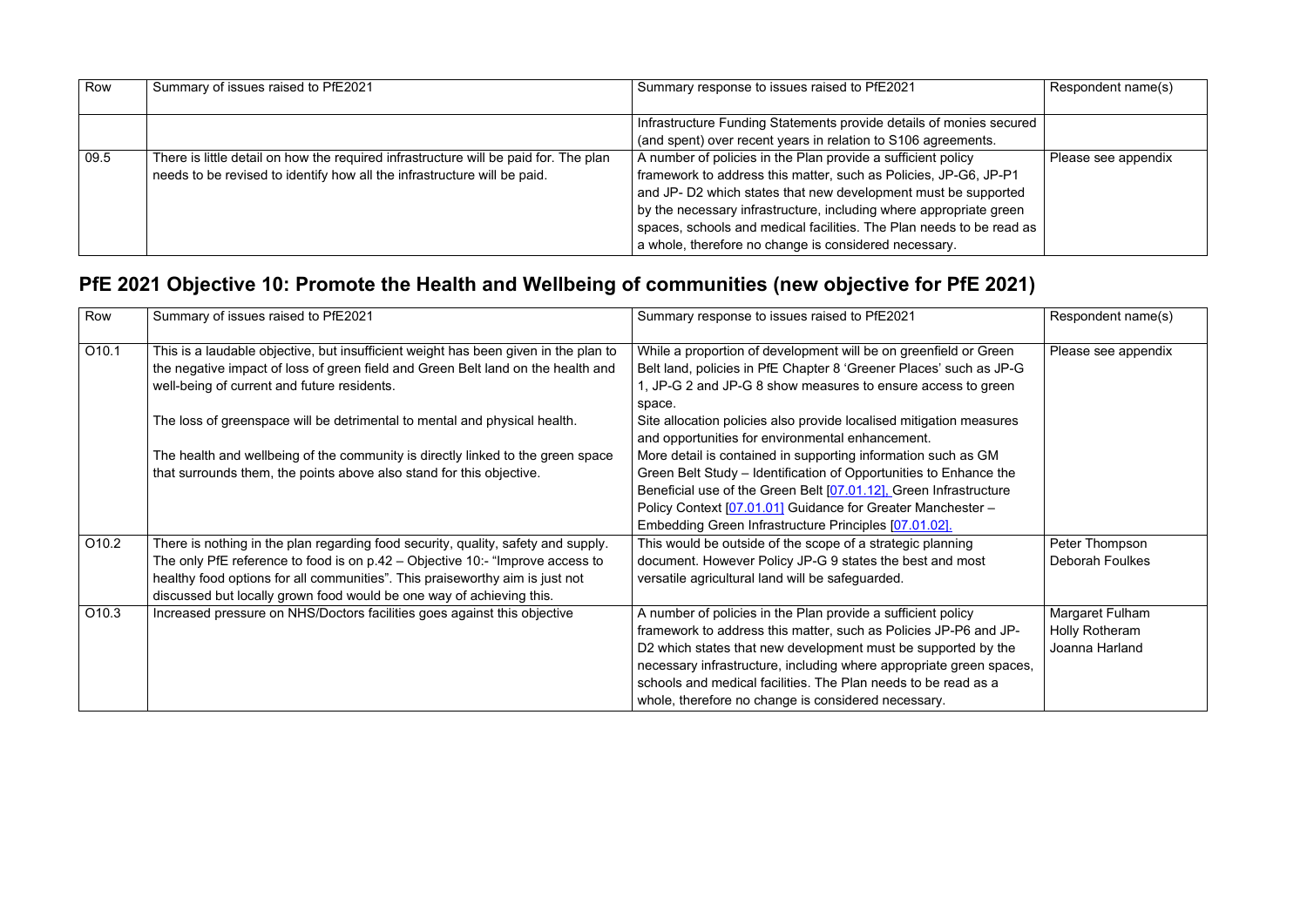| Row | Summary of issues raised to PfE2021 | Summary response to issues raised to PfE2021 | Respondent name(s) |
|---|---|---|---|
| | | Infrastructure Funding Statements provide details of monies secured (and spent) over recent years in relation to S106 agreements. | |
| 09.5 | There is little detail on how the required infrastructure will be paid for. The plan needs to be revised to identify how all the infrastructure will be paid. | A number of policies in the Plan provide a sufficient policy framework to address this matter, such as Policies, JP-G6, JP-P1 and JP- D2 which states that new development must be supported by the necessary infrastructure, including where appropriate green spaces, schools and medical facilities. The Plan needs to be read as a whole, therefore no change is considered necessary. | Please see appendix |

## PfE 2021 Objective 10: Promote the Health and Wellbeing of communities (new objective for PfE 2021)

| Row | Summary of issues raised to PfE2021 | Summary response to issues raised to PfE2021 | Respondent name(s) |
|---|---|---|---|
| O10.1 | This is a laudable objective, but insufficient weight has been given in the plan to the negative impact of loss of green field and Green Belt land on the health and well-being of current and future residents.<br><br>The loss of greenspace will be detrimental to mental and physical health.<br><br>The health and wellbeing of the community is directly linked to the green space that surrounds them, the points above also stand for this objective. | While a proportion of development will be on greenfield or Green Belt land, policies in PfE Chapter 8 'Greener Places' such as JP-G 1, JP-G 2 and JP-G 8 show measures to ensure access to green space.<br>Site allocation policies also provide localised mitigation measures and opportunities for environmental enhancement.<br>More detail is contained in supporting information such as GM Green Belt Study – Identification of Opportunities to Enhance the Beneficial use of the Green Belt [07.01.12], Green Infrastructure Policy Context [07.01.01] Guidance for Greater Manchester – Embedding Green Infrastructure Principles [07.01.02]. | Please see appendix |
| O10.2 | There is nothing in the plan regarding food security, quality, safety and supply. The only PfE reference to food is on p.42 – Objective 10:- "Improve access to healthy food options for all communities". This praiseworthy aim is just not discussed but locally grown food would be one way of achieving this. | This would be outside of the scope of a strategic planning document. However Policy JP-G 9 states the best and most versatile agricultural land will be safeguarded. | Peter Thompson<br>Deborah Foulkes |
| O10.3 | Increased pressure on NHS/Doctors facilities goes against this objective | A number of policies in the Plan provide a sufficient policy framework to address this matter, such as Policies JP-P6 and JP-D2 which states that new development must be supported by the necessary infrastructure, including where appropriate green spaces, schools and medical facilities. The Plan needs to be read as a whole, therefore no change is considered necessary. | Margaret Fulham<br>Holly Rotheram<br>Joanna Harland |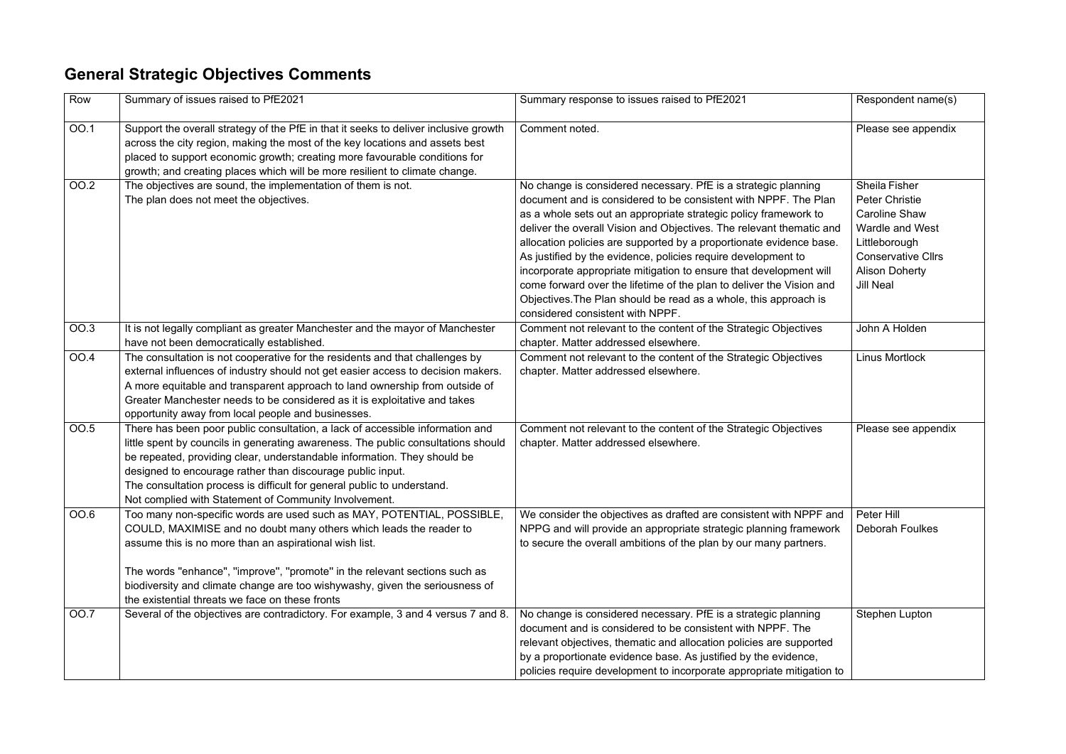## General Strategic Objectives Comments

| Row | Summary of issues raised to PfE2021 | Summary response to issues raised to PfE2021 | Respondent name(s) |
|---|---|---|---|
| OO.1 | Support the overall strategy of the PfE in that it seeks to deliver inclusive growth across the city region, making the most of the key locations and assets best placed to support economic growth; creating more favourable conditions for growth; and creating places which will be more resilient to climate change. | Comment noted. | Please see appendix |
| OO.2 | The objectives are sound, the implementation of them is not.<br>The plan does not meet the objectives. | No change is considered necessary. PfE is a strategic planning document and is considered to be consistent with NPPF. The Plan as a whole sets out an appropriate strategic policy framework to deliver the overall Vision and Objectives. The relevant thematic and allocation policies are supported by a proportionate evidence base. As justified by the evidence, policies require development to incorporate appropriate mitigation to ensure that development will come forward over the lifetime of the plan to deliver the Vision and Objectives.The Plan should be read as a whole, this approach is considered consistent with NPPF. | Sheila Fisher<br>Peter Christie<br>Caroline Shaw<br>Wardle and West Littleborough Conservative Cllrs<br>Alison Doherty<br>Jill Neal |
| OO.3 | It is not legally compliant as greater Manchester and the mayor of Manchester have not been democratically established. | Comment not relevant to the content of the Strategic Objectives chapter. Matter addressed elsewhere. | John A Holden |
| OO.4 | The consultation is not cooperative for the residents and that challenges by external influences of industry should not get easier access to decision makers. A more equitable and transparent approach to land ownership from outside of Greater Manchester needs to be considered as it is exploitative and takes opportunity away from local people and businesses. | Comment not relevant to the content of the Strategic Objectives chapter. Matter addressed elsewhere. | Linus Mortlock |
| OO.5 | There has been poor public consultation, a lack of accessible information and little spent by councils in generating awareness. The public consultations should be repeated, providing clear, understandable information. They should be designed to encourage rather than discourage public input.<br>The consultation process is difficult for general public to understand.<br>Not complied with Statement of Community Involvement. | Comment not relevant to the content of the Strategic Objectives chapter. Matter addressed elsewhere. | Please see appendix |
| OO.6 | Too many non-specific words are used such as MAY, POTENTIAL, POSSIBLE, COULD, MAXIMISE and no doubt many others which leads the reader to assume this is no more than an aspirational wish list.<br><br>The words "enhance", "improve", "promote" in the relevant sections such as biodiversity and climate change are too wishywashy, given the seriousness of the existential threats we face on these fronts | We consider the objectives as drafted are consistent with NPPF and NPPG and will provide an appropriate strategic planning framework to secure the overall ambitions of the plan by our many partners. | Peter Hill<br>Deborah Foulkes |
| OO.7 | Several of the objectives are contradictory. For example, 3 and 4 versus 7 and 8. | No change is considered necessary. PfE is a strategic planning document and is considered to be consistent with NPPF. The relevant objectives, thematic and allocation policies are supported by a proportionate evidence base. As justified by the evidence, policies require development to incorporate appropriate mitigation to | Stephen Lupton |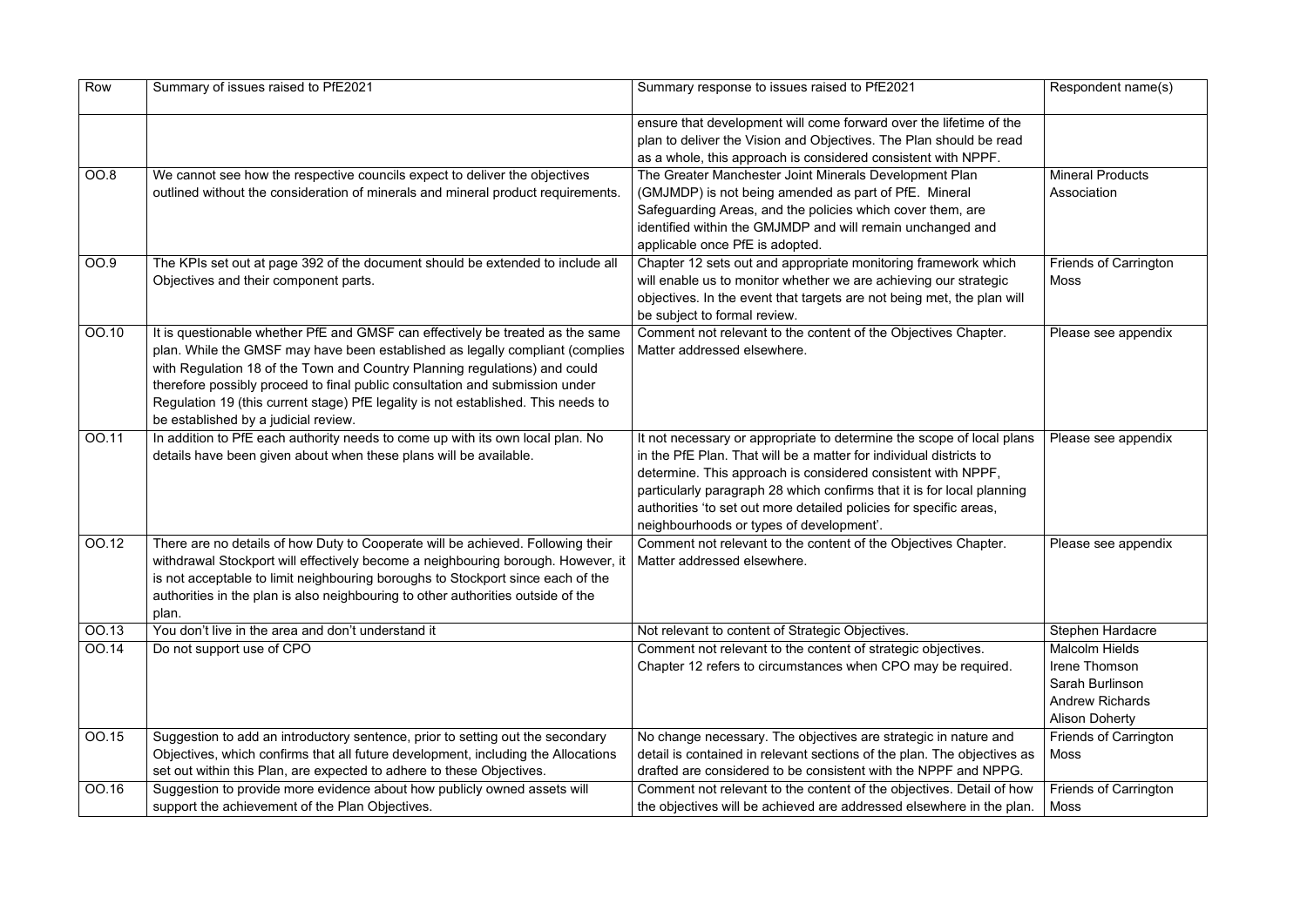| Row | Summary of issues raised to PfE2021 | Summary response to issues raised to PfE2021 | Respondent name(s) |
|---|---|---|---|
| | | ensure that development will come forward over the lifetime of the plan to deliver the Vision and Objectives. The Plan should be read as a whole, this approach is considered consistent with NPPF. | |
| OO.8 | We cannot see how the respective councils expect to deliver the objectives outlined without the consideration of minerals and mineral product requirements. | The Greater Manchester Joint Minerals Development Plan (GMJMDP) is not being amended as part of PfE. Mineral Safeguarding Areas, and the policies which cover them, are identified within the GMJMDP and will remain unchanged and applicable once PfE is adopted. | Mineral Products Association |
| OO.9 | The KPIs set out at page 392 of the document should be extended to include all Objectives and their component parts. | Chapter 12 sets out and appropriate monitoring framework which will enable us to monitor whether we are achieving our strategic objectives. In the event that targets are not being met, the plan will be subject to formal review. | Friends of Carrington Moss |
| OO.10 | It is questionable whether PfE and GMSF can effectively be treated as the same plan. While the GMSF may have been established as legally compliant (complies with Regulation 18 of the Town and Country Planning regulations) and could therefore possibly proceed to final public consultation and submission under Regulation 19 (this current stage) PfE legality is not established. This needs to be established by a judicial review. | Comment not relevant to the content of the Objectives Chapter. Matter addressed elsewhere. | Please see appendix |
| OO.11 | In addition to PfE each authority needs to come up with its own local plan. No details have been given about when these plans will be available. | It not necessary or appropriate to determine the scope of local plans in the PfE Plan. That will be a matter for individual districts to determine. This approach is considered consistent with NPPF, particularly paragraph 28 which confirms that it is for local planning authorities 'to set out more detailed policies for specific areas, neighbourhoods or types of development'. | Please see appendix |
| OO.12 | There are no details of how Duty to Cooperate will be achieved. Following their withdrawal Stockport will effectively become a neighbouring borough. However, it is not acceptable to limit neighbouring boroughs to Stockport since each of the authorities in the plan is also neighbouring to other authorities outside of the plan. | Comment not relevant to the content of the Objectives Chapter. Matter addressed elsewhere. | Please see appendix |
| OO.13 | You don't live in the area and don't understand it | Not relevant to content of Strategic Objectives. | Stephen Hardacre |
| OO.14 | Do not support use of CPO | Comment not relevant to the content of strategic objectives. Chapter 12 refers to circumstances when CPO may be required. | Malcolm Hields<br>Irene Thomson<br>Sarah Burlinson<br>Andrew Richards<br>Alison Doherty |
| OO.15 | Suggestion to add an introductory sentence, prior to setting out the secondary Objectives, which confirms that all future development, including the Allocations set out within this Plan, are expected to adhere to these Objectives. | No change necessary. The objectives are strategic in nature and detail is contained in relevant sections of the plan. The objectives as drafted are considered to be consistent with the NPPF and NPPG. | Friends of Carrington Moss |
| OO.16 | Suggestion to provide more evidence about how publicly owned assets will support the achievement of the Plan Objectives. | Comment not relevant to the content of the objectives. Detail of how the objectives will be achieved are addressed elsewhere in the plan. | Friends of Carrington Moss |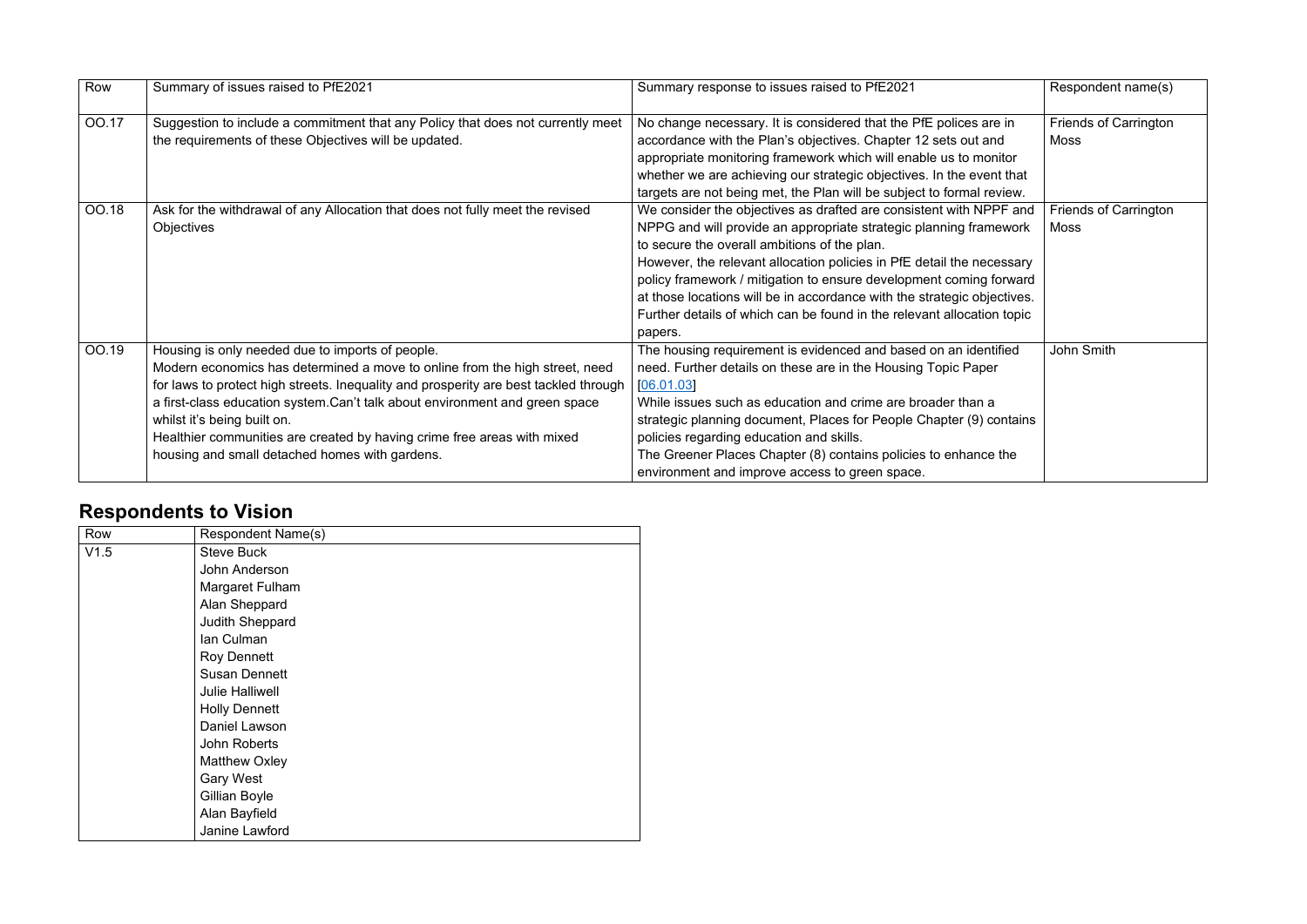| Row | Summary of issues raised to PfE2021 | Summary response to issues raised to PfE2021 | Respondent name(s) |
|---|---|---|---|
| OO.17 | Suggestion to include a commitment that any Policy that does not currently meet the requirements of these Objectives will be updated. | No change necessary. It is considered that the PfE polices are in accordance with the Plan's objectives. Chapter 12 sets out and appropriate monitoring framework which will enable us to monitor whether we are achieving our strategic objectives. In the event that targets are not being met, the Plan will be subject to formal review. | Friends of Carrington Moss |
| OO.18 | Ask for the withdrawal of any Allocation that does not fully meet the revised Objectives | We consider the objectives as drafted are consistent with NPPF and NPPG and will provide an appropriate strategic planning framework to secure the overall ambitions of the plan.<br>However, the relevant allocation policies in PfE detail the necessary policy framework / mitigation to ensure development coming forward at those locations will be in accordance with the strategic objectives. Further details of which can be found in the relevant allocation topic papers. | Friends of Carrington Moss |
| OO.19 | Housing is only needed due to imports of people.<br>Modern economics has determined a move to online from the high street, need for laws to protect high streets. Inequality and prosperity are best tackled through a first-class education system.Can't talk about environment and green space whilst it's being built on.<br>Healthier communities are created by having crime free areas with mixed housing and small detached homes with gardens. | The housing requirement is evidenced and based on an identified need. Further details on these are in the Housing Topic Paper [06.01.03]<br>While issues such as education and crime are broader than a strategic planning document, Places for People Chapter (9) contains policies regarding education and skills.<br>The Greener Places Chapter (8) contains policies to enhance the environment and improve access to green space. | John Smith |

## Respondents to Vision

| Row | Respondent Name(s) |
|---|---|
| V1.5 | Steve Buck<br>John Anderson<br>Margaret Fulham<br>Alan Sheppard<br>Judith Sheppard<br>Ian Culman<br>Roy Dennett<br>Susan Dennett<br>Julie Halliwell<br>Holly Dennett<br>Daniel Lawson<br>John Roberts<br>Matthew Oxley<br>Gary West<br>Gillian Boyle<br>Alan Bayfield<br>Janine Lawford |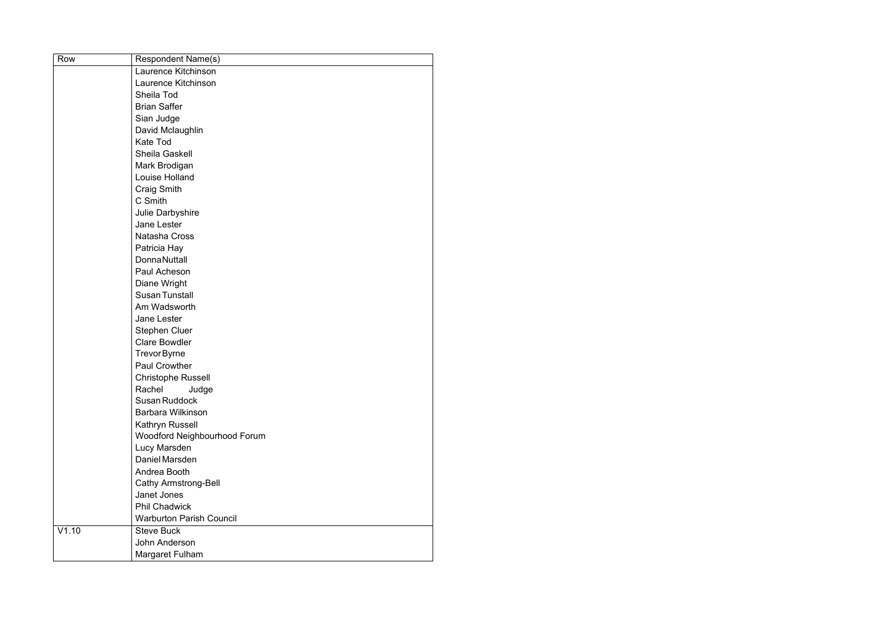| Row | Respondent Name(s) |
| --- | --- |
| | Laurence Kitchinson |
| | Laurence Kitchinson |
| | Sheila Tod |
| | Brian Saffer |
| | Sian Judge |
| | David Mclaughlin |
| | Kate Tod |
| | Sheila Gaskell |
| | Mark Brodigan |
| | Louise Holland |
| | Craig Smith |
| | C Smith |
| | Julie Darbyshire |
| | Jane Lester |
| | Natasha Cross |
| | Patricia Hay |
| | Donna Nuttall |
| | Paul Acheson |
| | Diane Wright |
| | Susan Tunstall |
| | Am Wadsworth |
| | Jane Lester |
| | Stephen Cluer |
| | Clare Bowdler |
| | Trevor Byrne |
| | Paul Crowther |
| | Christophe Russell |
| | Rachel Judge |
| | Susan Ruddock |
| | Barbara Wilkinson |
| | Kathryn Russell |
| | Woodford Neighbourhood Forum |
| | Lucy Marsden |
| | Daniel Marsden |
| | Andrea Booth |
| | Cathy Armstrong-Bell |
| | Janet Jones |
| | Phil Chadwick |
| | Warburton Parish Council |
| V1.10 | Steve Buck |
| | John Anderson |
| | Margaret Fulham |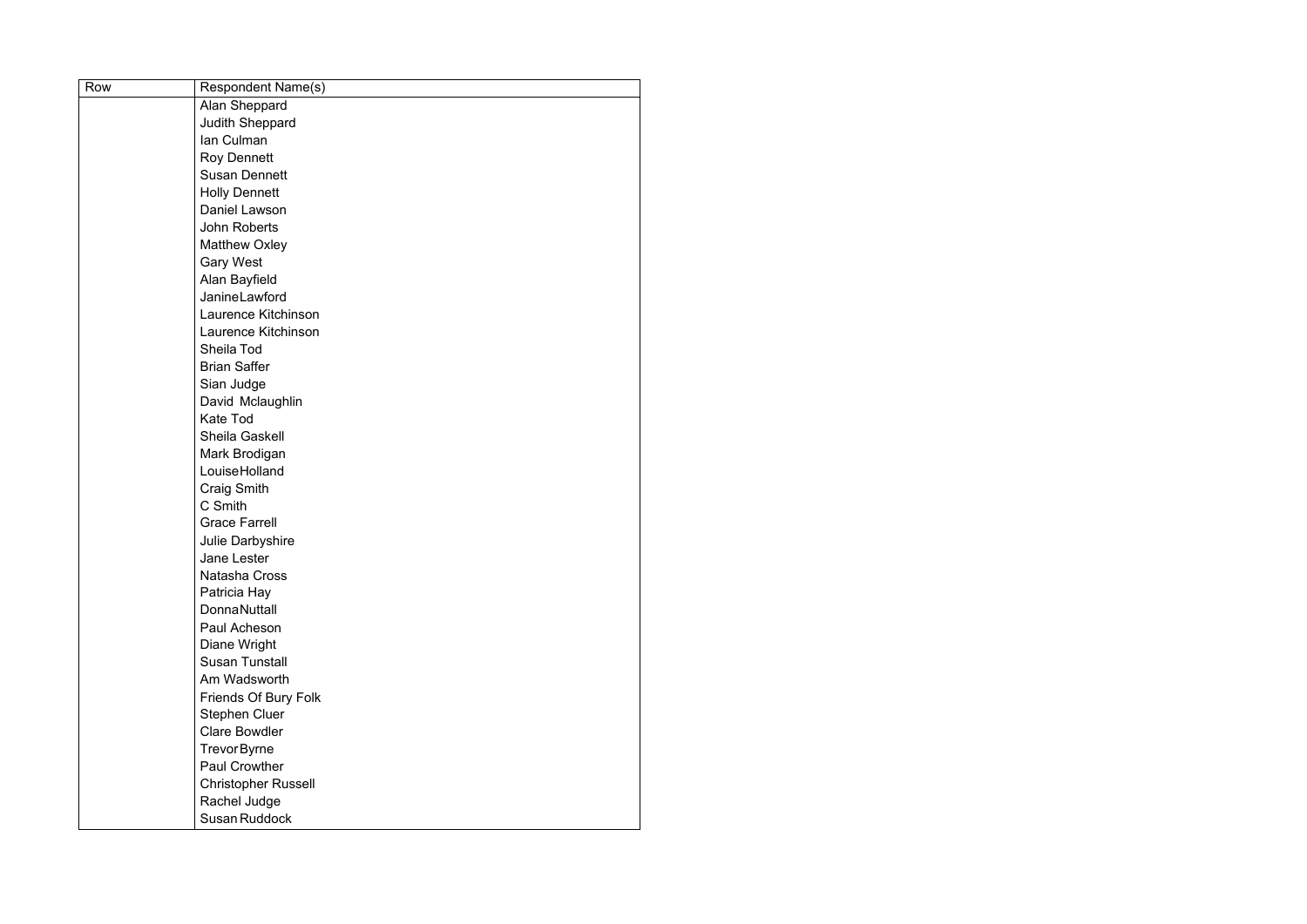| Row | Respondent Name(s) |
|---|---|
| | Alan Sheppard |
| | Judith Sheppard |
| | Ian Culman |
| | Roy Dennett |
| | Susan Dennett |
| | Holly Dennett |
| | Daniel Lawson |
| | John Roberts |
| | Matthew Oxley |
| | Gary West |
| | Alan Bayfield |
| | JanineLawford |
| | Laurence Kitchinson |
| | Laurence Kitchinson |
| | Sheila Tod |
| | Brian Saffer |
| | Sian Judge |
| | David Mclaughlin |
| | Kate Tod |
| | Sheila Gaskell |
| | Mark Brodigan |
| | LouiseHolland |
| | Craig Smith |
| | C Smith |
| | Grace Farrell |
| | Julie Darbyshire |
| | Jane Lester |
| | Natasha Cross |
| | Patricia Hay |
| | DonnaNuttall |
| | Paul Acheson |
| | Diane Wright |
| | Susan Tunstall |
| | Am Wadsworth |
| | Friends Of Bury Folk |
| | Stephen Cluer |
| | Clare Bowdler |
| | TrevorByrne |
| | Paul Crowther |
| | Christopher Russell |
| | Rachel Judge |
| | SusanRuddock |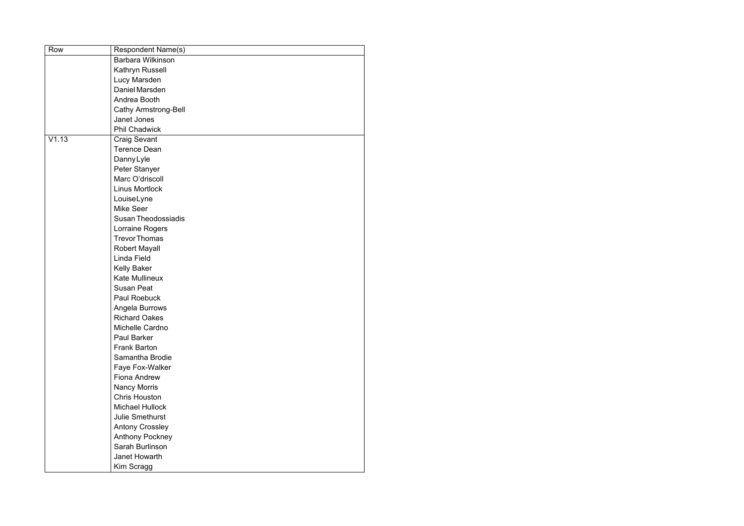| Row | Respondent Name(s) |
| --- | --- |
| | Barbara Wilkinson |
| | Kathryn Russell |
| | Lucy Marsden |
| | Daniel Marsden |
| | Andrea Booth |
| | Cathy Armstrong-Bell |
| | Janet Jones |
| | Phil Chadwick |
| V1.13 | Craig Sevant |
| | Terence Dean |
| | Danny Lyle |
| | Peter Stanyer |
| | Marc O'driscoll |
| | Linus Mortlock |
| | Louise Lyne |
| | Mike Seer |
| | Susan Theodossiadis |
| | Lorraine Rogers |
| | Trevor Thomas |
| | Robert Mayall |
| | Linda Field |
| | Kelly Baker |
| | Kate Mullineux |
| | Susan Peat |
| | Paul Roebuck |
| | Angela Burrows |
| | Richard Oakes |
| | Michelle Cardno |
| | Paul Barker |
| | Frank Barton |
| | Samantha Brodie |
| | Faye Fox-Walker |
| | Fiona Andrew |
| | Nancy Morris |
| | Chris Houston |
| | Michael Hullock |
| | Julie Smethurst |
| | Antony Crossley |
| | Anthony Pockney |
| | Sarah Burlinson |
| | Janet Howarth |
| | Kim Scragg |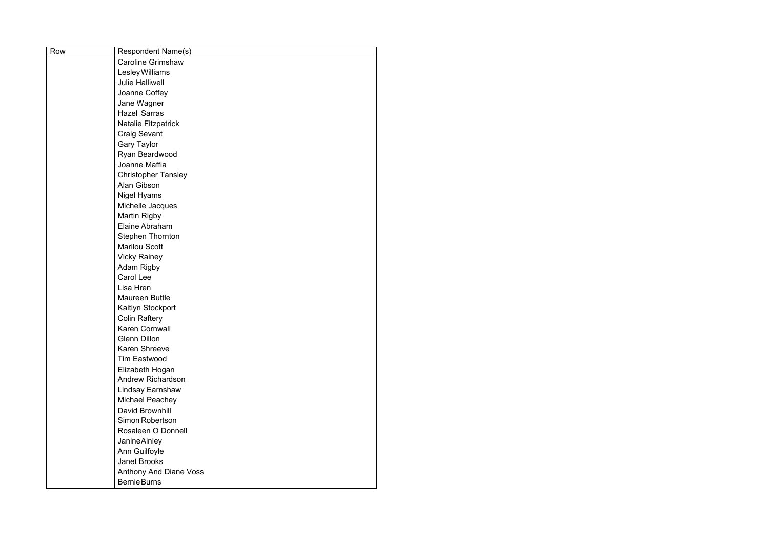| Row | Respondent Name(s) |
| --- | --- |
| | Caroline Grimshaw |
| | Lesley Williams |
| | Julie Halliwell |
| | Joanne Coffey |
| | Jane Wagner |
| | Hazel Sarras |
| | Natalie Fitzpatrick |
| | Craig Sevant |
| | Gary Taylor |
| | Ryan Beardwood |
| | Joanne Maffia |
| | Christopher Tansley |
| | Alan Gibson |
| | Nigel Hyams |
| | Michelle Jacques |
| | Martin Rigby |
| | Elaine Abraham |
| | Stephen Thornton |
| | Marilou Scott |
| | Vicky Rainey |
| | Adam Rigby |
| | Carol Lee |
| | Lisa Hren |
| | Maureen Buttle |
| | Kaitlyn Stockport |
| | Colin Raftery |
| | Karen Cornwall |
| | Glenn Dillon |
| | Karen Shreeve |
| | Tim Eastwood |
| | Elizabeth Hogan |
| | Andrew Richardson |
| | Lindsay Earnshaw |
| | Michael Peachey |
| | David Brownhill |
| | Simon Robertson |
| | Rosaleen O Donnell |
| | Janine Ainley |
| | Ann Guilfoyle |
| | Janet Brooks |
| | Anthony And Diane Voss |
| | Bernie Burns |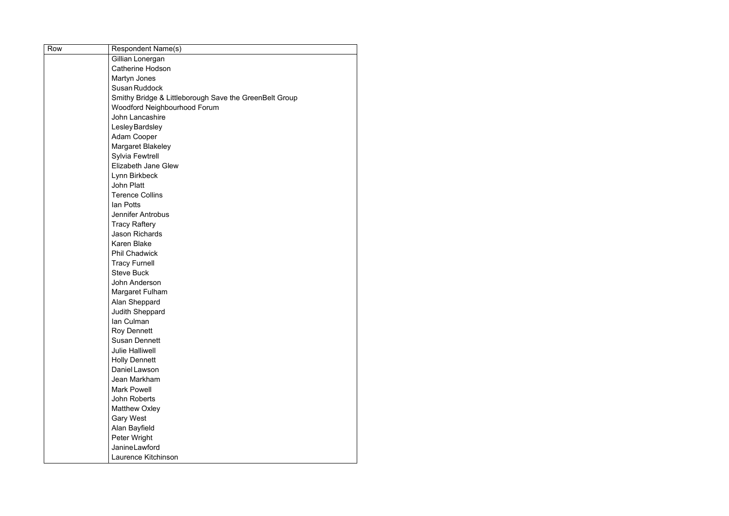| Row | Respondent Name(s) |
| --- | --- |
| | Gillian Lonergan |
| | Catherine Hodson |
| | Martyn Jones |
| | Susan Ruddock |
| | Smithy Bridge & Littleborough Save the GreenBelt Group |
| | Woodford Neighbourhood Forum |
| | John Lancashire |
| | Lesley Bardsley |
| | Adam Cooper |
| | Margaret Blakeley |
| | Sylvia Fewtrell |
| | Elizabeth Jane Glew |
| | Lynn Birkbeck |
| | John Platt |
| | Terence Collins |
| | Ian Potts |
| | Jennifer Antrobus |
| | Tracy Raftery |
| | Jason Richards |
| | Karen Blake |
| | Phil Chadwick |
| | Tracy Furnell |
| | Steve Buck |
| | John Anderson |
| | Margaret Fulham |
| | Alan Sheppard |
| | Judith Sheppard |
| | Ian Culman |
| | Roy Dennett |
| | Susan Dennett |
| | Julie Halliwell |
| | Holly Dennett |
| | Daniel Lawson |
| | Jean Markham |
| | Mark Powell |
| | John Roberts |
| | Matthew Oxley |
| | Gary West |
| | Alan Bayfield |
| | Peter Wright |
| | JanineLawford |
| | Laurence Kitchinson |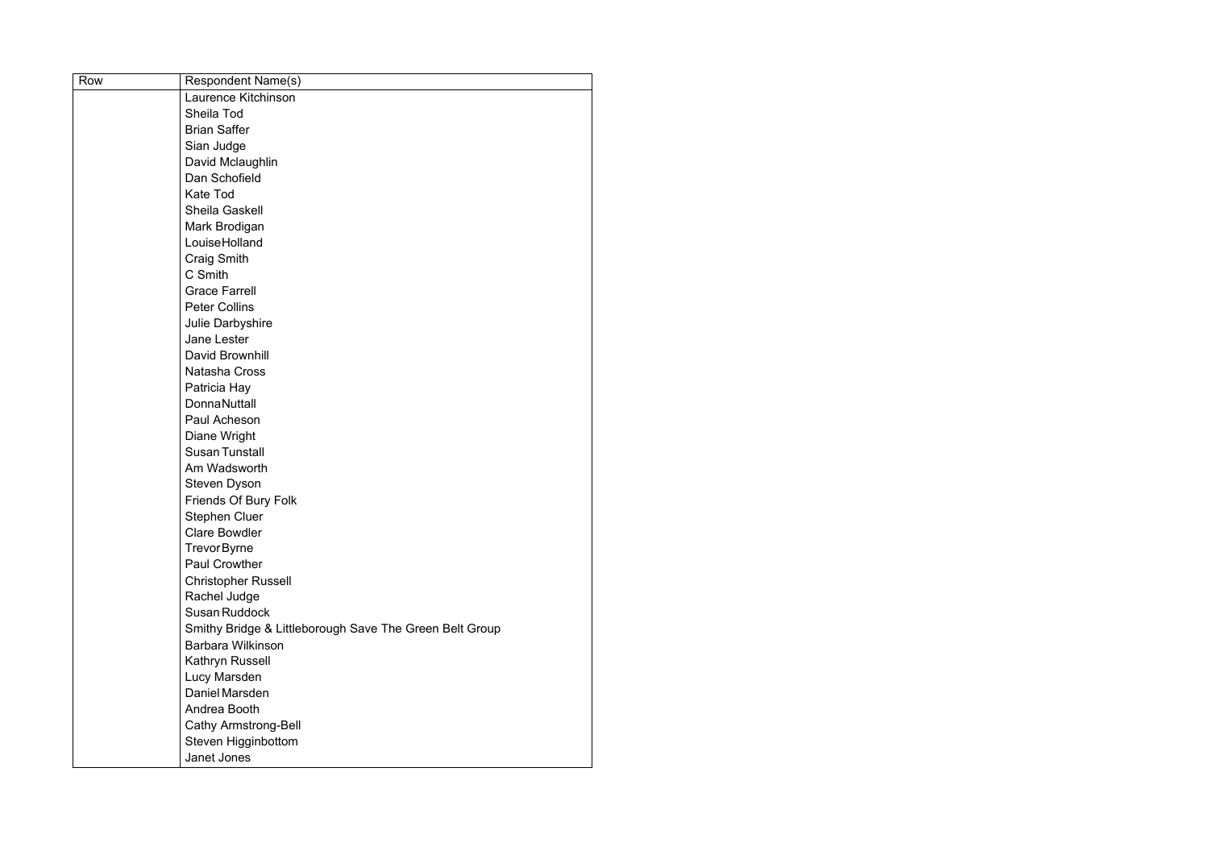| Row | Respondent Name(s) |
| --- | --- |
| | Laurence Kitchinson |
| | Sheila Tod |
| | Brian Saffer |
| | Sian Judge |
| | David Mclaughlin |
| | Dan Schofield |
| | Kate Tod |
| | Sheila Gaskell |
| | Mark Brodigan |
| | Louise Holland |
| | Craig Smith |
| | C Smith |
| | Grace Farrell |
| | Peter Collins |
| | Julie Darbyshire |
| | Jane Lester |
| | David Brownhill |
| | Natasha Cross |
| | Patricia Hay |
| | Donna Nuttall |
| | Paul Acheson |
| | Diane Wright |
| | Susan Tunstall |
| | Am Wadsworth |
| | Steven Dyson |
| | Friends Of Bury Folk |
| | Stephen Cluer |
| | Clare Bowdler |
| | Trevor Byrne |
| | Paul Crowther |
| | Christopher Russell |
| | Rachel Judge |
| | Susan Ruddock |
| | Smithy Bridge & Littleborough Save The Green Belt Group |
| | Barbara Wilkinson |
| | Kathryn Russell |
| | Lucy Marsden |
| | Daniel Marsden |
| | Andrea Booth |
| | Cathy Armstrong-Bell |
| | Steven Higginbottom |
| | Janet Jones |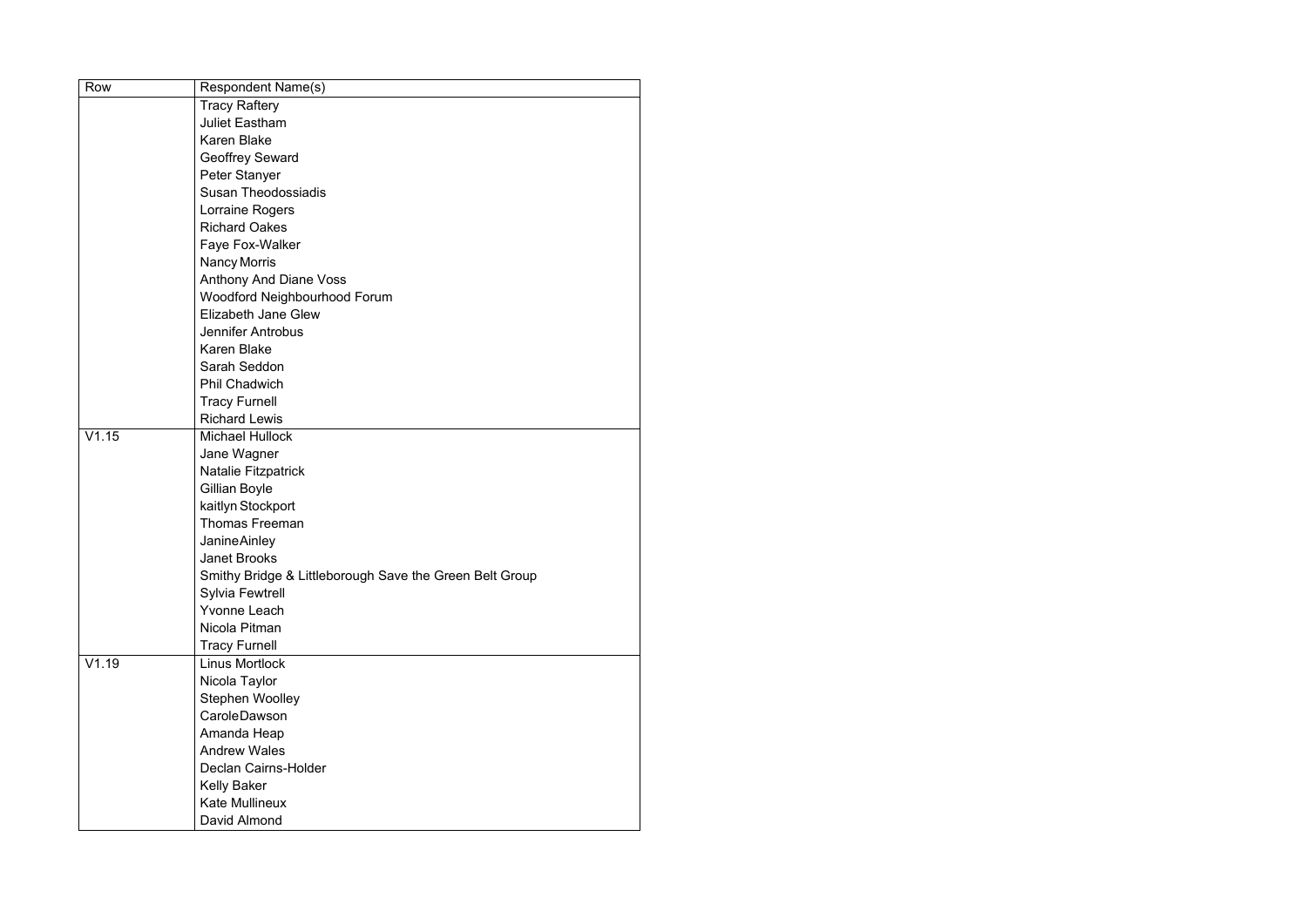| Row | Respondent Name(s) |
| --- | --- |
| | Tracy Raftery |
| | Juliet Eastham |
| | Karen Blake |
| | Geoffrey Seward |
| | Peter Stanyer |
| | Susan Theodossiadis |
| | Lorraine Rogers |
| | Richard Oakes |
| | Faye Fox-Walker |
| | Nancy Morris |
| | Anthony And Diane Voss |
| | Woodford Neighbourhood Forum |
| | Elizabeth Jane Glew |
| | Jennifer Antrobus |
| | Karen Blake |
| | Sarah Seddon |
| | Phil Chadwich |
| | Tracy Furnell |
| | Richard Lewis |
| V1.15 | Michael Hullock |
| | Jane Wagner |
| | Natalie Fitzpatrick |
| | Gillian Boyle |
| | kaitlyn Stockport |
| | Thomas Freeman |
| | JanineAinley |
| | Janet Brooks |
| | Smithy Bridge & Littleborough Save the Green Belt Group |
| | Sylvia Fewtrell |
| | Yvonne Leach |
| | Nicola Pitman |
| | Tracy Furnell |
| V1.19 | Linus Mortlock |
| | Nicola Taylor |
| | Stephen Woolley |
| | CaroleDawson |
| | Amanda Heap |
| | Andrew Wales |
| | Declan Cairns-Holder |
| | Kelly Baker |
| | Kate Mullineux |
| | David Almond |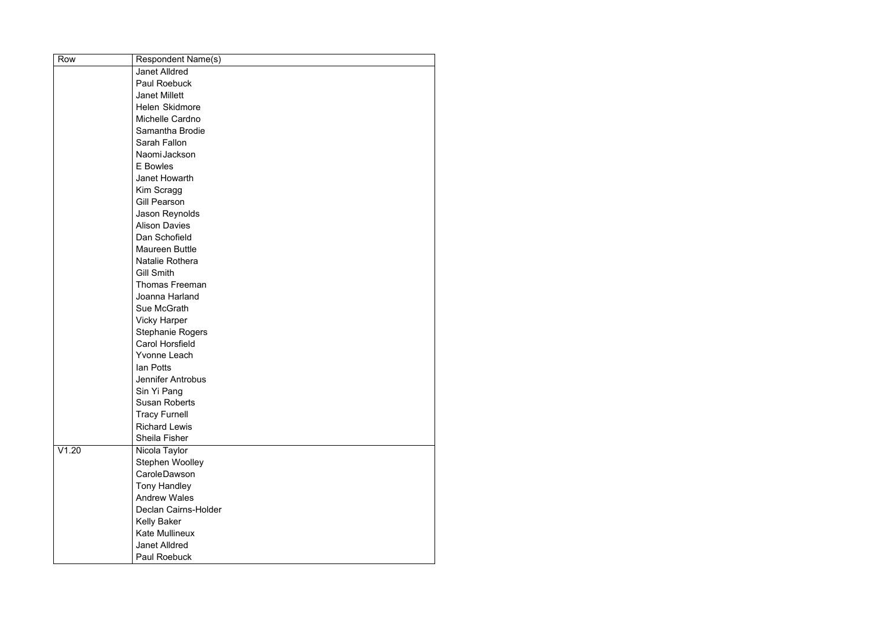| Row | Respondent Name(s) |
| --- | --- |
| | Janet Alldred |
| | Paul Roebuck |
| | Janet Millett |
| | Helen Skidmore |
| | Michelle Cardno |
| | Samantha Brodie |
| | Sarah Fallon |
| | Naomi Jackson |
| | E Bowles |
| | Janet Howarth |
| | Kim Scragg |
| | Gill Pearson |
| | Jason Reynolds |
| | Alison Davies |
| | Dan Schofield |
| | Maureen Buttle |
| | Natalie Rothera |
| | Gill Smith |
| | Thomas Freeman |
| | Joanna Harland |
| | Sue McGrath |
| | Vicky Harper |
| | Stephanie Rogers |
| | Carol Horsfield |
| | Yvonne Leach |
| | Ian Potts |
| | Jennifer Antrobus |
| | Sin Yi Pang |
| | Susan Roberts |
| | Tracy Furnell |
| | Richard Lewis |
| | Sheila Fisher |
| V1.20 | Nicola Taylor |
| | Stephen Woolley |
| | Carole Dawson |
| | Tony Handley |
| | Andrew Wales |
| | Declan Cairns-Holder |
| | Kelly Baker |
| | Kate Mullineux |
| | Janet Alldred |
| | Paul Roebuck |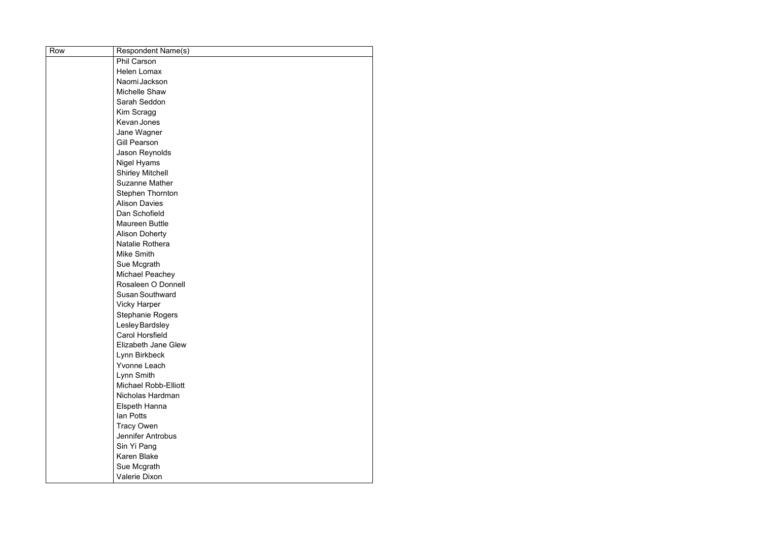| Row | Respondent Name(s) |
| --- | --- |
| | Phil Carson |
| | Helen Lomax |
| | Naomi Jackson |
| | Michelle Shaw |
| | Sarah Seddon |
| | Kim Scragg |
| | Kevan Jones |
| | Jane Wagner |
| | Gill Pearson |
| | Jason Reynolds |
| | Nigel Hyams |
| | Shirley Mitchell |
| | Suzanne Mather |
| | Stephen Thornton |
| | Alison Davies |
| | Dan Schofield |
| | Maureen Buttle |
| | Alison Doherty |
| | Natalie Rothera |
| | Mike Smith |
| | Sue Mcgrath |
| | Michael Peachey |
| | Rosaleen O Donnell |
| | Susan Southward |
| | Vicky Harper |
| | Stephanie Rogers |
| | Lesley Bardsley |
| | Carol Horsfield |
| | Elizabeth Jane Glew |
| | Lynn Birkbeck |
| | Yvonne Leach |
| | Lynn Smith |
| | Michael Robb-Elliott |
| | Nicholas Hardman |
| | Elspeth Hanna |
| | Ian Potts |
| | Tracy Owen |
| | Jennifer Antrobus |
| | Sin Yi Pang |
| | Karen Blake |
| | Sue Mcgrath |
| | Valerie Dixon |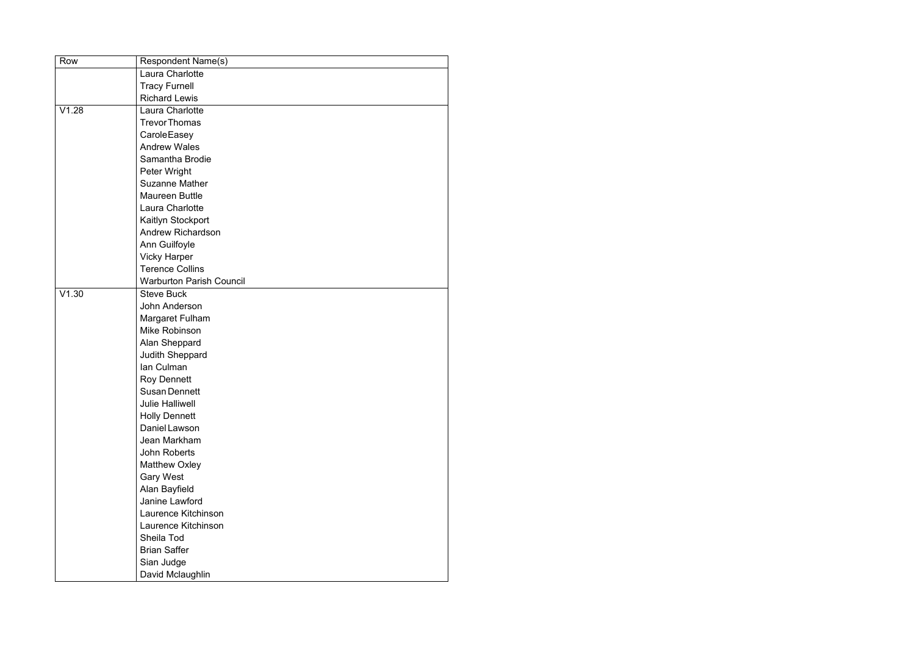| Row | Respondent Name(s) |
|---|---|
| | Laura Charlotte |
| | Tracy Furnell |
| | Richard Lewis |
| V1.28 | Laura Charlotte |
| | Trevor Thomas |
| | Carole Easey |
| | Andrew Wales |
| | Samantha Brodie |
| | Peter Wright |
| | Suzanne Mather |
| | Maureen Buttle |
| | Laura Charlotte |
| | Kaitlyn Stockport |
| | Andrew Richardson |
| | Ann Guilfoyle |
| | Vicky Harper |
| | Terence Collins |
| | Warburton Parish Council |
| V1.30 | Steve Buck |
| | John Anderson |
| | Margaret Fulham |
| | Mike Robinson |
| | Alan Sheppard |
| | Judith Sheppard |
| | Ian Culman |
| | Roy Dennett |
| | Susan Dennett |
| | Julie Halliwell |
| | Holly Dennett |
| | Daniel Lawson |
| | Jean Markham |
| | John Roberts |
| | Matthew Oxley |
| | Gary West |
| | Alan Bayfield |
| | Janine Lawford |
| | Laurence Kitchinson |
| | Laurence Kitchinson |
| | Sheila Tod |
| | Brian Saffer |
| | Sian Judge |
| | David Mclaughlin |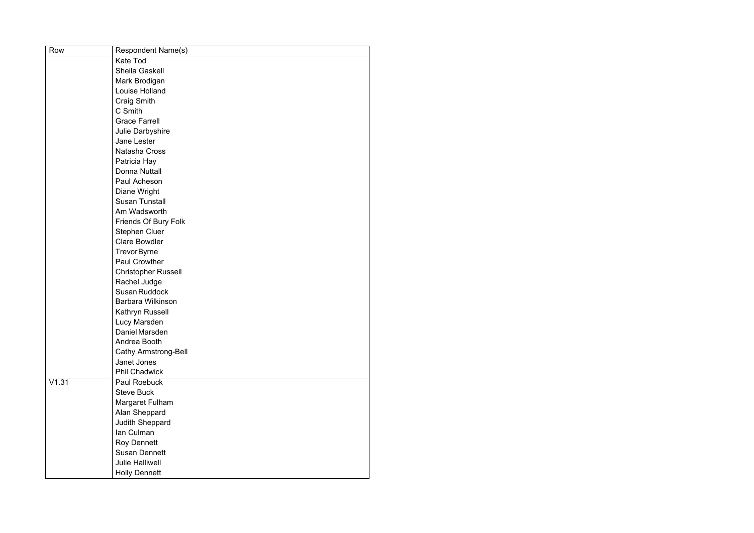| Row | Respondent Name(s) |
| --- | --- |
| | Kate Tod |
| | Sheila Gaskell |
| | Mark Brodigan |
| | Louise Holland |
| | Craig Smith |
| | C Smith |
| | Grace Farrell |
| | Julie Darbyshire |
| | Jane Lester |
| | Natasha Cross |
| | Patricia Hay |
| | Donna Nuttall |
| | Paul Acheson |
| | Diane Wright |
| | Susan Tunstall |
| | Am Wadsworth |
| | Friends Of Bury Folk |
| | Stephen Cluer |
| | Clare Bowdler |
| | Trevor Byrne |
| | Paul Crowther |
| | Christopher Russell |
| | Rachel Judge |
| | Susan Ruddock |
| | Barbara Wilkinson |
| | Kathryn Russell |
| | Lucy Marsden |
| | Daniel Marsden |
| | Andrea Booth |
| | Cathy Armstrong-Bell |
| | Janet Jones |
| | Phil Chadwick |
| V1.31 | Paul Roebuck |
| | Steve Buck |
| | Margaret Fulham |
| | Alan Sheppard |
| | Judith Sheppard |
| | Ian Culman |
| | Roy Dennett |
| | Susan Dennett |
| | Julie Halliwell |
| | Holly Dennett |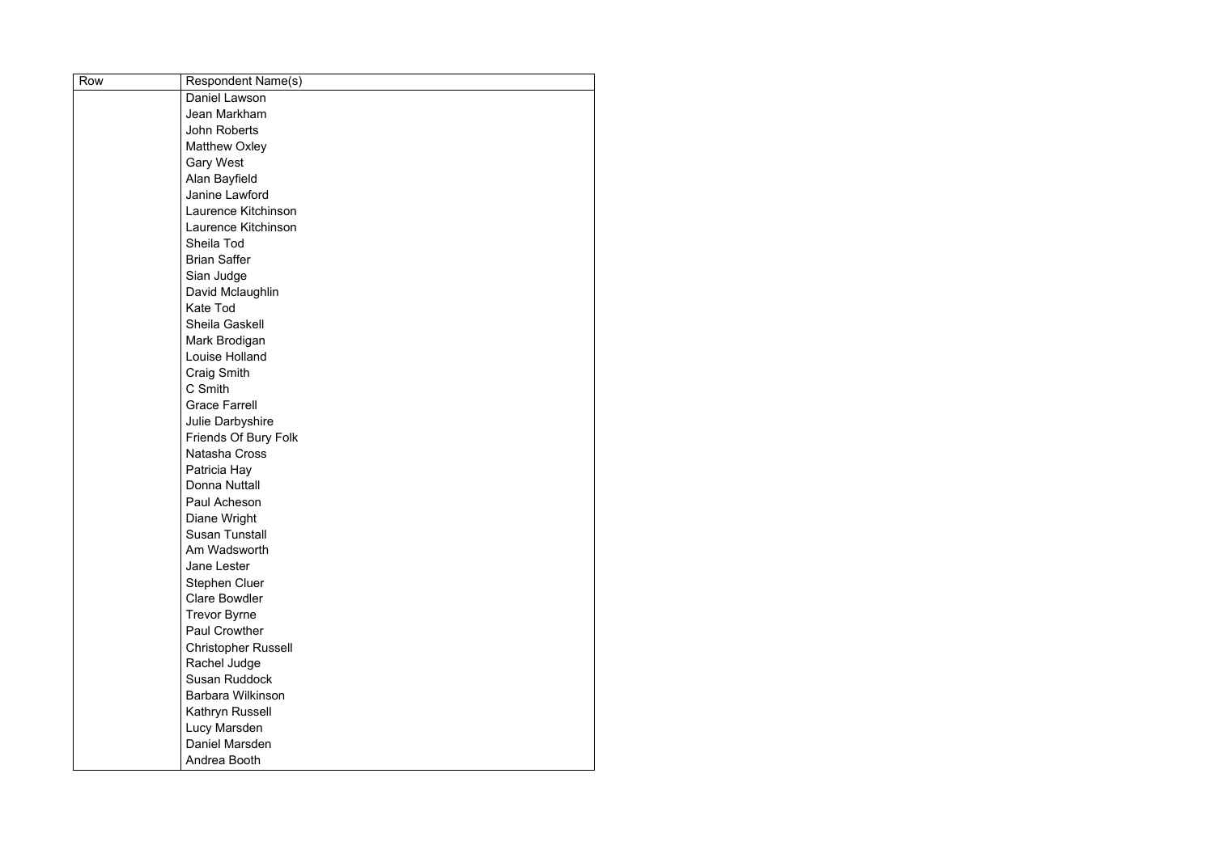| Row | Respondent Name(s) |
|---|---|
| | Daniel Lawson |
| | Jean Markham |
| | John Roberts |
| | Matthew Oxley |
| | Gary West |
| | Alan Bayfield |
| | Janine Lawford |
| | Laurence Kitchinson |
| | Laurence Kitchinson |
| | Sheila Tod |
| | Brian Saffer |
| | Sian Judge |
| | David Mclaughlin |
| | Kate Tod |
| | Sheila Gaskell |
| | Mark Brodigan |
| | Louise Holland |
| | Craig Smith |
| | C Smith |
| | Grace Farrell |
| | Julie Darbyshire |
| | Friends Of Bury Folk |
| | Natasha Cross |
| | Patricia Hay |
| | Donna Nuttall |
| | Paul Acheson |
| | Diane Wright |
| | Susan Tunstall |
| | Am Wadsworth |
| | Jane Lester |
| | Stephen Cluer |
| | Clare Bowdler |
| | Trevor Byrne |
| | Paul Crowther |
| | Christopher Russell |
| | Rachel Judge |
| | Susan Ruddock |
| | Barbara Wilkinson |
| | Kathryn Russell |
| | Lucy Marsden |
| | Daniel Marsden |
| | Andrea Booth |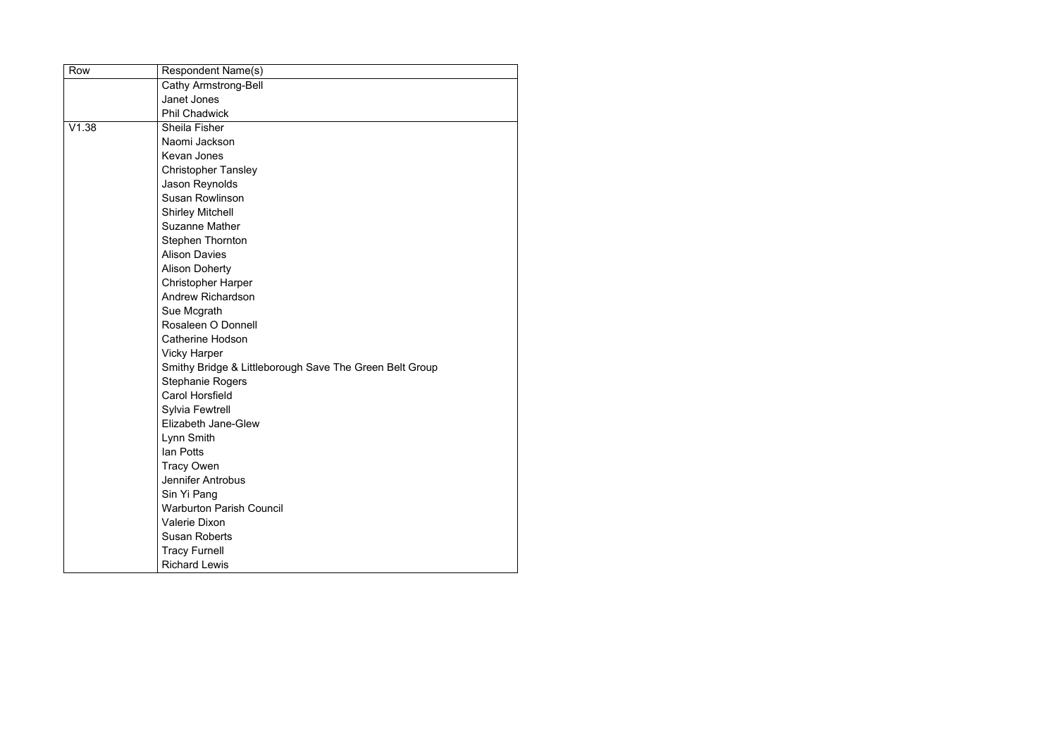| Row | Respondent Name(s) |
|---|---|
| | Cathy Armstrong-Bell |
| | Janet Jones |
| | Phil Chadwick |
| V1.38 | Sheila Fisher |
| | Naomi Jackson |
| | Kevan Jones |
| | Christopher Tansley |
| | Jason Reynolds |
| | Susan Rowlinson |
| | Shirley Mitchell |
| | Suzanne Mather |
| | Stephen Thornton |
| | Alison Davies |
| | Alison Doherty |
| | Christopher Harper |
| | Andrew Richardson |
| | Sue Mcgrath |
| | Rosaleen O Donnell |
| | Catherine Hodson |
| | Vicky Harper |
| | Smithy Bridge & Littleborough Save The Green Belt Group |
| | Stephanie Rogers |
| | Carol Horsfield |
| | Sylvia Fewtrell |
| | Elizabeth Jane-Glew |
| | Lynn Smith |
| | Ian Potts |
| | Tracy Owen |
| | Jennifer Antrobus |
| | Sin Yi Pang |
| | Warburton Parish Council |
| | Valerie Dixon |
| | Susan Roberts |
| | Tracy Furnell |
| | Richard Lewis |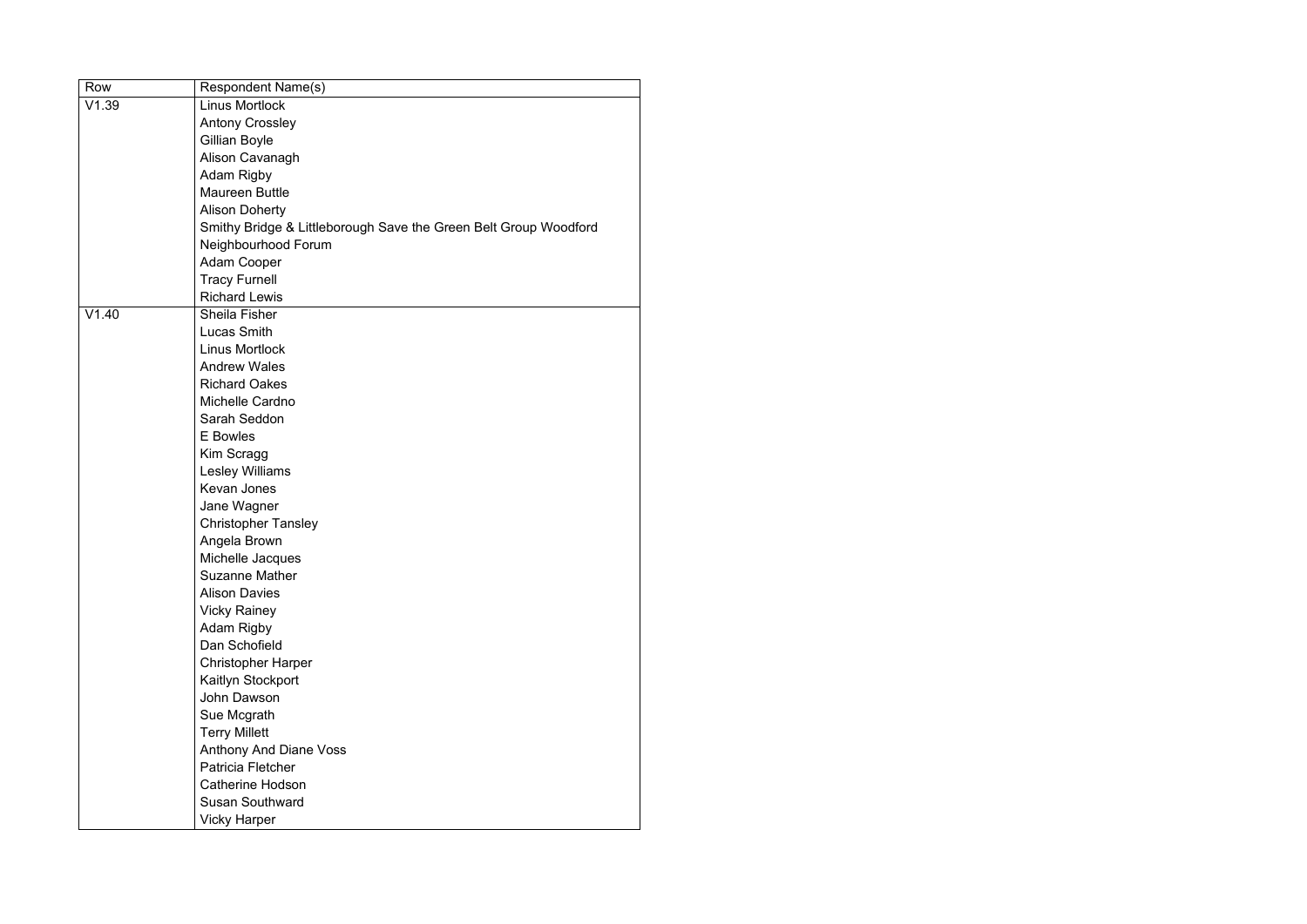| Row | Respondent Name(s) |
|---|---|
| V1.39 | Linus Mortlock<br>Antony Crossley<br>Gillian Boyle<br>Alison Cavanagh<br>Adam Rigby<br>Maureen Buttle<br>Alison Doherty<br>Smithy Bridge & Littleborough Save the Green Belt Group Woodford Neighbourhood Forum<br>Adam Cooper<br>Tracy Furnell<br>Richard Lewis |
| V1.40 | Sheila Fisher<br>Lucas Smith<br>Linus Mortlock<br>Andrew Wales<br>Richard Oakes<br>Michelle Cardno<br>Sarah Seddon<br>E Bowles<br>Kim Scragg<br>Lesley Williams<br>Kevan Jones<br>Jane Wagner<br>Christopher Tansley<br>Angela Brown<br>Michelle Jacques<br>Suzanne Mather<br>Alison Davies<br>Vicky Rainey<br>Adam Rigby<br>Dan Schofield<br>Christopher Harper<br>Kaitlyn Stockport<br>John Dawson<br>Sue Mcgrath<br>Terry Millett<br>Anthony And Diane Voss<br>Patricia Fletcher<br>Catherine Hodson<br>Susan Southward<br>Vicky Harper |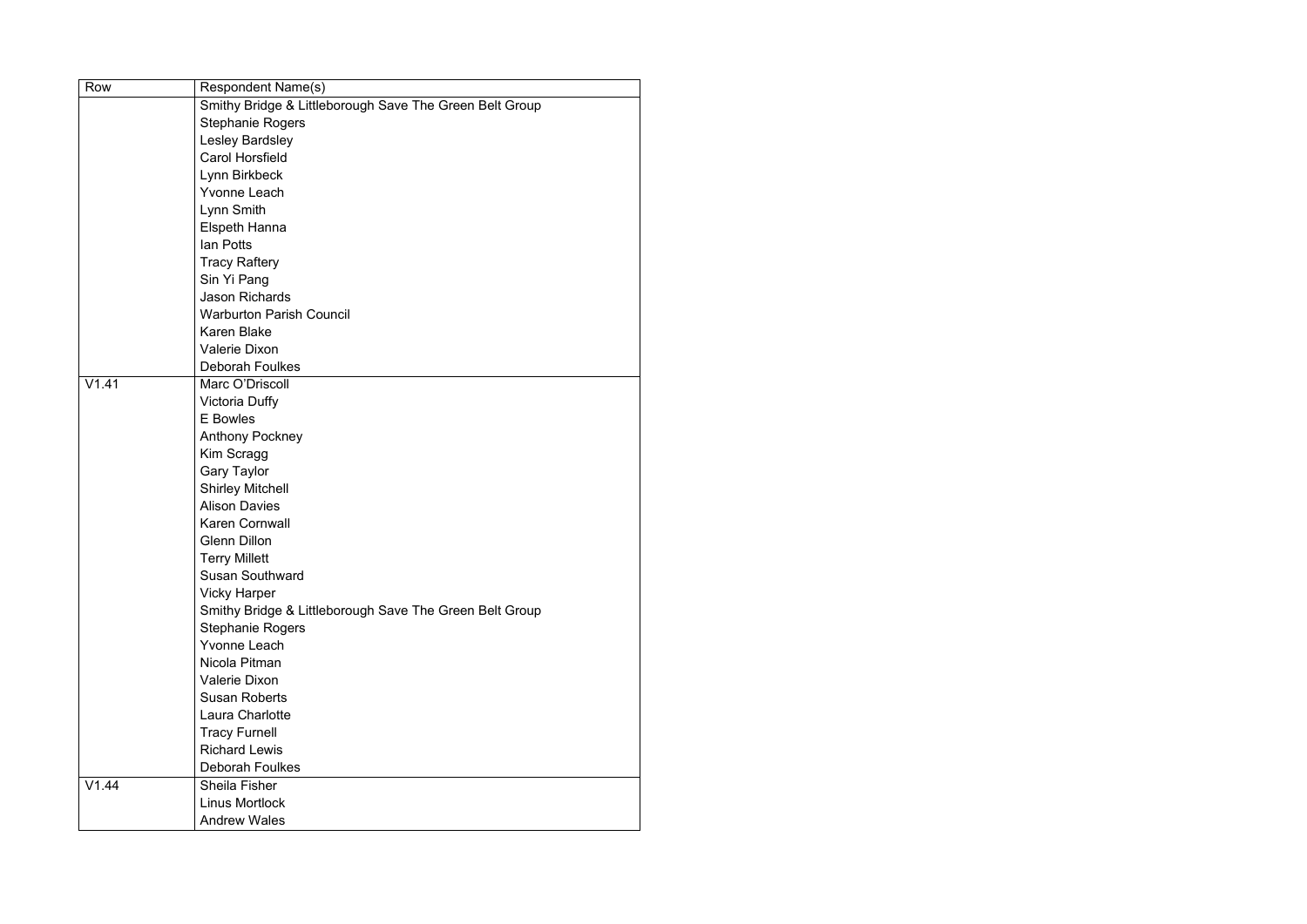| Row | Respondent Name(s) |
| --- | --- |
| | Smithy Bridge & Littleborough Save The Green Belt Group |
| | Stephanie Rogers |
| | Lesley Bardsley |
| | Carol Horsfield |
| | Lynn Birkbeck |
| | Yvonne Leach |
| | Lynn Smith |
| | Elspeth Hanna |
| | Ian Potts |
| | Tracy Raftery |
| | Sin Yi Pang |
| | Jason Richards |
| | Warburton Parish Council |
| | Karen Blake |
| | Valerie Dixon |
| | Deborah Foulkes |
| V1.41 | Marc O'Driscoll |
| | Victoria Duffy |
| | E Bowles |
| | Anthony Pockney |
| | Kim Scragg |
| | Gary Taylor |
| | Shirley Mitchell |
| | Alison Davies |
| | Karen Cornwall |
| | Glenn Dillon |
| | Terry Millett |
| | Susan Southward |
| | Vicky Harper |
| | Smithy Bridge & Littleborough Save The Green Belt Group |
| | Stephanie Rogers |
| | Yvonne Leach |
| | Nicola Pitman |
| | Valerie Dixon |
| | Susan Roberts |
| | Laura Charlotte |
| | Tracy Furnell |
| | Richard Lewis |
| | Deborah Foulkes |
| V1.44 | Sheila Fisher |
| | Linus Mortlock |
| | Andrew Wales |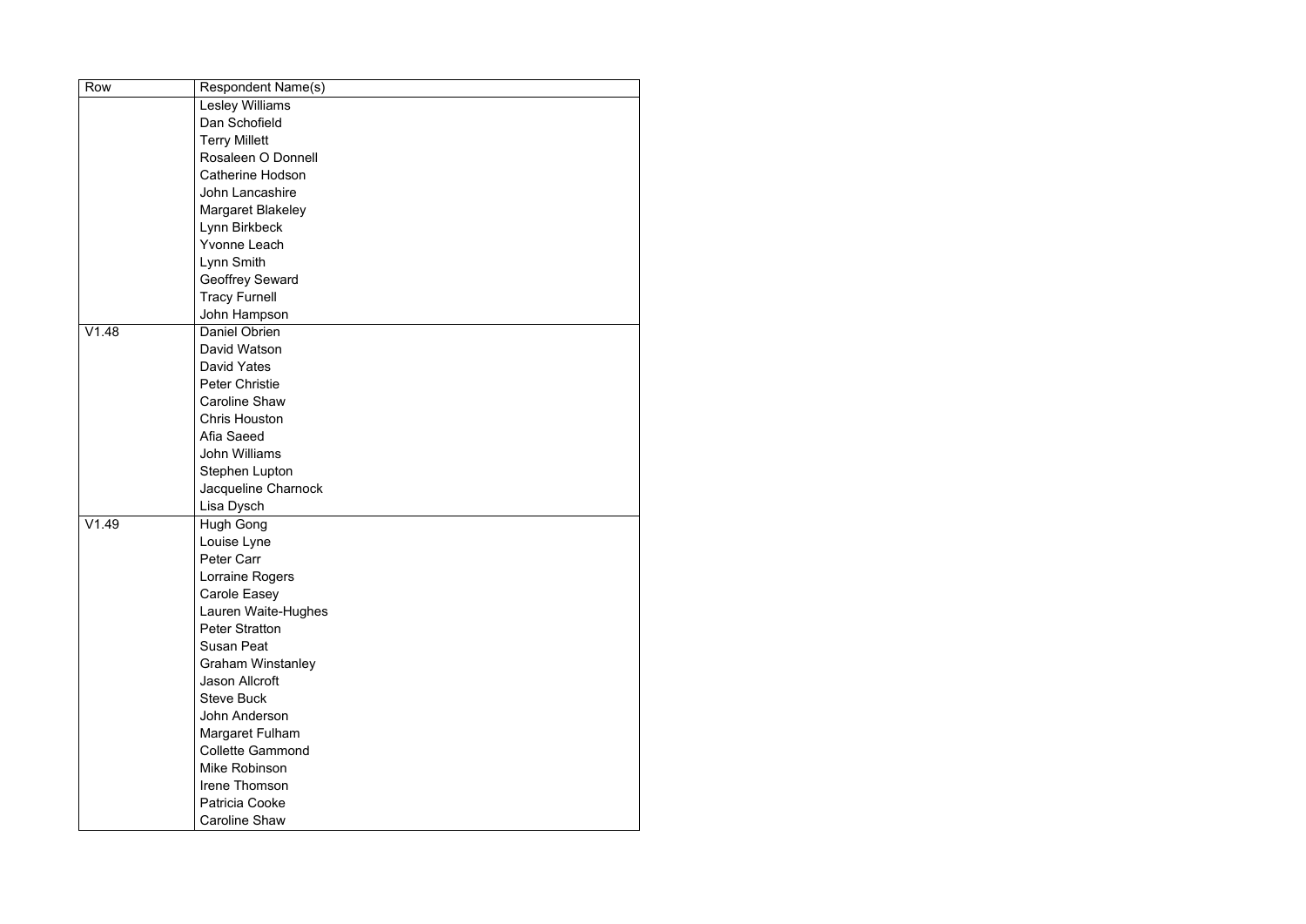| Row | Respondent Name(s) |
|---|---|
| | Lesley Williams |
| | Dan Schofield |
| | Terry Millett |
| | Rosaleen O Donnell |
| | Catherine Hodson |
| | John Lancashire |
| | Margaret Blakeley |
| | Lynn Birkbeck |
| | Yvonne Leach |
| | Lynn Smith |
| | Geoffrey Seward |
| | Tracy Furnell |
| | John Hampson |
| V1.48 | Daniel Obrien |
| | David Watson |
| | David Yates |
| | Peter Christie |
| | Caroline Shaw |
| | Chris Houston |
| | Afia Saeed |
| | John Williams |
| | Stephen Lupton |
| | Jacqueline Charnock |
| | Lisa Dysch |
| V1.49 | Hugh Gong |
| | Louise Lyne |
| | Peter Carr |
| | Lorraine Rogers |
| | Carole Easey |
| | Lauren Waite-Hughes |
| | Peter Stratton |
| | Susan Peat |
| | Graham Winstanley |
| | Jason Allcroft |
| | Steve Buck |
| | John Anderson |
| | Margaret Fulham |
| | Collette Gammond |
| | Mike Robinson |
| | Irene Thomson |
| | Patricia Cooke |
| | Caroline Shaw |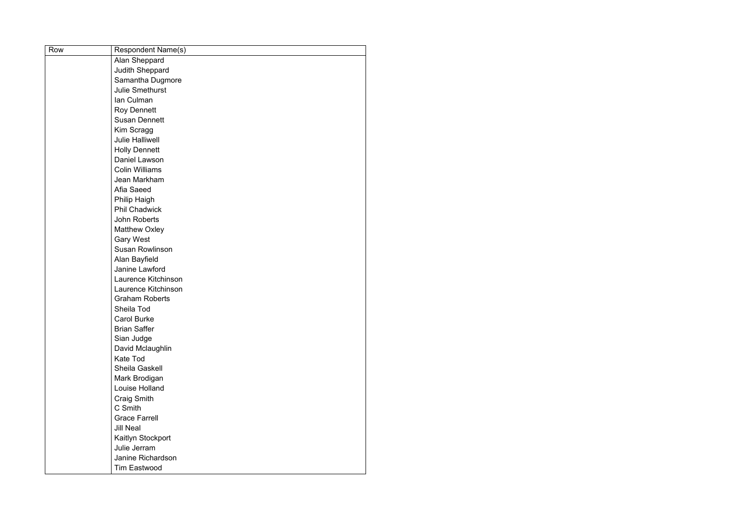| Row | Respondent Name(s) |
|---|---|
| | Alan Sheppard |
| | Judith Sheppard |
| | Samantha Dugmore |
| | Julie Smethurst |
| | Ian Culman |
| | Roy Dennett |
| | Susan Dennett |
| | Kim Scragg |
| | Julie Halliwell |
| | Holly Dennett |
| | Daniel Lawson |
| | Colin Williams |
| | Jean Markham |
| | Afia Saeed |
| | Philip Haigh |
| | Phil Chadwick |
| | John Roberts |
| | Matthew Oxley |
| | Gary West |
| | Susan Rowlinson |
| | Alan Bayfield |
| | Janine Lawford |
| | Laurence Kitchinson |
| | Laurence Kitchinson |
| | Graham Roberts |
| | Sheila Tod |
| | Carol Burke |
| | Brian Saffer |
| | Sian Judge |
| | David Mclaughlin |
| | Kate Tod |
| | Sheila Gaskell |
| | Mark Brodigan |
| | Louise Holland |
| | Craig Smith |
| | C Smith |
| | Grace Farrell |
| | Jill Neal |
| | Kaitlyn Stockport |
| | Julie Jerram |
| | Janine Richardson |
| | Tim Eastwood |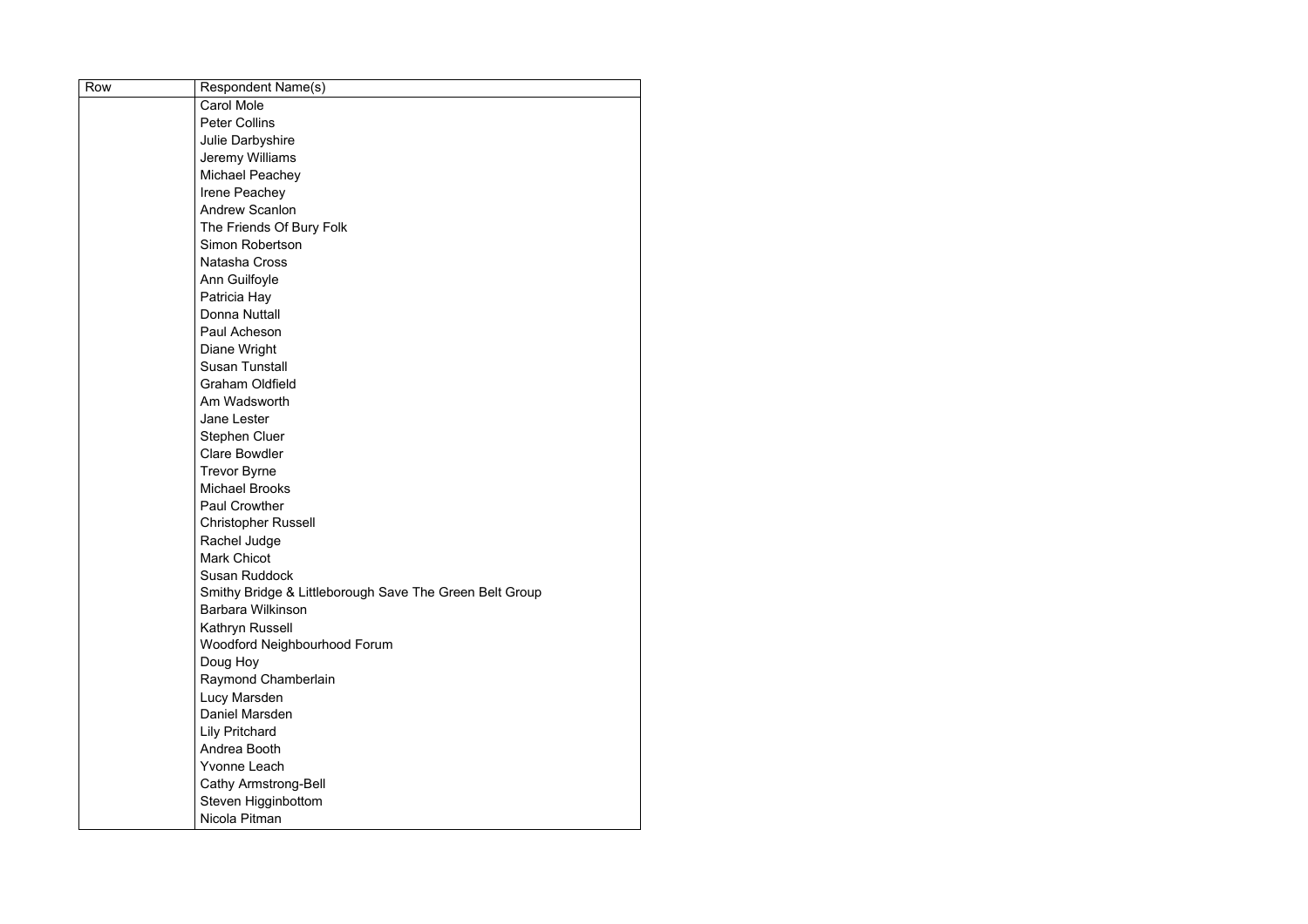| Row | Respondent Name(s) |
|---|---|
| | Carol Mole |
| | Peter Collins |
| | Julie Darbyshire |
| | Jeremy Williams |
| | Michael Peachey |
| | Irene Peachey |
| | Andrew Scanlon |
| | The Friends Of Bury Folk |
| | Simon Robertson |
| | Natasha Cross |
| | Ann Guilfoyle |
| | Patricia Hay |
| | Donna Nuttall |
| | Paul Acheson |
| | Diane Wright |
| | Susan Tunstall |
| | Graham Oldfield |
| | Am Wadsworth |
| | Jane Lester |
| | Stephen Cluer |
| | Clare Bowdler |
| | Trevor Byrne |
| | Michael Brooks |
| | Paul Crowther |
| | Christopher Russell |
| | Rachel Judge |
| | Mark Chicot |
| | Susan Ruddock |
| | Smithy Bridge & Littleborough Save The Green Belt Group |
| | Barbara Wilkinson |
| | Kathryn Russell |
| | Woodford Neighbourhood Forum |
| | Doug Hoy |
| | Raymond Chamberlain |
| | Lucy Marsden |
| | Daniel Marsden |
| | Lily Pritchard |
| | Andrea Booth |
| | Yvonne Leach |
| | Cathy Armstrong-Bell |
| | Steven Higginbottom |
| | Nicola Pitman |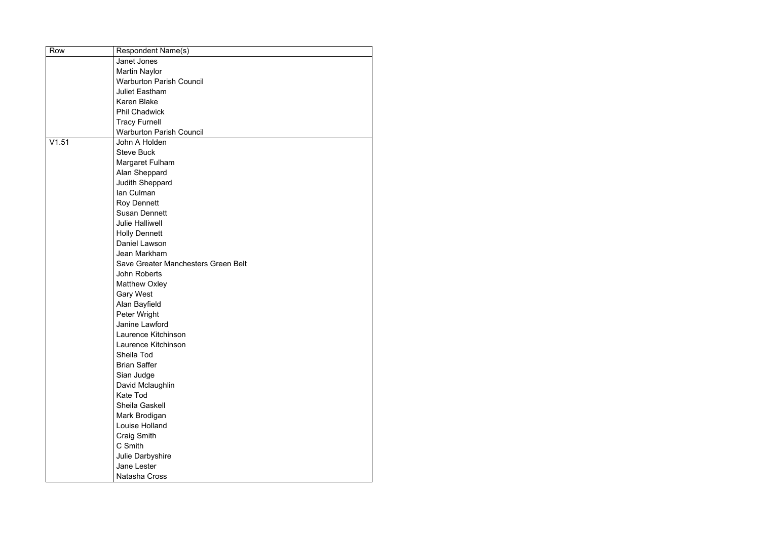| Row | Respondent Name(s) |
|---|---|
| | Janet Jones |
| | Martin Naylor |
| | Warburton Parish Council |
| | Juliet Eastham |
| | Karen Blake |
| | Phil Chadwick |
| | Tracy Furnell |
| | Warburton Parish Council |
| V1.51 | John A Holden |
| | Steve Buck |
| | Margaret Fulham |
| | Alan Sheppard |
| | Judith Sheppard |
| | Ian Culman |
| | Roy Dennett |
| | Susan Dennett |
| | Julie Halliwell |
| | Holly Dennett |
| | Daniel Lawson |
| | Jean Markham |
| | Save Greater Manchesters Green Belt |
| | John Roberts |
| | Matthew Oxley |
| | Gary West |
| | Alan Bayfield |
| | Peter Wright |
| | Janine Lawford |
| | Laurence Kitchinson |
| | Laurence Kitchinson |
| | Sheila Tod |
| | Brian Saffer |
| | Sian Judge |
| | David Mclaughlin |
| | Kate Tod |
| | Sheila Gaskell |
| | Mark Brodigan |
| | Louise Holland |
| | Craig Smith |
| | C Smith |
| | Julie Darbyshire |
| | Jane Lester |
| | Natasha Cross |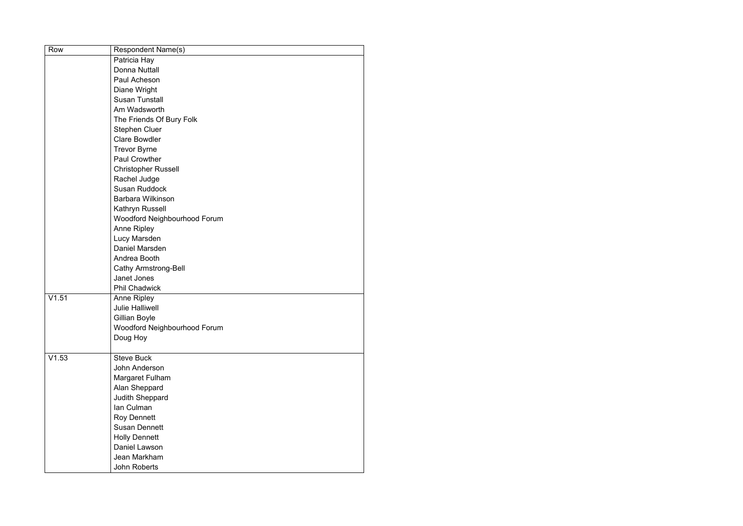| Row | Respondent Name(s) |
| --- | --- |
| | Patricia Hay |
| | Donna Nuttall |
| | Paul Acheson |
| | Diane Wright |
| | Susan Tunstall |
| | Am Wadsworth |
| | The Friends Of Bury Folk |
| | Stephen Cluer |
| | Clare Bowdler |
| | Trevor Byrne |
| | Paul Crowther |
| | Christopher Russell |
| | Rachel Judge |
| | Susan Ruddock |
| | Barbara Wilkinson |
| | Kathryn Russell |
| | Woodford Neighbourhood Forum |
| | Anne Ripley |
| | Lucy Marsden |
| | Daniel Marsden |
| | Andrea Booth |
| | Cathy Armstrong-Bell |
| | Janet Jones |
| | Phil Chadwick |
| V1.51 | Anne Ripley |
| | Julie Halliwell |
| | Gillian Boyle |
| | Woodford Neighbourhood Forum |
| | Doug Hoy |
| V1.53 | Steve Buck |
| | John Anderson |
| | Margaret Fulham |
| | Alan Sheppard |
| | Judith Sheppard |
| | Ian Culman |
| | Roy Dennett |
| | Susan Dennett |
| | Holly Dennett |
| | Daniel Lawson |
| | Jean Markham |
| | John Roberts |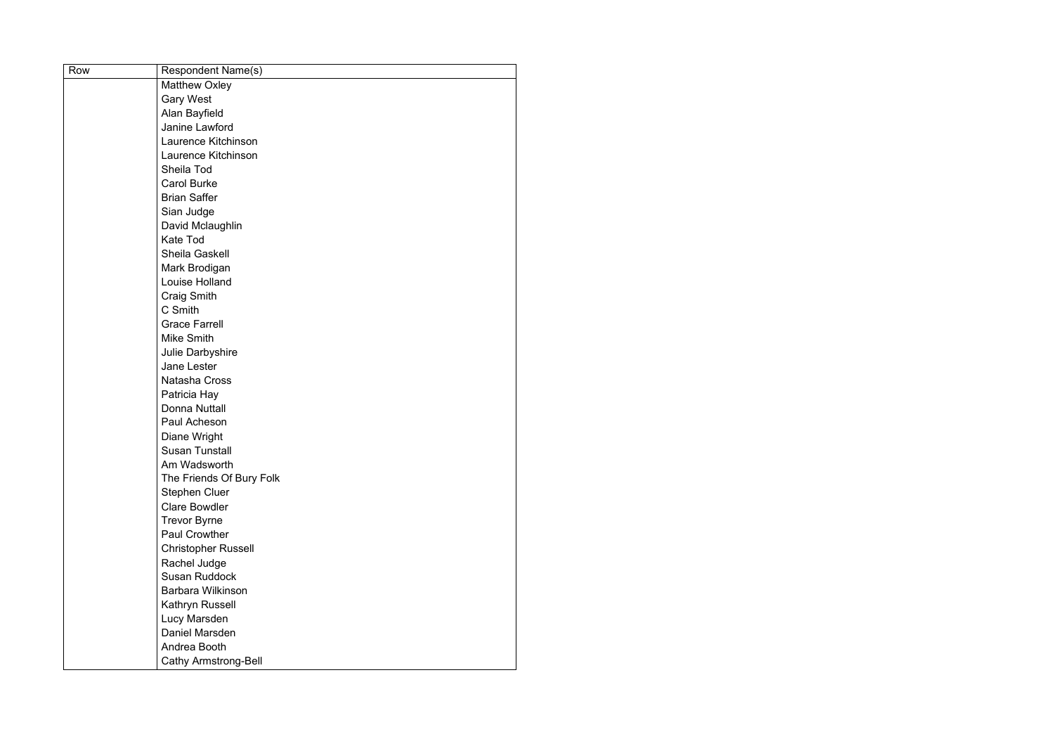| Row | Respondent Name(s) |
| --- | --- |
| | Matthew Oxley |
| | Gary West |
| | Alan Bayfield |
| | Janine Lawford |
| | Laurence Kitchinson |
| | Laurence Kitchinson |
| | Sheila Tod |
| | Carol Burke |
| | Brian Saffer |
| | Sian Judge |
| | David Mclaughlin |
| | Kate Tod |
| | Sheila Gaskell |
| | Mark Brodigan |
| | Louise Holland |
| | Craig Smith |
| | C Smith |
| | Grace Farrell |
| | Mike Smith |
| | Julie Darbyshire |
| | Jane Lester |
| | Natasha Cross |
| | Patricia Hay |
| | Donna Nuttall |
| | Paul Acheson |
| | Diane Wright |
| | Susan Tunstall |
| | Am Wadsworth |
| | The Friends Of Bury Folk |
| | Stephen Cluer |
| | Clare Bowdler |
| | Trevor Byrne |
| | Paul Crowther |
| | Christopher Russell |
| | Rachel Judge |
| | Susan Ruddock |
| | Barbara Wilkinson |
| | Kathryn Russell |
| | Lucy Marsden |
| | Daniel Marsden |
| | Andrea Booth |
| | Cathy Armstrong-Bell |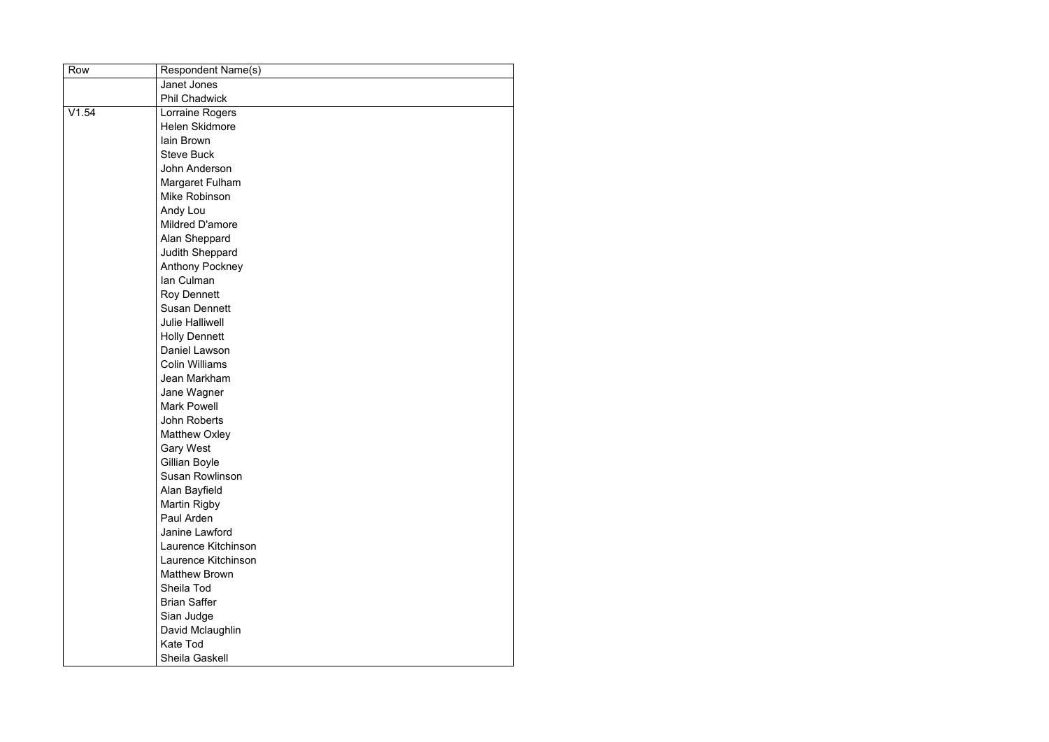| Row | Respondent Name(s) |
|---|---|
| | Janet Jones |
| | Phil Chadwick |
| V1.54 | Lorraine Rogers |
| | Helen Skidmore |
| | Iain Brown |
| | Steve Buck |
| | John Anderson |
| | Margaret Fulham |
| | Mike Robinson |
| | Andy Lou |
| | Mildred D'amore |
| | Alan Sheppard |
| | Judith Sheppard |
| | Anthony Pockney |
| | Ian Culman |
| | Roy Dennett |
| | Susan Dennett |
| | Julie Halliwell |
| | Holly Dennett |
| | Daniel Lawson |
| | Colin Williams |
| | Jean Markham |
| | Jane Wagner |
| | Mark Powell |
| | John Roberts |
| | Matthew Oxley |
| | Gary West |
| | Gillian Boyle |
| | Susan Rowlinson |
| | Alan Bayfield |
| | Martin Rigby |
| | Paul Arden |
| | Janine Lawford |
| | Laurence Kitchinson |
| | Laurence Kitchinson |
| | Matthew Brown |
| | Sheila Tod |
| | Brian Saffer |
| | Sian Judge |
| | David Mclaughlin |
| | Kate Tod |
| | Sheila Gaskell |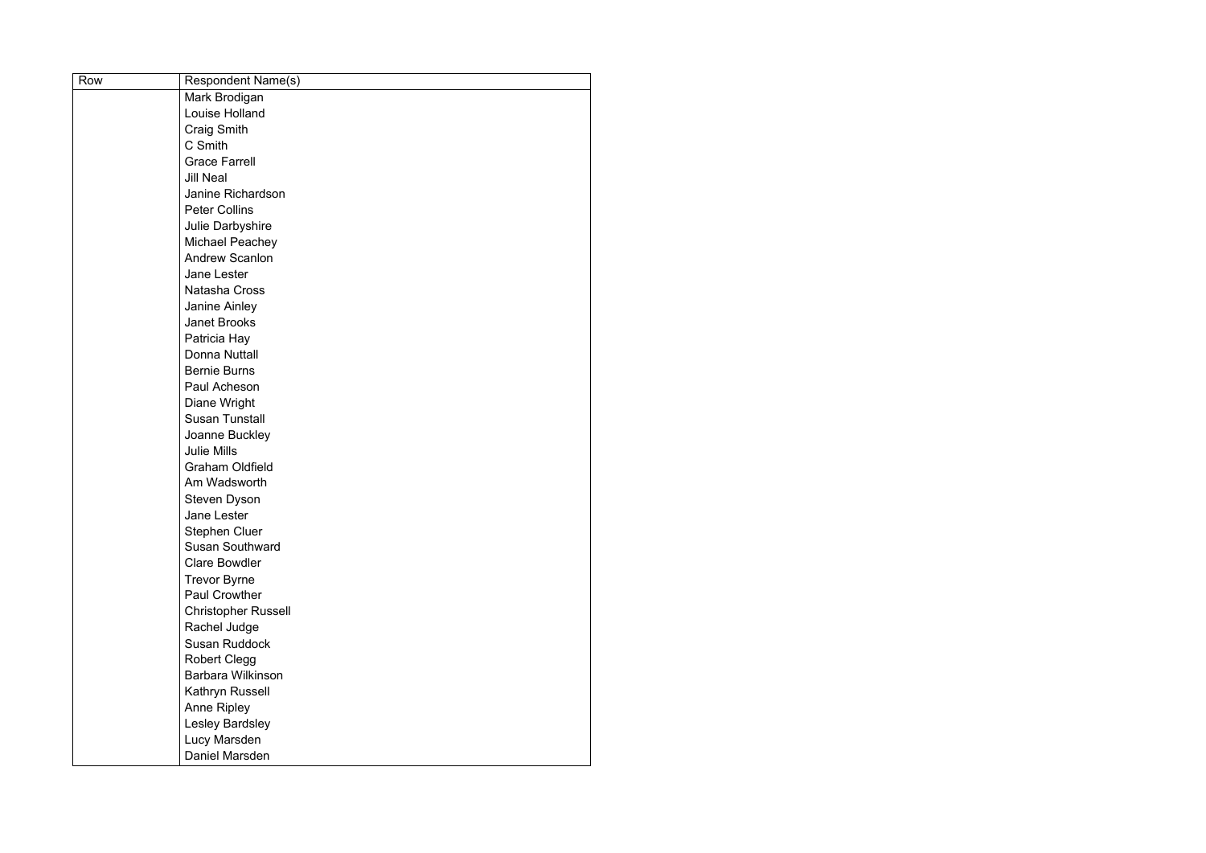| Row | Respondent Name(s) |
|---|---|
| | Mark Brodigan |
| | Louise Holland |
| | Craig Smith |
| | C Smith |
| | Grace Farrell |
| | Jill Neal |
| | Janine Richardson |
| | Peter Collins |
| | Julie Darbyshire |
| | Michael Peachey |
| | Andrew Scanlon |
| | Jane Lester |
| | Natasha Cross |
| | Janine Ainley |
| | Janet Brooks |
| | Patricia Hay |
| | Donna Nuttall |
| | Bernie Burns |
| | Paul Acheson |
| | Diane Wright |
| | Susan Tunstall |
| | Joanne Buckley |
| | Julie Mills |
| | Graham Oldfield |
| | Am Wadsworth |
| | Steven Dyson |
| | Jane Lester |
| | Stephen Cluer |
| | Susan Southward |
| | Clare Bowdler |
| | Trevor Byrne |
| | Paul Crowther |
| | Christopher Russell |
| | Rachel Judge |
| | Susan Ruddock |
| | Robert Clegg |
| | Barbara Wilkinson |
| | Kathryn Russell |
| | Anne Ripley |
| | Lesley Bardsley |
| | Lucy Marsden |
| | Daniel Marsden |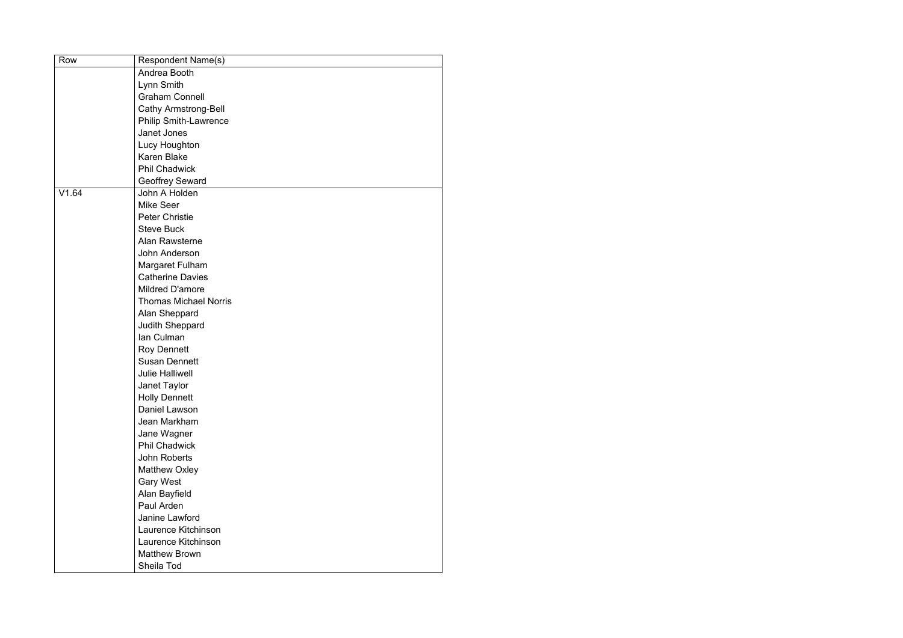| Row | Respondent Name(s) |
|---|---|
| | Andrea Booth |
| | Lynn Smith |
| | Graham Connell |
| | Cathy Armstrong-Bell |
| | Philip Smith-Lawrence |
| | Janet Jones |
| | Lucy Houghton |
| | Karen Blake |
| | Phil Chadwick |
| | Geoffrey Seward |
| V1.64 | John A Holden |
| | Mike Seer |
| | Peter Christie |
| | Steve Buck |
| | Alan Rawsterne |
| | John Anderson |
| | Margaret Fulham |
| | Catherine Davies |
| | Mildred D'amore |
| | Thomas Michael Norris |
| | Alan Sheppard |
| | Judith Sheppard |
| | Ian Culman |
| | Roy Dennett |
| | Susan Dennett |
| | Julie Halliwell |
| | Janet Taylor |
| | Holly Dennett |
| | Daniel Lawson |
| | Jean Markham |
| | Jane Wagner |
| | Phil Chadwick |
| | John Roberts |
| | Matthew Oxley |
| | Gary West |
| | Alan Bayfield |
| | Paul Arden |
| | Janine Lawford |
| | Laurence Kitchinson |
| | Laurence Kitchinson |
| | Matthew Brown |
| | Sheila Tod |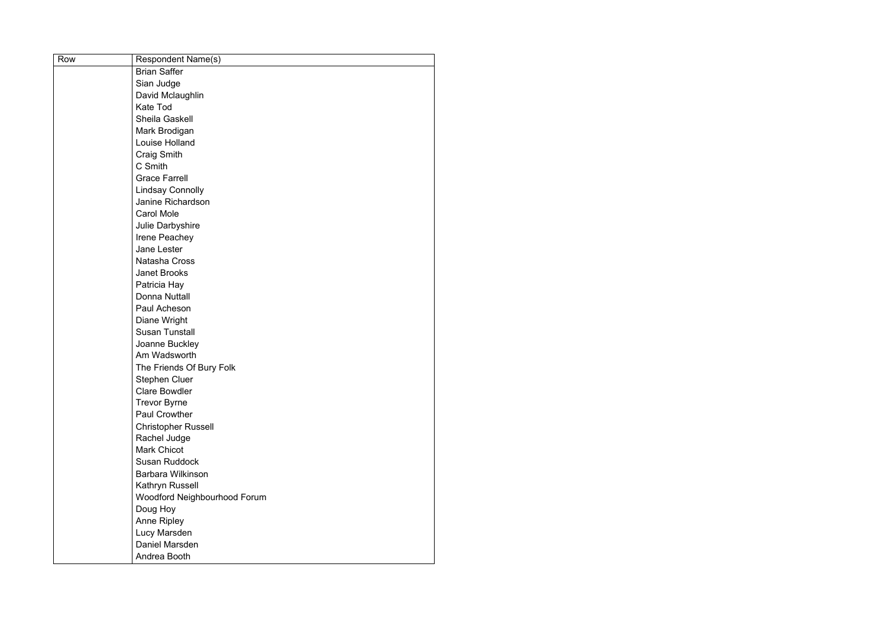| Row | Respondent Name(s) |
| --- | --- |
| | Brian Saffer |
| | Sian Judge |
| | David Mclaughlin |
| | Kate Tod |
| | Sheila Gaskell |
| | Mark Brodigan |
| | Louise Holland |
| | Craig Smith |
| | C Smith |
| | Grace Farrell |
| | Lindsay Connolly |
| | Janine Richardson |
| | Carol Mole |
| | Julie Darbyshire |
| | Irene Peachey |
| | Jane Lester |
| | Natasha Cross |
| | Janet Brooks |
| | Patricia Hay |
| | Donna Nuttall |
| | Paul Acheson |
| | Diane Wright |
| | Susan Tunstall |
| | Joanne Buckley |
| | Am Wadsworth |
| | The Friends Of Bury Folk |
| | Stephen Cluer |
| | Clare Bowdler |
| | Trevor Byrne |
| | Paul Crowther |
| | Christopher Russell |
| | Rachel Judge |
| | Mark Chicot |
| | Susan Ruddock |
| | Barbara Wilkinson |
| | Kathryn Russell |
| | Woodford Neighbourhood Forum |
| | Doug Hoy |
| | Anne Ripley |
| | Lucy Marsden |
| | Daniel Marsden |
| | Andrea Booth |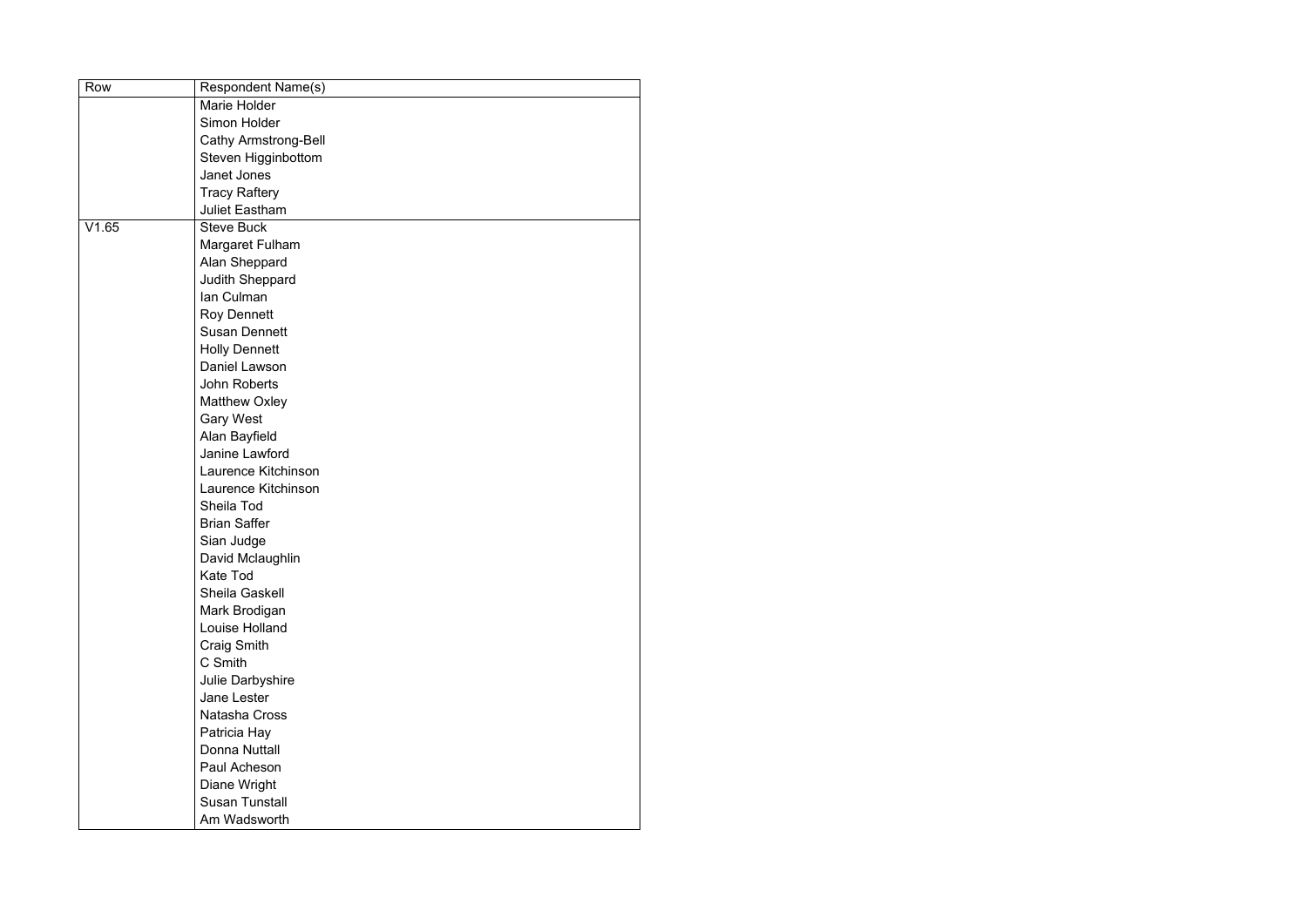| Row | Respondent Name(s) |
| --- | --- |
| | Marie Holder |
| | Simon Holder |
| | Cathy Armstrong-Bell |
| | Steven Higginbottom |
| | Janet Jones |
| | Tracy Raftery |
| | Juliet Eastham |
| V1.65 | Steve Buck |
| | Margaret Fulham |
| | Alan Sheppard |
| | Judith Sheppard |
| | Ian Culman |
| | Roy Dennett |
| | Susan Dennett |
| | Holly Dennett |
| | Daniel Lawson |
| | John Roberts |
| | Matthew Oxley |
| | Gary West |
| | Alan Bayfield |
| | Janine Lawford |
| | Laurence Kitchinson |
| | Laurence Kitchinson |
| | Sheila Tod |
| | Brian Saffer |
| | Sian Judge |
| | David Mclaughlin |
| | Kate Tod |
| | Sheila Gaskell |
| | Mark Brodigan |
| | Louise Holland |
| | Craig Smith |
| | C Smith |
| | Julie Darbyshire |
| | Jane Lester |
| | Natasha Cross |
| | Patricia Hay |
| | Donna Nuttall |
| | Paul Acheson |
| | Diane Wright |
| | Susan Tunstall |
| | Am Wadsworth |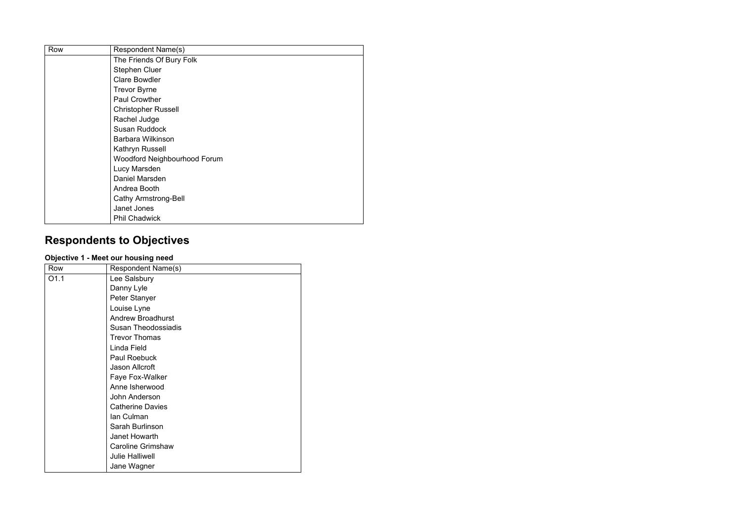| Row | Respondent Name(s) |
| --- | --- |
| | The Friends Of Bury Folk |
| | Stephen Cluer |
| | Clare Bowdler |
| | Trevor Byrne |
| | Paul Crowther |
| | Christopher Russell |
| | Rachel Judge |
| | Susan Ruddock |
| | Barbara Wilkinson |
| | Kathryn Russell |
| | Woodford Neighbourhood Forum |
| | Lucy Marsden |
| | Daniel Marsden |
| | Andrea Booth |
| | Cathy Armstrong-Bell |
| | Janet Jones |
| | Phil Chadwick |

## Respondents to Objectives

### Objective 1 - Meet our housing need

| Row | Respondent Name(s) |
| --- | --- |
| O1.1 | Lee Salsbury |
| | Danny Lyle |
| | Peter Stanyer |
| | Louise Lyne |
| | Andrew Broadhurst |
| | Susan Theodossiadis |
| | Trevor Thomas |
| | Linda Field |
| | Paul Roebuck |
| | Jason Allcroft |
| | Faye Fox-Walker |
| | Anne Isherwood |
| | John Anderson |
| | Catherine Davies |
| | Ian Culman |
| | Sarah Burlinson |
| | Janet Howarth |
| | Caroline Grimshaw |
| | Julie Halliwell |
| | Jane Wagner |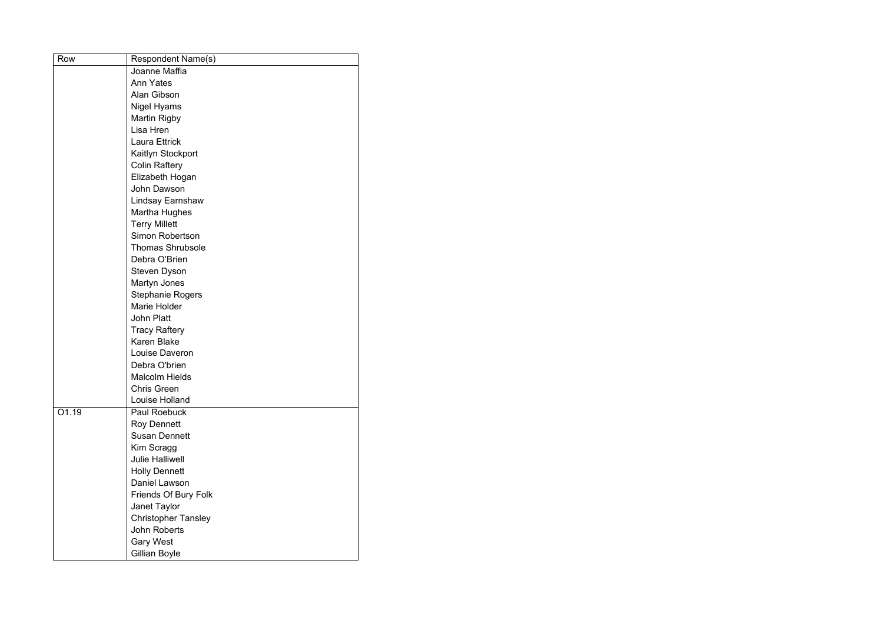| Row | Respondent Name(s) |
|---|---|
| | Joanne Maffia |
| | Ann Yates |
| | Alan Gibson |
| | Nigel Hyams |
| | Martin Rigby |
| | Lisa Hren |
| | Laura Ettrick |
| | Kaitlyn Stockport |
| | Colin Raftery |
| | Elizabeth Hogan |
| | John Dawson |
| | Lindsay Earnshaw |
| | Martha Hughes |
| | Terry Millett |
| | Simon Robertson |
| | Thomas Shrubsole |
| | Debra O'Brien |
| | Steven Dyson |
| | Martyn Jones |
| | Stephanie Rogers |
| | Marie Holder |
| | John Platt |
| | Tracy Raftery |
| | Karen Blake |
| | Louise Daveron |
| | Debra O'brien |
| | Malcolm Hields |
| | Chris Green |
| | Louise Holland |
| O1.19 | Paul Roebuck |
| | Roy Dennett |
| | Susan Dennett |
| | Kim Scragg |
| | Julie Halliwell |
| | Holly Dennett |
| | Daniel Lawson |
| | Friends Of Bury Folk |
| | Janet Taylor |
| | Christopher Tansley |
| | John Roberts |
| | Gary West |
| | Gillian Boyle |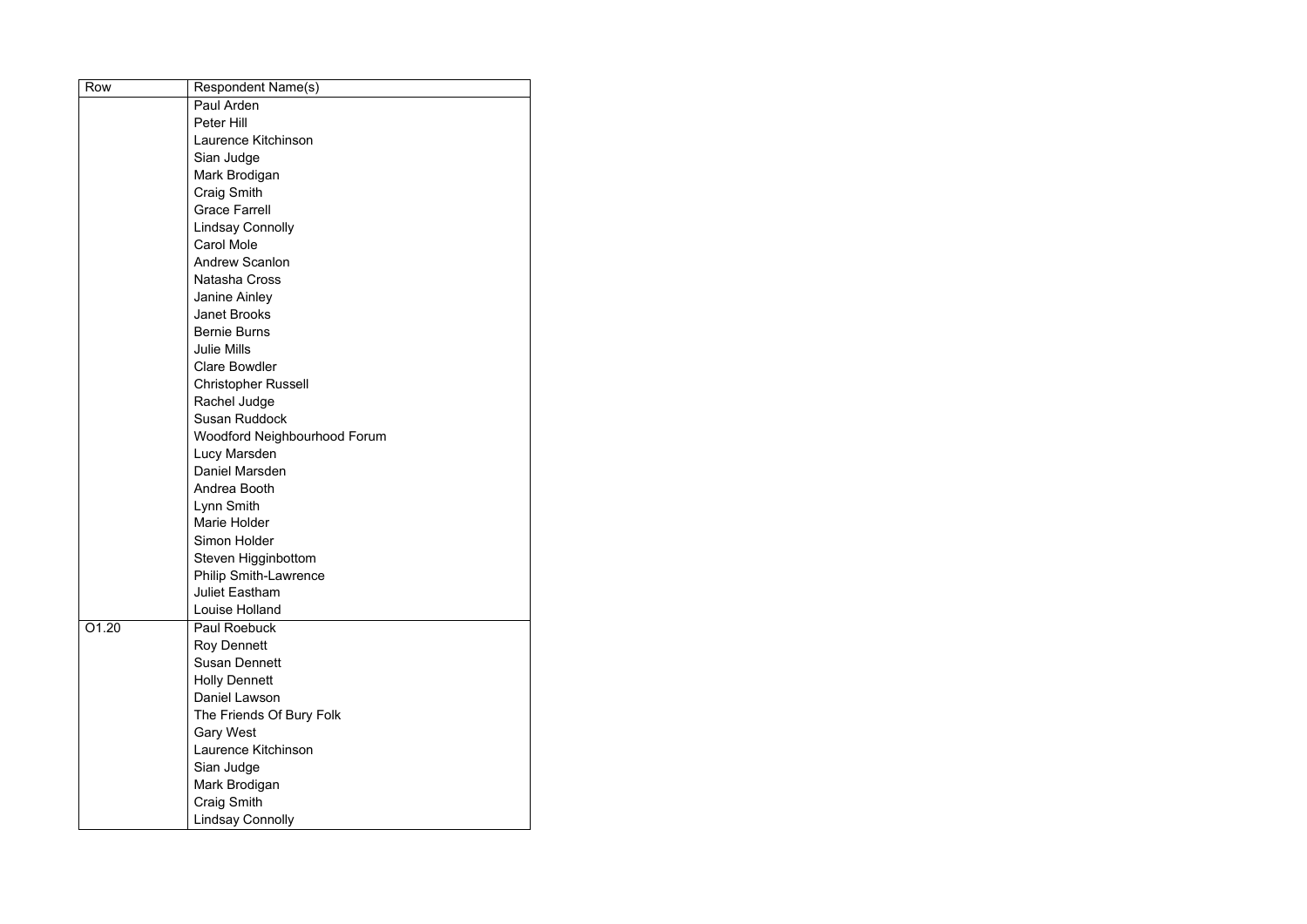| Row | Respondent Name(s) |
| --- | --- |
| | Paul Arden |
| | Peter Hill |
| | Laurence Kitchinson |
| | Sian Judge |
| | Mark Brodigan |
| | Craig Smith |
| | Grace Farrell |
| | Lindsay Connolly |
| | Carol Mole |
| | Andrew Scanlon |
| | Natasha Cross |
| | Janine Ainley |
| | Janet Brooks |
| | Bernie Burns |
| | Julie Mills |
| | Clare Bowdler |
| | Christopher Russell |
| | Rachel Judge |
| | Susan Ruddock |
| | Woodford Neighbourhood Forum |
| | Lucy Marsden |
| | Daniel Marsden |
| | Andrea Booth |
| | Lynn Smith |
| | Marie Holder |
| | Simon Holder |
| | Steven Higginbottom |
| | Philip Smith-Lawrence |
| | Juliet Eastham |
| | Louise Holland |
| O1.20 | Paul Roebuck |
| | Roy Dennett |
| | Susan Dennett |
| | Holly Dennett |
| | Daniel Lawson |
| | The Friends Of Bury Folk |
| | Gary West |
| | Laurence Kitchinson |
| | Sian Judge |
| | Mark Brodigan |
| | Craig Smith |
| | Lindsay Connolly |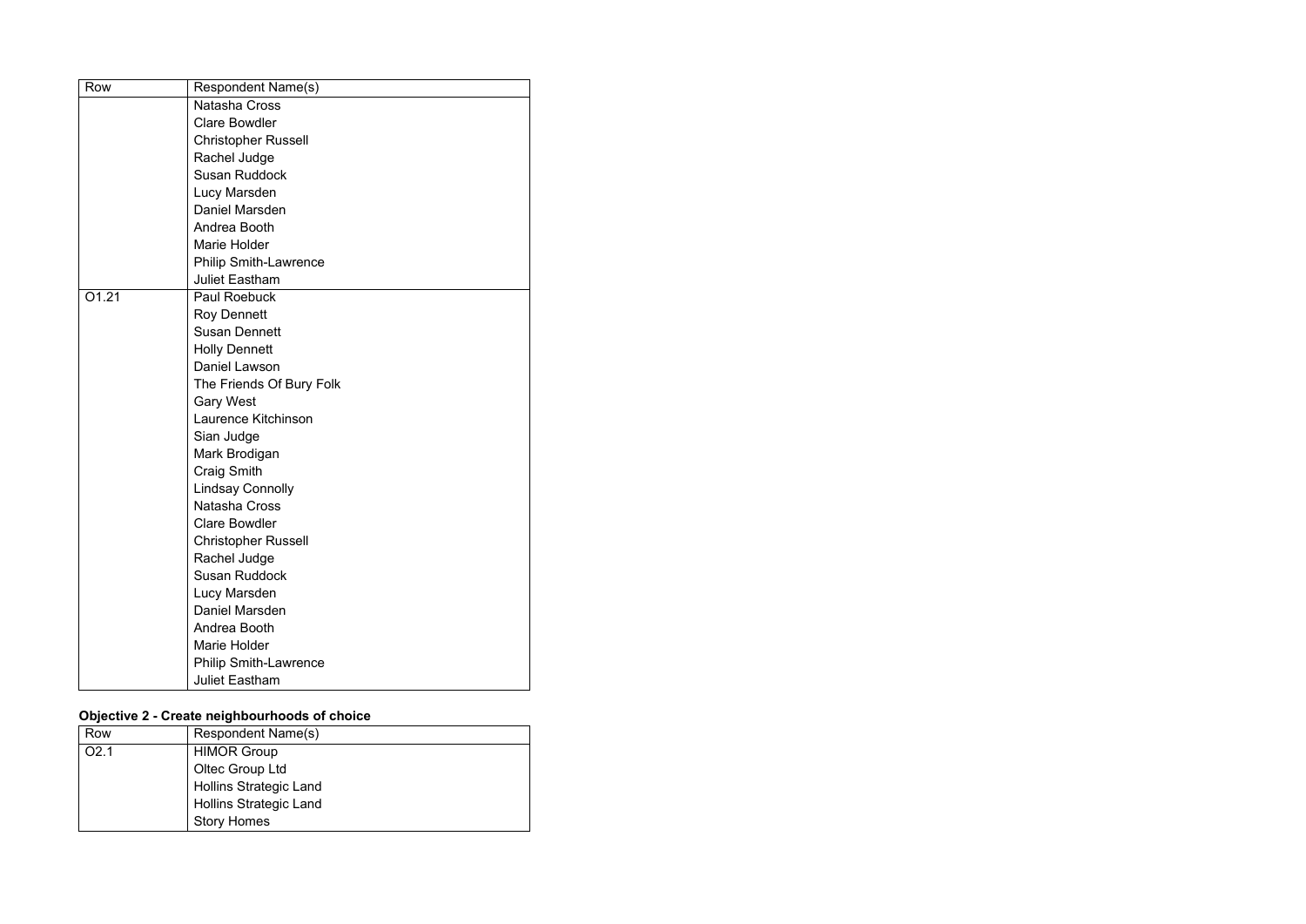| Row | Respondent Name(s) |
| --- | --- |
| | Natasha Cross |
| | Clare Bowdler |
| | Christopher Russell |
| | Rachel Judge |
| | Susan Ruddock |
| | Lucy Marsden |
| | Daniel Marsden |
| | Andrea Booth |
| | Marie Holder |
| | Philip Smith-Lawrence |
| | Juliet Eastham |
| O1.21 | Paul Roebuck |
| | Roy Dennett |
| | Susan Dennett |
| | Holly Dennett |
| | Daniel Lawson |
| | The Friends Of Bury Folk |
| | Gary West |
| | Laurence Kitchinson |
| | Sian Judge |
| | Mark Brodigan |
| | Craig Smith |
| | Lindsay Connolly |
| | Natasha Cross |
| | Clare Bowdler |
| | Christopher Russell |
| | Rachel Judge |
| | Susan Ruddock |
| | Lucy Marsden |
| | Daniel Marsden |
| | Andrea Booth |
| | Marie Holder |
| | Philip Smith-Lawrence |
| | Juliet Eastham |

**Objective 2 - Create neighbourhoods of choice**

| Row | Respondent Name(s) |
| --- | --- |
| O2.1 | HIMOR Group |
| | Oltec Group Ltd |
| | Hollins Strategic Land |
| | Hollins Strategic Land |
| | Story Homes |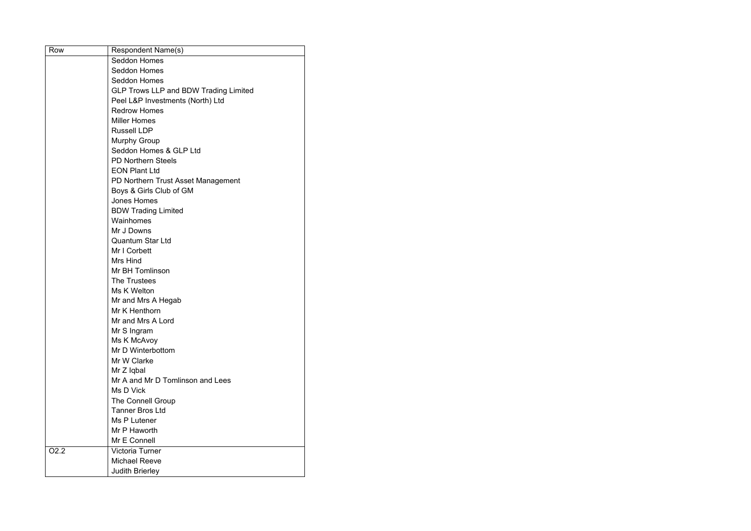| Row | Respondent Name(s) |
| --- | --- |
| | Seddon Homes |
| | Seddon Homes |
| | Seddon Homes |
| | GLP Trows LLP and BDW Trading Limited |
| | Peel L&P Investments (North) Ltd |
| | Redrow Homes |
| | Miller Homes |
| | Russell LDP |
| | Murphy Group |
| | Seddon Homes & GLP Ltd |
| | PD Northern Steels |
| | EON Plant Ltd |
| | PD Northern Trust Asset Management |
| | Boys & Girls Club of GM |
| | Jones Homes |
| | BDW Trading Limited |
| | Wainhomes |
| | Mr J Downs |
| | Quantum Star Ltd |
| | Mr I Corbett |
| | Mrs Hind |
| | Mr BH Tomlinson |
| | The Trustees |
| | Ms K Welton |
| | Mr and Mrs A Hegab |
| | Mr K Henthorn |
| | Mr and Mrs A Lord |
| | Mr S Ingram |
| | Ms K McAvoy |
| | Mr D Winterbottom |
| | Mr W Clarke |
| | Mr Z Iqbal |
| | Mr A and Mr D Tomlinson and Lees |
| | Ms D Vick |
| | The Connell Group |
| | Tanner Bros Ltd |
| | Ms P Lutener |
| | Mr P Haworth |
| | Mr E Connell |
| O2.2 | Victoria Turner |
| | Michael Reeve |
| | Judith Brierley |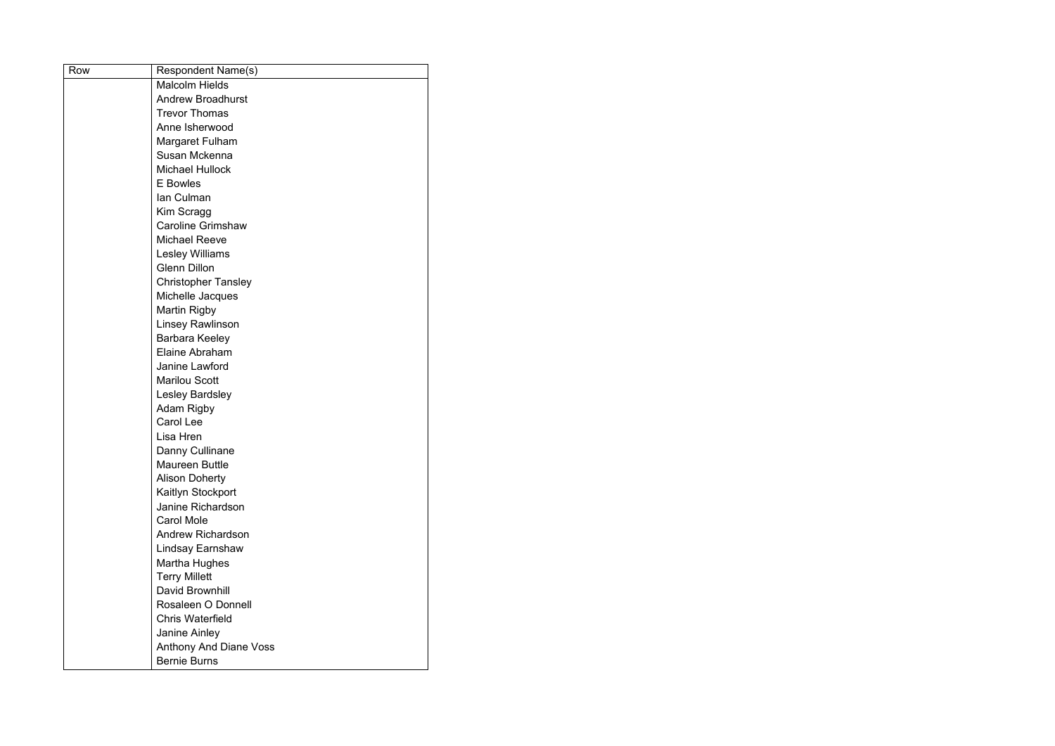| Row | Respondent Name(s) |
| --- | --- |
| | Malcolm Hields |
| | Andrew Broadhurst |
| | Trevor Thomas |
| | Anne Isherwood |
| | Margaret Fulham |
| | Susan Mckenna |
| | Michael Hullock |
| | E Bowles |
| | Ian Culman |
| | Kim Scragg |
| | Caroline Grimshaw |
| | Michael Reeve |
| | Lesley Williams |
| | Glenn Dillon |
| | Christopher Tansley |
| | Michelle Jacques |
| | Martin Rigby |
| | Linsey Rawlinson |
| | Barbara Keeley |
| | Elaine Abraham |
| | Janine Lawford |
| | Marilou Scott |
| | Lesley Bardsley |
| | Adam Rigby |
| | Carol Lee |
| | Lisa Hren |
| | Danny Cullinane |
| | Maureen Buttle |
| | Alison Doherty |
| | Kaitlyn Stockport |
| | Janine Richardson |
| | Carol Mole |
| | Andrew Richardson |
| | Lindsay Earnshaw |
| | Martha Hughes |
| | Terry Millett |
| | David Brownhill |
| | Rosaleen O Donnell |
| | Chris Waterfield |
| | Janine Ainley |
| | Anthony And Diane Voss |
| | Bernie Burns |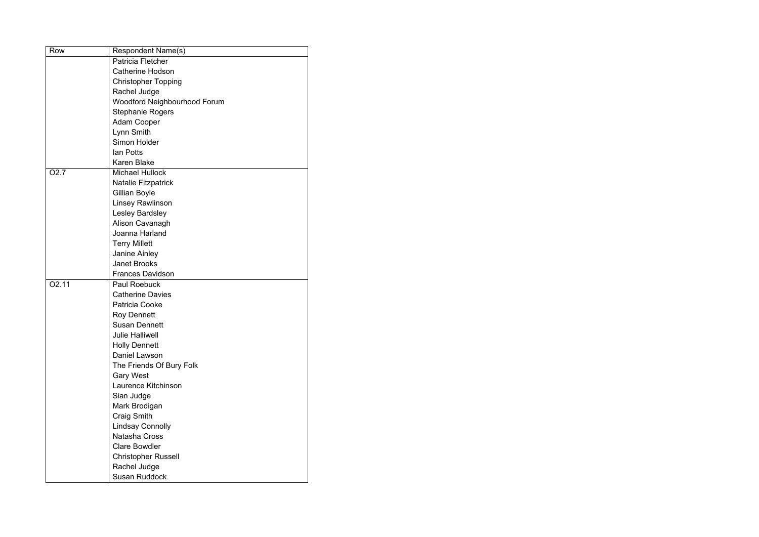| Row | Respondent Name(s) |
|---|---|
| | Patricia Fletcher |
| | Catherine Hodson |
| | Christopher Topping |
| | Rachel Judge |
| | Woodford Neighbourhood Forum |
| | Stephanie Rogers |
| | Adam Cooper |
| | Lynn Smith |
| | Simon Holder |
| | Ian Potts |
| | Karen Blake |
| O2.7 | Michael Hullock |
| | Natalie Fitzpatrick |
| | Gillian Boyle |
| | Linsey Rawlinson |
| | Lesley Bardsley |
| | Alison Cavanagh |
| | Joanna Harland |
| | Terry Millett |
| | Janine Ainley |
| | Janet Brooks |
| | Frances Davidson |
| O2.11 | Paul Roebuck |
| | Catherine Davies |
| | Patricia Cooke |
| | Roy Dennett |
| | Susan Dennett |
| | Julie Halliwell |
| | Holly Dennett |
| | Daniel Lawson |
| | The Friends Of Bury Folk |
| | Gary West |
| | Laurence Kitchinson |
| | Sian Judge |
| | Mark Brodigan |
| | Craig Smith |
| | Lindsay Connolly |
| | Natasha Cross |
| | Clare Bowdler |
| | Christopher Russell |
| | Rachel Judge |
| | Susan Ruddock |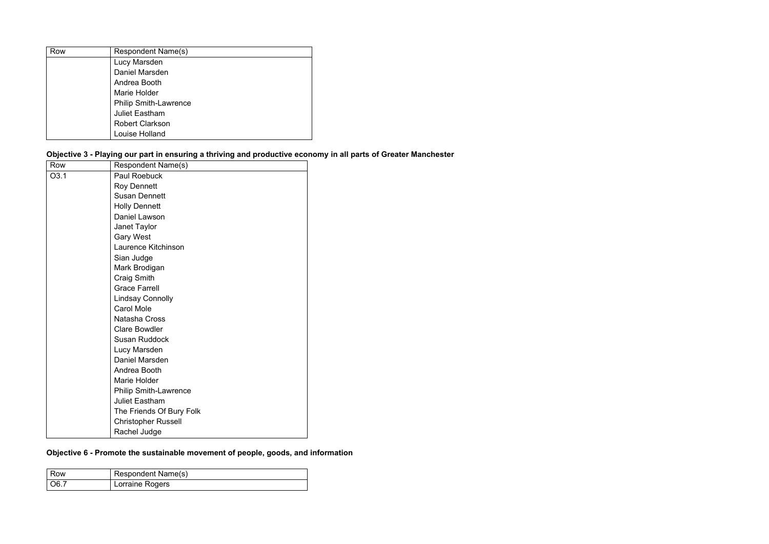| Row | Respondent Name(s) |
| --- | --- |
| | Lucy Marsden |
| | Daniel Marsden |
| | Andrea Booth |
| | Marie Holder |
| | Philip Smith-Lawrence |
| | Juliet Eastham |
| | Robert Clarkson |
| | Louise Holland |

**Objective 3 - Playing our part in ensuring a thriving and productive economy in all parts of Greater Manchester**

| Row | Respondent Name(s) |
| --- | --- |
| O3.1 | Paul Roebuck |
| | Roy Dennett |
| | Susan Dennett |
| | Holly Dennett |
| | Daniel Lawson |
| | Janet Taylor |
| | Gary West |
| | Laurence Kitchinson |
| | Sian Judge |
| | Mark Brodigan |
| | Craig Smith |
| | Grace Farrell |
| | Lindsay Connolly |
| | Carol Mole |
| | Natasha Cross |
| | Clare Bowdler |
| | Susan Ruddock |
| | Lucy Marsden |
| | Daniel Marsden |
| | Andrea Booth |
| | Marie Holder |
| | Philip Smith-Lawrence |
| | Juliet Eastham |
| | The Friends Of Bury Folk |
| | Christopher Russell |
| | Rachel Judge |

**Objective 6 - Promote the sustainable movement of people, goods, and information**

| Row | Respondent Name(s) |
| --- | --- |
| O6.7 | Lorraine Rogers |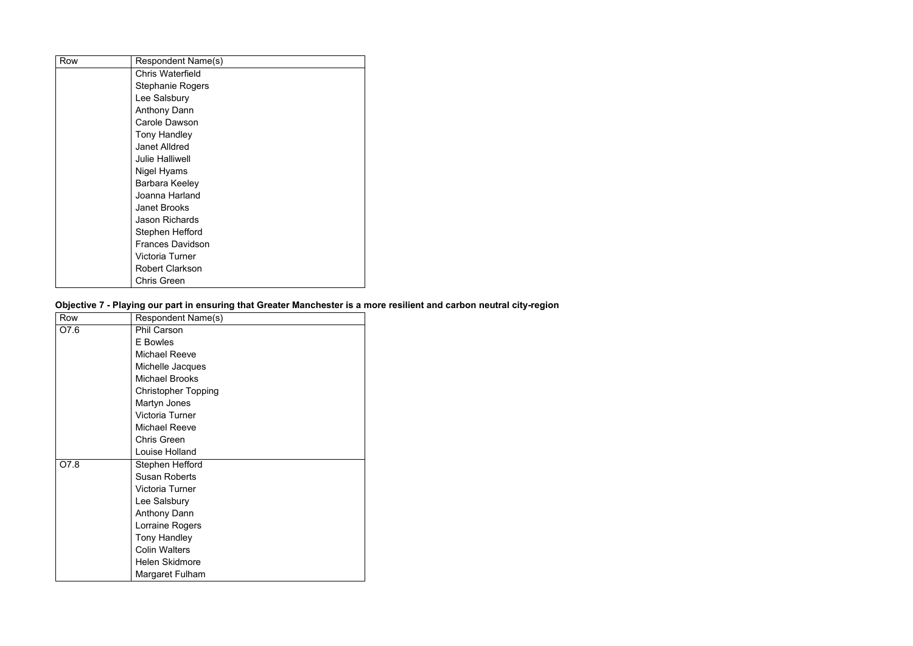| Row | Respondent Name(s) |
| --- | --- |
| | Chris Waterfield |
| | Stephanie Rogers |
| | Lee Salsbury |
| | Anthony Dann |
| | Carole Dawson |
| | Tony Handley |
| | Janet Alldred |
| | Julie Halliwell |
| | Nigel Hyams |
| | Barbara Keeley |
| | Joanna Harland |
| | Janet Brooks |
| | Jason Richards |
| | Stephen Hefford |
| | Frances Davidson |
| | Victoria Turner |
| | Robert Clarkson |
| | Chris Green |

**Objective 7 - Playing our part in ensuring that Greater Manchester is a more resilient and carbon neutral city-region**

| Row | Respondent Name(s) |
| --- | --- |
| O7.6 | Phil Carson |
| | E Bowles |
| | Michael Reeve |
| | Michelle Jacques |
| | Michael Brooks |
| | Christopher Topping |
| | Martyn Jones |
| | Victoria Turner |
| | Michael Reeve |
| | Chris Green |
| | Louise Holland |
| O7.8 | Stephen Hefford |
| | Susan Roberts |
| | Victoria Turner |
| | Lee Salsbury |
| | Anthony Dann |
| | Lorraine Rogers |
| | Tony Handley |
| | Colin Walters |
| | Helen Skidmore |
| | Margaret Fulham |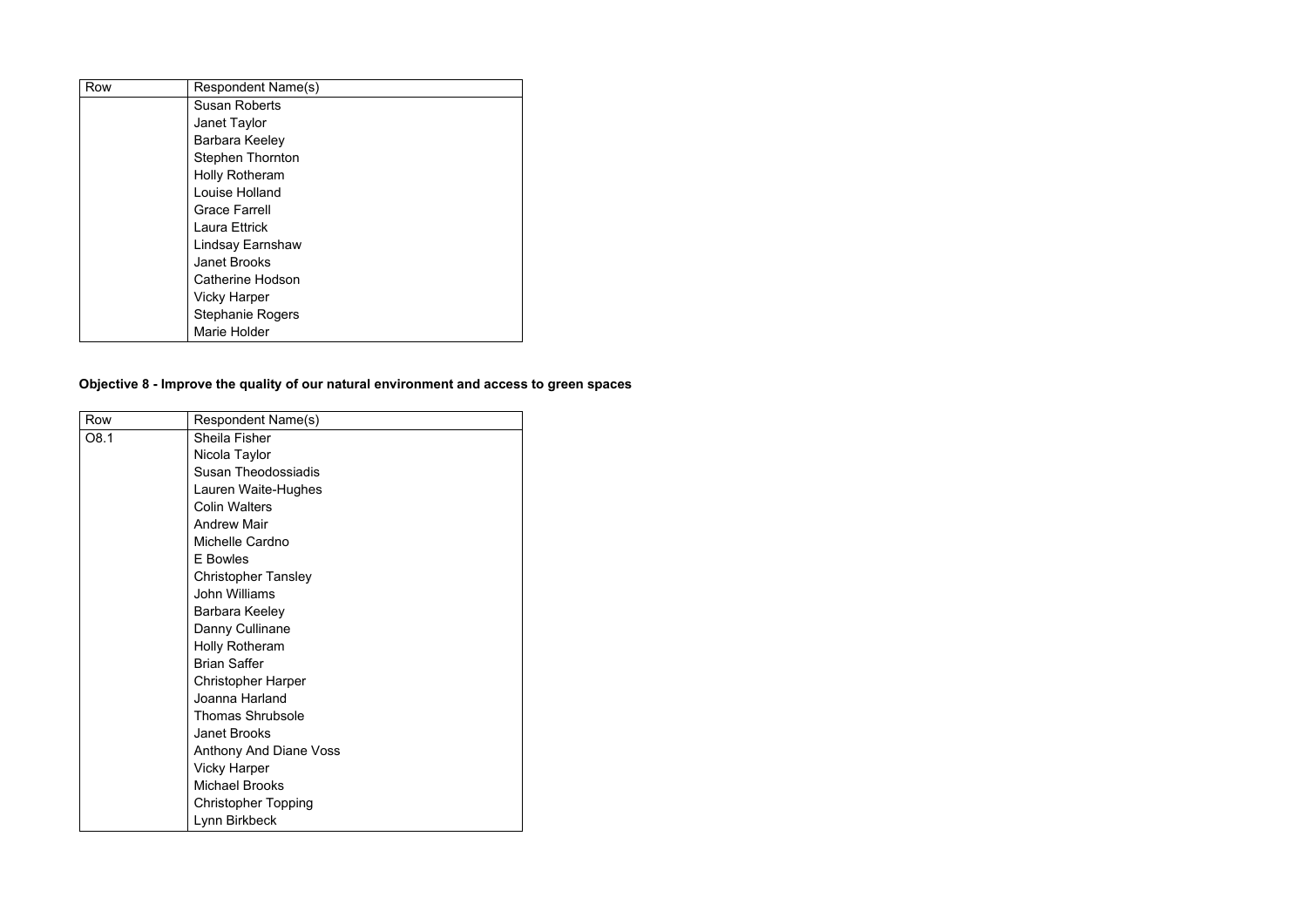| Row | Respondent Name(s) |
| --- | --- |
| | Susan Roberts |
| | Janet Taylor |
| | Barbara Keeley |
| | Stephen Thornton |
| | Holly Rotheram |
| | Louise Holland |
| | Grace Farrell |
| | Laura Ettrick |
| | Lindsay Earnshaw |
| | Janet Brooks |
| | Catherine Hodson |
| | Vicky Harper |
| | Stephanie Rogers |
| | Marie Holder |

**Objective 8 - Improve the quality of our natural environment and access to green spaces**

| Row | Respondent Name(s) |
| --- | --- |
| O8.1 | Sheila Fisher |
| | Nicola Taylor |
| | Susan Theodossiadis |
| | Lauren Waite-Hughes |
| | Colin Walters |
| | Andrew Mair |
| | Michelle Cardno |
| | E Bowles |
| | Christopher Tansley |
| | John Williams |
| | Barbara Keeley |
| | Danny Cullinane |
| | Holly Rotheram |
| | Brian Saffer |
| | Christopher Harper |
| | Joanna Harland |
| | Thomas Shrubsole |
| | Janet Brooks |
| | Anthony And Diane Voss |
| | Vicky Harper |
| | Michael Brooks |
| | Christopher Topping |
| | Lynn Birkbeck |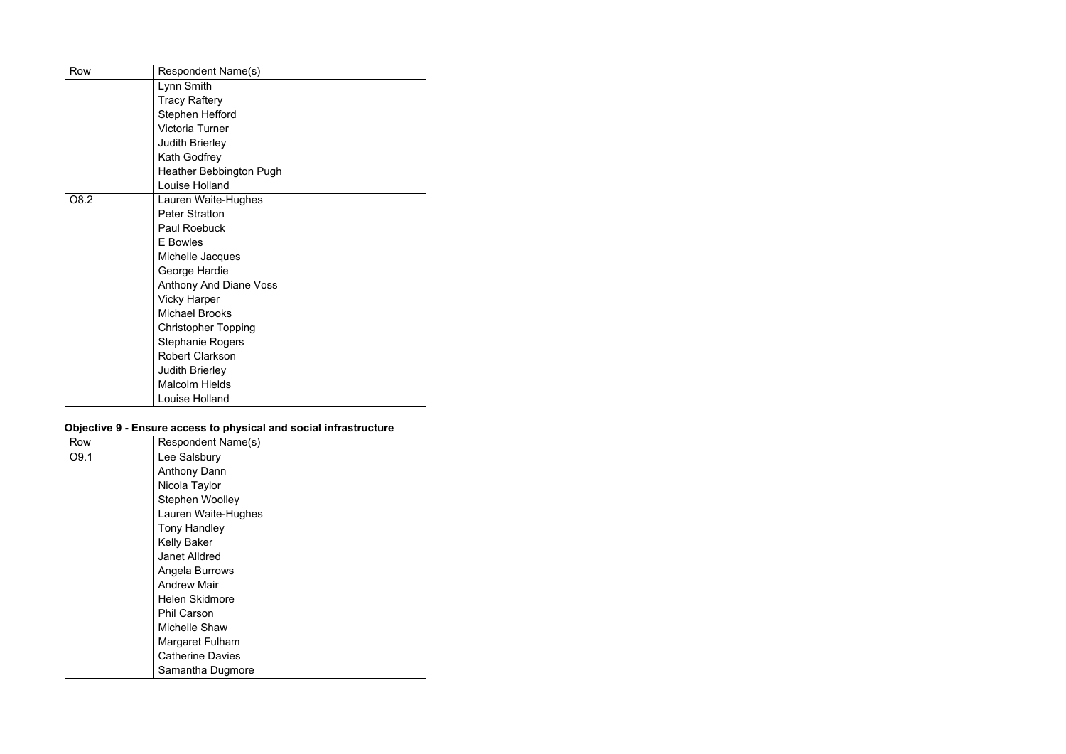| Row | Respondent Name(s) |
| --- | --- |
| | Lynn Smith |
| | Tracy Raftery |
| | Stephen Hefford |
| | Victoria Turner |
| | Judith Brierley |
| | Kath Godfrey |
| | Heather Bebbington Pugh |
| | Louise Holland |
| O8.2 | Lauren Waite-Hughes |
| | Peter Stratton |
| | Paul Roebuck |
| | E Bowles |
| | Michelle Jacques |
| | George Hardie |
| | Anthony And Diane Voss |
| | Vicky Harper |
| | Michael Brooks |
| | Christopher Topping |
| | Stephanie Rogers |
| | Robert Clarkson |
| | Judith Brierley |
| | Malcolm Hields |
| | Louise Holland |

**Objective 9 - Ensure access to physical and social infrastructure**

| Row | Respondent Name(s) |
| --- | --- |
| O9.1 | Lee Salsbury |
| | Anthony Dann |
| | Nicola Taylor |
| | Stephen Woolley |
| | Lauren Waite-Hughes |
| | Tony Handley |
| | Kelly Baker |
| | Janet Alldred |
| | Angela Burrows |
| | Andrew Mair |
| | Helen Skidmore |
| | Phil Carson |
| | Michelle Shaw |
| | Margaret Fulham |
| | Catherine Davies |
| | Samantha Dugmore |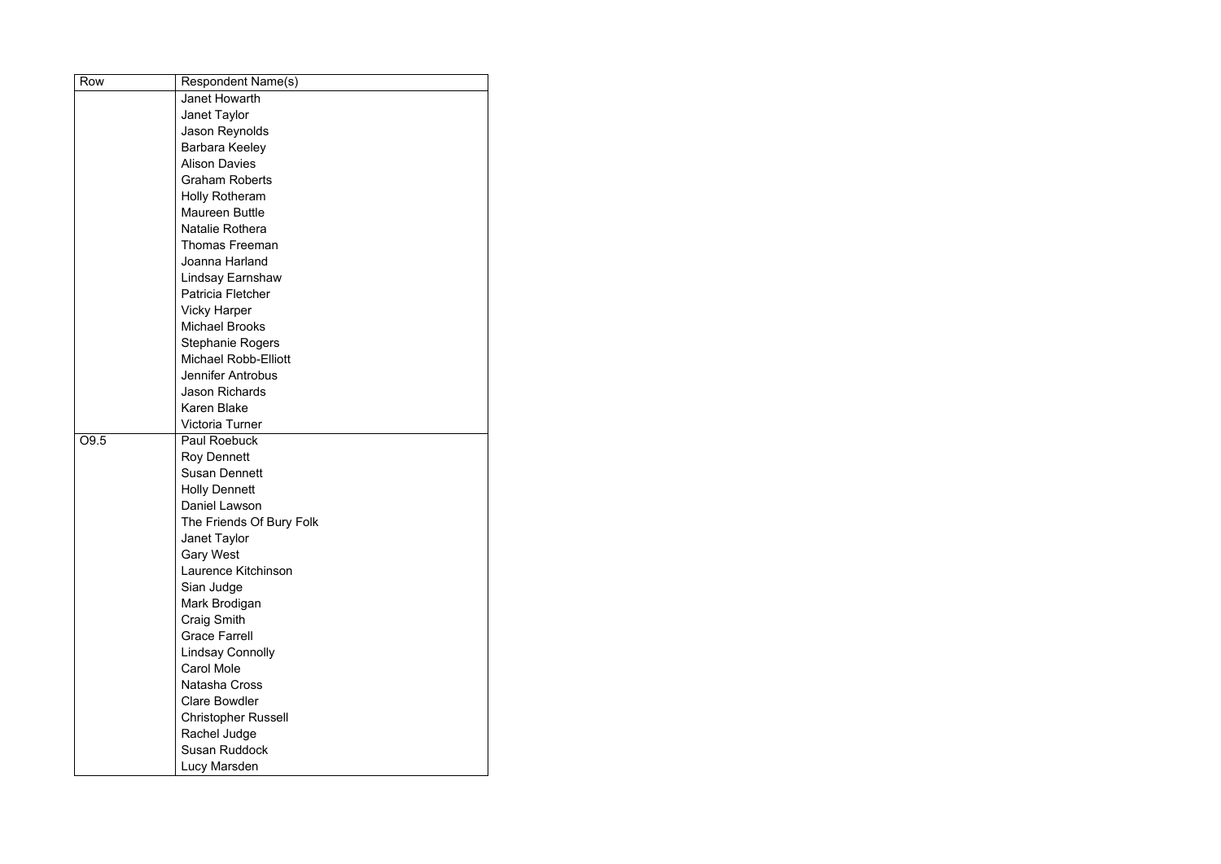| Row | Respondent Name(s) |
|---|---|
| | Janet Howarth |
| | Janet Taylor |
| | Jason Reynolds |
| | Barbara Keeley |
| | Alison Davies |
| | Graham Roberts |
| | Holly Rotheram |
| | Maureen Buttle |
| | Natalie Rothera |
| | Thomas Freeman |
| | Joanna Harland |
| | Lindsay Earnshaw |
| | Patricia Fletcher |
| | Vicky Harper |
| | Michael Brooks |
| | Stephanie Rogers |
| | Michael Robb-Elliott |
| | Jennifer Antrobus |
| | Jason Richards |
| | Karen Blake |
| | Victoria Turner |
| O9.5 | Paul Roebuck |
| | Roy Dennett |
| | Susan Dennett |
| | Holly Dennett |
| | Daniel Lawson |
| | The Friends Of Bury Folk |
| | Janet Taylor |
| | Gary West |
| | Laurence Kitchinson |
| | Sian Judge |
| | Mark Brodigan |
| | Craig Smith |
| | Grace Farrell |
| | Lindsay Connolly |
| | Carol Mole |
| | Natasha Cross |
| | Clare Bowdler |
| | Christopher Russell |
| | Rachel Judge |
| | Susan Ruddock |
| | Lucy Marsden |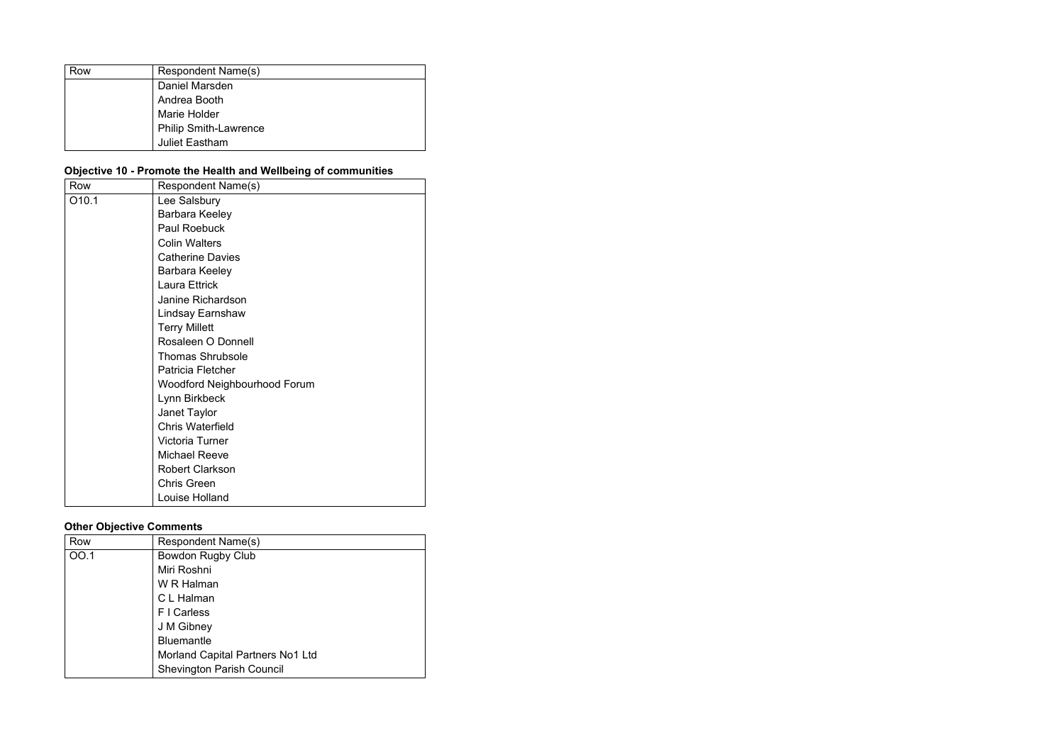| Row | Respondent Name(s) |
| --- | --- |
| | Daniel Marsden |
| | Andrea Booth |
| | Marie Holder |
| | Philip Smith-Lawrence |
| | Juliet Eastham |

### Objective 10 - Promote the Health and Wellbeing of communities

| Row | Respondent Name(s) |
| --- | --- |
| O10.1 | Lee Salsbury |
| | Barbara Keeley |
| | Paul Roebuck |
| | Colin Walters |
| | Catherine Davies |
| | Barbara Keeley |
| | Laura Ettrick |
| | Janine Richardson |
| | Lindsay Earnshaw |
| | Terry Millett |
| | Rosaleen O Donnell |
| | Thomas Shrubsole |
| | Patricia Fletcher |
| | Woodford Neighbourhood Forum |
| | Lynn Birkbeck |
| | Janet Taylor |
| | Chris Waterfield |
| | Victoria Turner |
| | Michael Reeve |
| | Robert Clarkson |
| | Chris Green |
| | Louise Holland |

### Other Objective Comments

| Row | Respondent Name(s) |
| --- | --- |
| OO.1 | Bowdon Rugby Club |
| | Miri Roshni |
| | W R Halman |
| | C L Halman |
| | F I Carless |
| | J M Gibney |
| | Bluemantle |
| | Morland Capital Partners No1 Ltd |
| | Shevington Parish Council |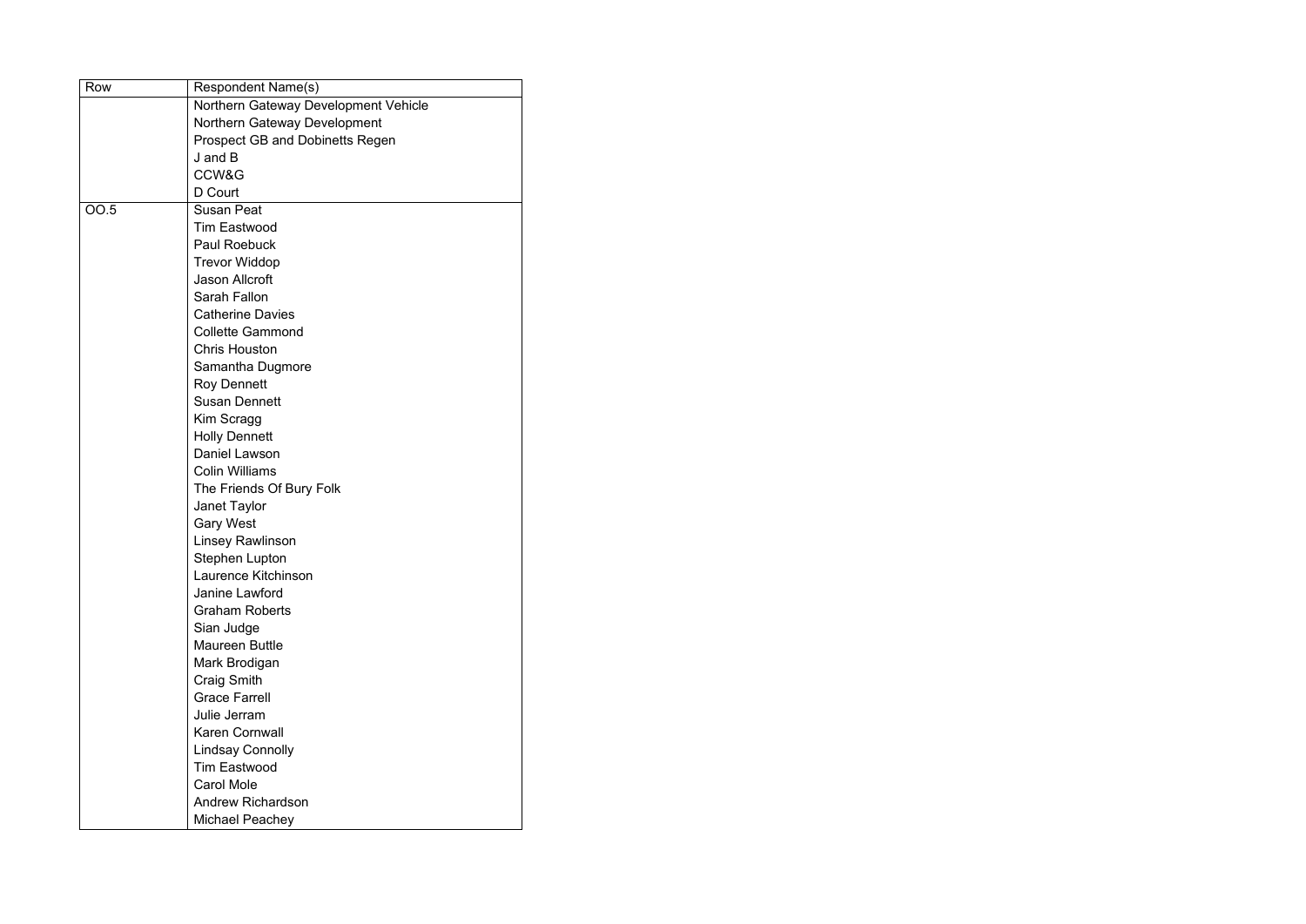| Row | Respondent Name(s) |
| --- | --- |
| | Northern Gateway Development Vehicle |
| | Northern Gateway Development |
| | Prospect GB and Dobinetts Regen |
| | J and B |
| | CCW&G |
| | D Court |
| OO.5 | Susan Peat |
| | Tim Eastwood |
| | Paul Roebuck |
| | Trevor Widdop |
| | Jason Allcroft |
| | Sarah Fallon |
| | Catherine Davies |
| | Collette Gammond |
| | Chris Houston |
| | Samantha Dugmore |
| | Roy Dennett |
| | Susan Dennett |
| | Kim Scragg |
| | Holly Dennett |
| | Daniel Lawson |
| | Colin Williams |
| | The Friends Of Bury Folk |
| | Janet Taylor |
| | Gary West |
| | Linsey Rawlinson |
| | Stephen Lupton |
| | Laurence Kitchinson |
| | Janine Lawford |
| | Graham Roberts |
| | Sian Judge |
| | Maureen Buttle |
| | Mark Brodigan |
| | Craig Smith |
| | Grace Farrell |
| | Julie Jerram |
| | Karen Cornwall |
| | Lindsay Connolly |
| | Tim Eastwood |
| | Carol Mole |
| | Andrew Richardson |
| | Michael Peachey |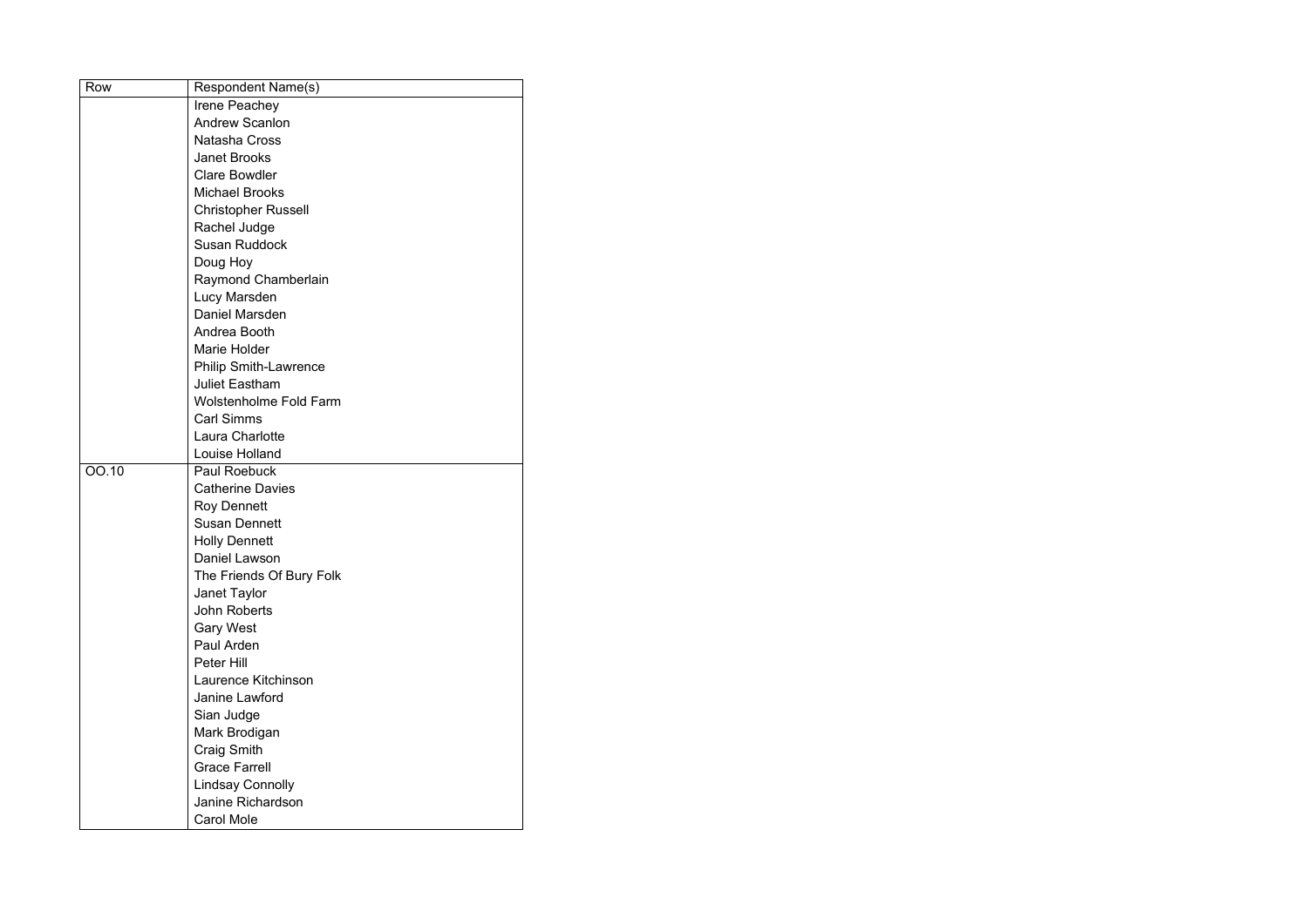| Row | Respondent Name(s) |
| --- | --- |
| | Irene Peachey |
| | Andrew Scanlon |
| | Natasha Cross |
| | Janet Brooks |
| | Clare Bowdler |
| | Michael Brooks |
| | Christopher Russell |
| | Rachel Judge |
| | Susan Ruddock |
| | Doug Hoy |
| | Raymond Chamberlain |
| | Lucy Marsden |
| | Daniel Marsden |
| | Andrea Booth |
| | Marie Holder |
| | Philip Smith-Lawrence |
| | Juliet Eastham |
| | Wolstenholme Fold Farm |
| | Carl Simms |
| | Laura Charlotte |
| | Louise Holland |
| OO.10 | Paul Roebuck |
| | Catherine Davies |
| | Roy Dennett |
| | Susan Dennett |
| | Holly Dennett |
| | Daniel Lawson |
| | The Friends Of Bury Folk |
| | Janet Taylor |
| | John Roberts |
| | Gary West |
| | Paul Arden |
| | Peter Hill |
| | Laurence Kitchinson |
| | Janine Lawford |
| | Sian Judge |
| | Mark Brodigan |
| | Craig Smith |
| | Grace Farrell |
| | Lindsay Connolly |
| | Janine Richardson |
| | Carol Mole |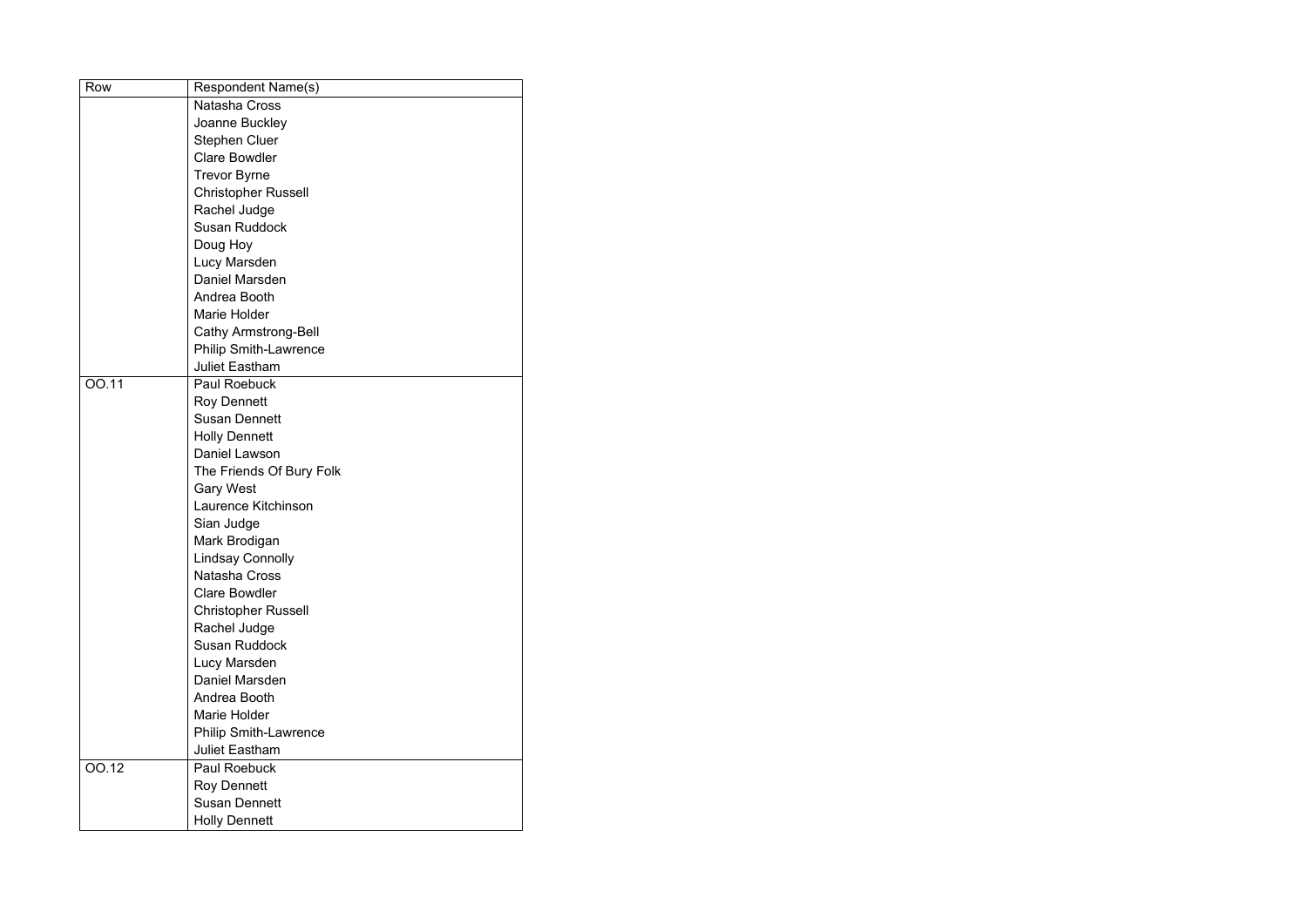| Row | Respondent Name(s) |
| --- | --- |
| | Natasha Cross |
| | Joanne Buckley |
| | Stephen Cluer |
| | Clare Bowdler |
| | Trevor Byrne |
| | Christopher Russell |
| | Rachel Judge |
| | Susan Ruddock |
| | Doug Hoy |
| | Lucy Marsden |
| | Daniel Marsden |
| | Andrea Booth |
| | Marie Holder |
| | Cathy Armstrong-Bell |
| | Philip Smith-Lawrence |
| | Juliet Eastham |
| OO.11 | Paul Roebuck |
| | Roy Dennett |
| | Susan Dennett |
| | Holly Dennett |
| | Daniel Lawson |
| | The Friends Of Bury Folk |
| | Gary West |
| | Laurence Kitchinson |
| | Sian Judge |
| | Mark Brodigan |
| | Lindsay Connolly |
| | Natasha Cross |
| | Clare Bowdler |
| | Christopher Russell |
| | Rachel Judge |
| | Susan Ruddock |
| | Lucy Marsden |
| | Daniel Marsden |
| | Andrea Booth |
| | Marie Holder |
| | Philip Smith-Lawrence |
| | Juliet Eastham |
| OO.12 | Paul Roebuck |
| | Roy Dennett |
| | Susan Dennett |
| | Holly Dennett |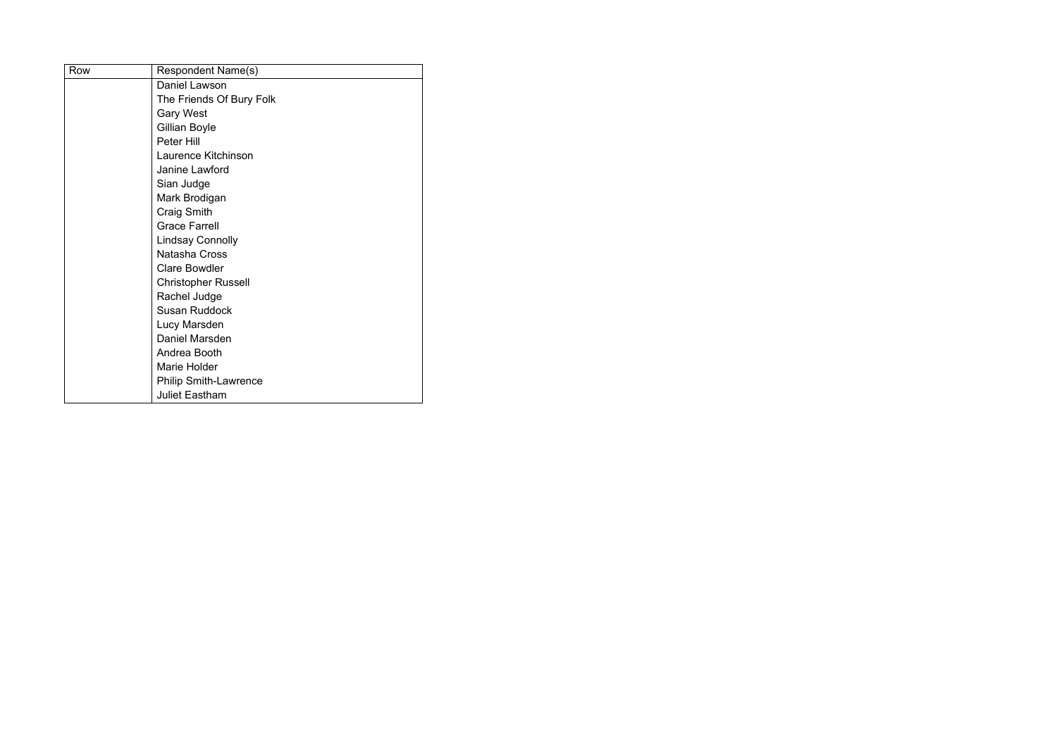| Row | Respondent Name(s) |
|---|---|
| | Daniel Lawson |
| | The Friends Of Bury Folk |
| | Gary West |
| | Gillian Boyle |
| | Peter Hill |
| | Laurence Kitchinson |
| | Janine Lawford |
| | Sian Judge |
| | Mark Brodigan |
| | Craig Smith |
| | Grace Farrell |
| | Lindsay Connolly |
| | Natasha Cross |
| | Clare Bowdler |
| | Christopher Russell |
| | Rachel Judge |
| | Susan Ruddock |
| | Lucy Marsden |
| | Daniel Marsden |
| | Andrea Booth |
| | Marie Holder |
| | Philip Smith-Lawrence |
| | Juliet Eastham |